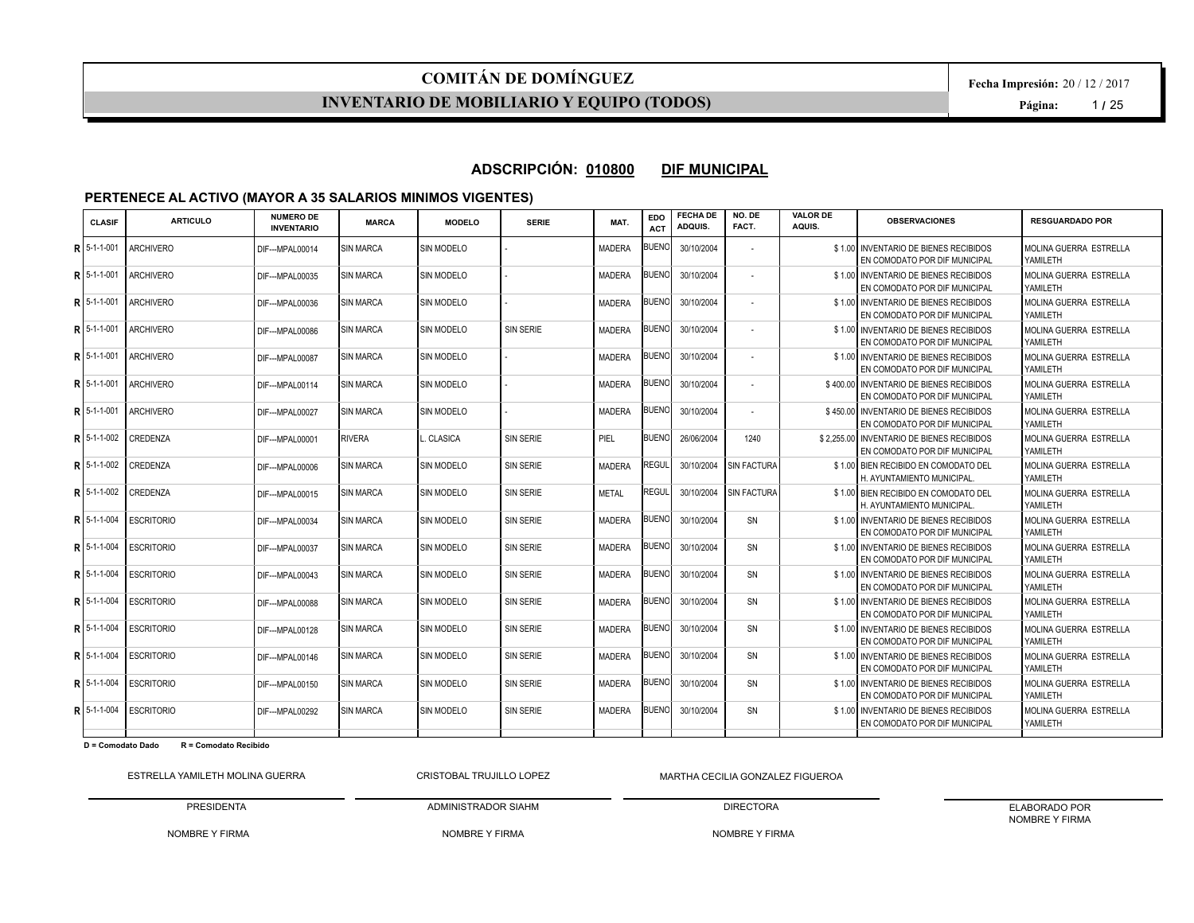# COMITÁN DE DOMÍNGUEZ

## INVENTARIO DE MOBILIARIO Y EQUIPO (TODOS)

Fecha Impresión: 20 / 12 / 2017

**ADSCRIPCIÓN: 010800 DIF MUNICIPAL**

**PERTENECE AL ACTIVO (MAYOR A 35 SALARIOS MINIMOS VIGENTES)**

| | CLASIF | ARTICULO | NUMERO DE INVENTARIO | MARCA | MODELO | SERIE | MAT. | EDO ACT | FECHA DE ADQUIS. | NO. DE FACT. | VALOR DE AQUIS. | OBSERVACIONES | RESGUARDADO POR |
|---|---|---|---|---|---|---|---|---|---|---|---|---|---|
| R | 5-1-1-001 | ARCHIVERO | DIF---MPAL00014 | SIN MARCA | SIN MODELO | - | MADERA | BUENO | 30/10/2004 | - | $ 1.00 | INVENTARIO DE BIENES RECIBIDOS EN COMODATO POR DIF MUNICIPAL | MOLINA GUERRA ESTRELLA YAMILETH |
| R | 5-1-1-001 | ARCHIVERO | DIF---MPAL00035 | SIN MARCA | SIN MODELO | - | MADERA | BUENO | 30/10/2004 | - | $ 1.00 | INVENTARIO DE BIENES RECIBIDOS EN COMODATO POR DIF MUNICIPAL | MOLINA GUERRA ESTRELLA YAMILETH |
| R | 5-1-1-001 | ARCHIVERO | DIF---MPAL00036 | SIN MARCA | SIN MODELO | - | MADERA | BUENO | 30/10/2004 | - | $ 1.00 | INVENTARIO DE BIENES RECIBIDOS EN COMODATO POR DIF MUNICIPAL | MOLINA GUERRA ESTRELLA YAMILETH |
| R | 5-1-1-001 | ARCHIVERO | DIF---MPAL00086 | SIN MARCA | SIN MODELO | SIN SERIE | MADERA | BUENO | 30/10/2004 | - | $ 1.00 | INVENTARIO DE BIENES RECIBIDOS EN COMODATO POR DIF MUNICIPAL | MOLINA GUERRA ESTRELLA YAMILETH |
| R | 5-1-1-001 | ARCHIVERO | DIF---MPAL00087 | SIN MARCA | SIN MODELO | - | MADERA | BUENO | 30/10/2004 | - | $ 1.00 | INVENTARIO DE BIENES RECIBIDOS EN COMODATO POR DIF MUNICIPAL | MOLINA GUERRA ESTRELLA YAMILETH |
| R | 5-1-1-001 | ARCHIVERO | DIF---MPAL00114 | SIN MARCA | SIN MODELO | - | MADERA | BUENO | 30/10/2004 | - | $ 400.00 | INVENTARIO DE BIENES RECIBIDOS EN COMODATO POR DIF MUNICIPAL | MOLINA GUERRA ESTRELLA YAMILETH |
| R | 5-1-1-001 | ARCHIVERO | DIF---MPAL00027 | SIN MARCA | SIN MODELO | - | MADERA | BUENO | 30/10/2004 | - | $ 450.00 | INVENTARIO DE BIENES RECIBIDOS EN COMODATO POR DIF MUNICIPAL | MOLINA GUERRA ESTRELLA YAMILETH |
| R | 5-1-1-002 | CREDENZA | DIF---MPAL00001 | RIVERA | L. CLASICA | SIN SERIE | PIEL | BUENO | 26/06/2004 | 1240 | $ 2,255.00 | INVENTARIO DE BIENES RECIBIDOS EN COMODATO POR DIF MUNICIPAL | MOLINA GUERRA ESTRELLA YAMILETH |
| R | 5-1-1-002 | CREDENZA | DIF---MPAL00006 | SIN MARCA | SIN MODELO | SIN SERIE | MADERA | REGUL | 30/10/2004 | SIN FACTURA | $ 1.00 | BIEN RECIBIDO EN COMODATO DEL H. AYUNTAMIENTO MUNICIPAL. | MOLINA GUERRA ESTRELLA YAMILETH |
| R | 5-1-1-002 | CREDENZA | DIF---MPAL00015 | SIN MARCA | SIN MODELO | SIN SERIE | METAL | REGUL | 30/10/2004 | SIN FACTURA | $ 1.00 | BIEN RECIBIDO EN COMODATO DEL H. AYUNTAMIENTO MUNICIPAL. | MOLINA GUERRA ESTRELLA YAMILETH |
| R | 5-1-1-004 | ESCRITORIO | DIF---MPAL00034 | SIN MARCA | SIN MODELO | SIN SERIE | MADERA | BUENO | 30/10/2004 | SN | $ 1.00 | INVENTARIO DE BIENES RECIBIDOS EN COMODATO POR DIF MUNICIPAL | MOLINA GUERRA ESTRELLA YAMILETH |
| R | 5-1-1-004 | ESCRITORIO | DIF---MPAL00037 | SIN MARCA | SIN MODELO | SIN SERIE | MADERA | BUENO | 30/10/2004 | SN | $ 1.00 | INVENTARIO DE BIENES RECIBIDOS EN COMODATO POR DIF MUNICIPAL | MOLINA GUERRA ESTRELLA YAMILETH |
| R | 5-1-1-004 | ESCRITORIO | DIF---MPAL00043 | SIN MARCA | SIN MODELO | SIN SERIE | MADERA | BUENO | 30/10/2004 | SN | $ 1.00 | INVENTARIO DE BIENES RECIBIDOS EN COMODATO POR DIF MUNICIPAL | MOLINA GUERRA ESTRELLA YAMILETH |
| R | 5-1-1-004 | ESCRITORIO | DIF---MPAL00088 | SIN MARCA | SIN MODELO | SIN SERIE | MADERA | BUENO | 30/10/2004 | SN | $ 1.00 | INVENTARIO DE BIENES RECIBIDOS EN COMODATO POR DIF MUNICIPAL | MOLINA GUERRA ESTRELLA YAMILETH |
| R | 5-1-1-004 | ESCRITORIO | DIF---MPAL00128 | SIN MARCA | SIN MODELO | SIN SERIE | MADERA | BUENO | 30/10/2004 | SN | $ 1.00 | INVENTARIO DE BIENES RECIBIDOS EN COMODATO POR DIF MUNICIPAL | MOLINA GUERRA ESTRELLA YAMILETH |
| R | 5-1-1-004 | ESCRITORIO | DIF---MPAL00146 | SIN MARCA | SIN MODELO | SIN SERIE | MADERA | BUENO | 30/10/2004 | SN | $ 1.00 | INVENTARIO DE BIENES RECIBIDOS EN COMODATO POR DIF MUNICIPAL | MOLINA GUERRA ESTRELLA YAMILETH |
| R | 5-1-1-004 | ESCRITORIO | DIF---MPAL00150 | SIN MARCA | SIN MODELO | SIN SERIE | MADERA | BUENO | 30/10/2004 | SN | $ 1.00 | INVENTARIO DE BIENES RECIBIDOS EN COMODATO POR DIF MUNICIPAL | MOLINA GUERRA ESTRELLA YAMILETH |
| R | 5-1-1-004 | ESCRITORIO | DIF---MPAL00292 | SIN MARCA | SIN MODELO | SIN SERIE | MADERA | BUENO | 30/10/2004 | SN | $ 1.00 | INVENTARIO DE BIENES RECIBIDOS EN COMODATO POR DIF MUNICIPAL | MOLINA GUERRA ESTRELLA YAMILETH |

**D = Comodato Dado** **R = Comodato Recibido**

| ESTRELLA YAMILETH MOLINA GUERRA | CRISTOBAL TRUJILLO LOPEZ | MARTHA CECILIA GONZALEZ FIGUEROA | |
|---|---|---|---|
| PRESIDENTA | ADMINISTRADOR SIAHM | DIRECTORA | ELABORADO POR NOMBRE Y FIRMA |
| NOMBRE Y FIRMA | NOMBRE Y FIRMA | NOMBRE Y FIRMA | |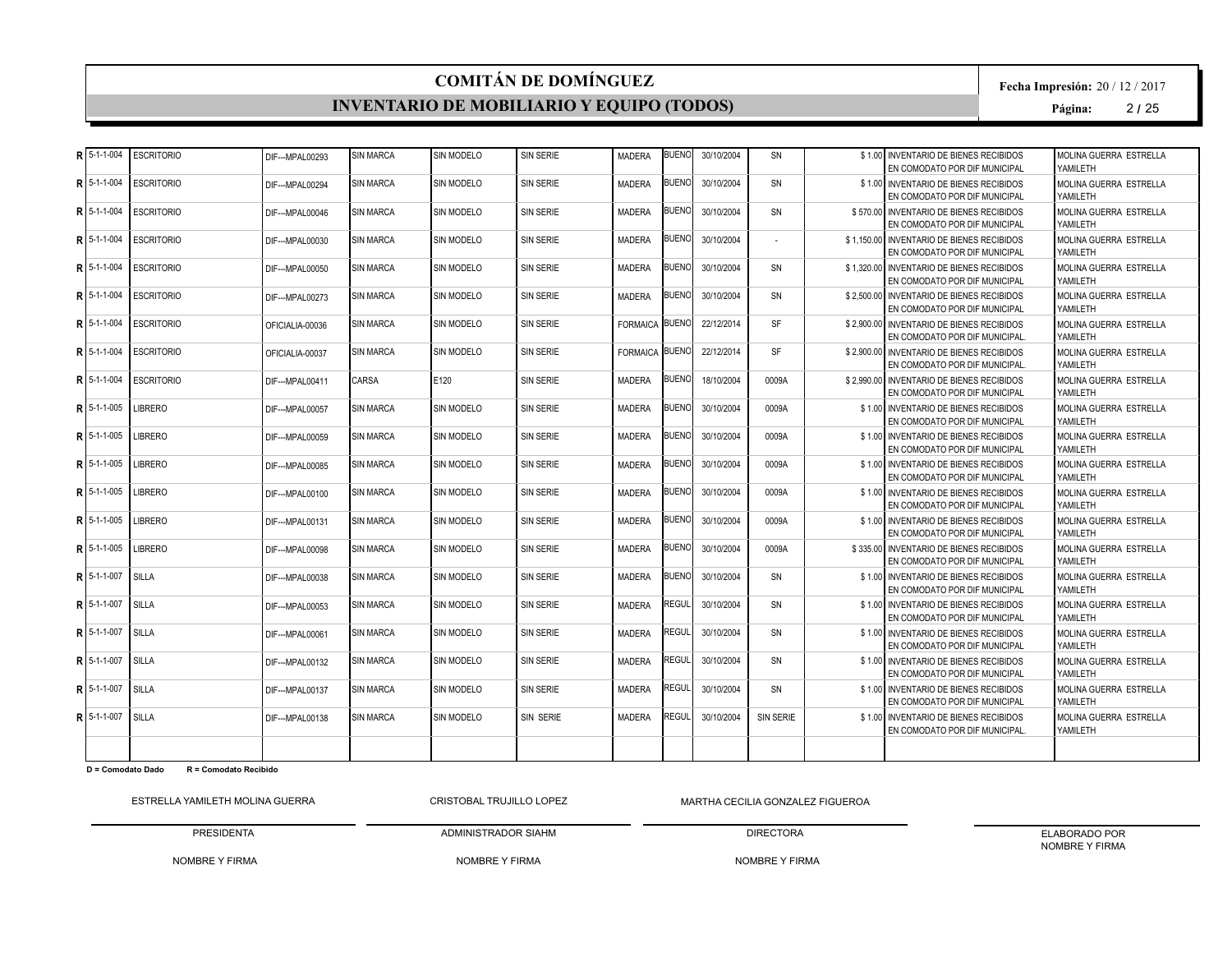# COMITÁN DE DOMÍNGUEZ

## INVENTARIO DE MOBILIARIO Y EQUIPO (TODOS)

Fecha Impresión: 20 / 12 / 2017

| | | | | | | | | | | | | | |
|---|---|---|---|---|---|---|---|---|---|---|---|---|---|
| R | 5-1-1-004 | ESCRITORIO | DIF---MPAL00293 | SIN MARCA | SIN MODELO | SIN SERIE | MADERA | BUENO | 30/10/2004 | SN | $ 1.00 | INVENTARIO DE BIENES RECIBIDOS EN COMODATO POR DIF MUNICIPAL | MOLINA GUERRA ESTRELLA YAMILETH |
| R | 5-1-1-004 | ESCRITORIO | DIF---MPAL00294 | SIN MARCA | SIN MODELO | SIN SERIE | MADERA | BUENO | 30/10/2004 | SN | $ 1.00 | INVENTARIO DE BIENES RECIBIDOS EN COMODATO POR DIF MUNICIPAL | MOLINA GUERRA ESTRELLA YAMILETH |
| R | 5-1-1-004 | ESCRITORIO | DIF---MPAL00046 | SIN MARCA | SIN MODELO | SIN SERIE | MADERA | BUENO | 30/10/2004 | SN | $ 570.00 | INVENTARIO DE BIENES RECIBIDOS EN COMODATO POR DIF MUNICIPAL | MOLINA GUERRA ESTRELLA YAMILETH |
| R | 5-1-1-004 | ESCRITORIO | DIF---MPAL00030 | SIN MARCA | SIN MODELO | SIN SERIE | MADERA | BUENO | 30/10/2004 | - | $ 1,150.00 | INVENTARIO DE BIENES RECIBIDOS EN COMODATO POR DIF MUNICIPAL | MOLINA GUERRA ESTRELLA YAMILETH |
| R | 5-1-1-004 | ESCRITORIO | DIF---MPAL00050 | SIN MARCA | SIN MODELO | SIN SERIE | MADERA | BUENO | 30/10/2004 | SN | $ 1,320.00 | INVENTARIO DE BIENES RECIBIDOS EN COMODATO POR DIF MUNICIPAL | MOLINA GUERRA ESTRELLA YAMILETH |
| R | 5-1-1-004 | ESCRITORIO | DIF---MPAL00273 | SIN MARCA | SIN MODELO | SIN SERIE | MADERA | BUENO | 30/10/2004 | SN | $ 2,500.00 | INVENTARIO DE BIENES RECIBIDOS EN COMODATO POR DIF MUNICIPAL | MOLINA GUERRA ESTRELLA YAMILETH |
| R | 5-1-1-004 | ESCRITORIO | OFICIALIA-00036 | SIN MARCA | SIN MODELO | SIN SERIE | FORMAICA | BUENO | 22/12/2014 | SF | $ 2,900.00 | INVENTARIO DE BIENES RECIBIDOS EN COMODATO POR DIF MUNICIPAL. | MOLINA GUERRA ESTRELLA YAMILETH |
| R | 5-1-1-004 | ESCRITORIO | OFICIALIA-00037 | SIN MARCA | SIN MODELO | SIN SERIE | FORMAICA | BUENO | 22/12/2014 | SF | $ 2,900.00 | INVENTARIO DE BIENES RECIBIDOS EN COMODATO POR DIF MUNICIPAL. | MOLINA GUERRA ESTRELLA YAMILETH |
| R | 5-1-1-004 | ESCRITORIO | DIF---MPAL00411 | CARSA | E120 | SIN SERIE | MADERA | BUENO | 18/10/2004 | 0009A | $ 2,990.00 | INVENTARIO DE BIENES RECIBIDOS EN COMODATO POR DIF MUNICIPAL | MOLINA GUERRA ESTRELLA YAMILETH |
| R | 5-1-1-005 | LIBRERO | DIF---MPAL00057 | SIN MARCA | SIN MODELO | SIN SERIE | MADERA | BUENO | 30/10/2004 | 0009A | $ 1.00 | INVENTARIO DE BIENES RECIBIDOS EN COMODATO POR DIF MUNICIPAL | MOLINA GUERRA ESTRELLA YAMILETH |
| R | 5-1-1-005 | LIBRERO | DIF---MPAL00059 | SIN MARCA | SIN MODELO | SIN SERIE | MADERA | BUENO | 30/10/2004 | 0009A | $ 1.00 | INVENTARIO DE BIENES RECIBIDOS EN COMODATO POR DIF MUNICIPAL | MOLINA GUERRA ESTRELLA YAMILETH |
| R | 5-1-1-005 | LIBRERO | DIF---MPAL00085 | SIN MARCA | SIN MODELO | SIN SERIE | MADERA | BUENO | 30/10/2004 | 0009A | $ 1.00 | INVENTARIO DE BIENES RECIBIDOS EN COMODATO POR DIF MUNICIPAL | MOLINA GUERRA ESTRELLA YAMILETH |
| R | 5-1-1-005 | LIBRERO | DIF---MPAL00100 | SIN MARCA | SIN MODELO | SIN SERIE | MADERA | BUENO | 30/10/2004 | 0009A | $ 1.00 | INVENTARIO DE BIENES RECIBIDOS EN COMODATO POR DIF MUNICIPAL | MOLINA GUERRA ESTRELLA YAMILETH |
| R | 5-1-1-005 | LIBRERO | DIF---MPAL00131 | SIN MARCA | SIN MODELO | SIN SERIE | MADERA | BUENO | 30/10/2004 | 0009A | $ 1.00 | INVENTARIO DE BIENES RECIBIDOS EN COMODATO POR DIF MUNICIPAL | MOLINA GUERRA ESTRELLA YAMILETH |
| R | 5-1-1-005 | LIBRERO | DIF---MPAL00098 | SIN MARCA | SIN MODELO | SIN SERIE | MADERA | BUENO | 30/10/2004 | 0009A | $ 335.00 | INVENTARIO DE BIENES RECIBIDOS EN COMODATO POR DIF MUNICIPAL | MOLINA GUERRA ESTRELLA YAMILETH |
| R | 5-1-1-007 | SILLA | DIF---MPAL00038 | SIN MARCA | SIN MODELO | SIN SERIE | MADERA | BUENO | 30/10/2004 | SN | $ 1.00 | INVENTARIO DE BIENES RECIBIDOS EN COMODATO POR DIF MUNICIPAL | MOLINA GUERRA ESTRELLA YAMILETH |
| R | 5-1-1-007 | SILLA | DIF---MPAL00053 | SIN MARCA | SIN MODELO | SIN SERIE | MADERA | REGUL | 30/10/2004 | SN | $ 1.00 | INVENTARIO DE BIENES RECIBIDOS EN COMODATO POR DIF MUNICIPAL | MOLINA GUERRA ESTRELLA YAMILETH |
| R | 5-1-1-007 | SILLA | DIF---MPAL00061 | SIN MARCA | SIN MODELO | SIN SERIE | MADERA | REGUL | 30/10/2004 | SN | $ 1.00 | INVENTARIO DE BIENES RECIBIDOS EN COMODATO POR DIF MUNICIPAL | MOLINA GUERRA ESTRELLA YAMILETH |
| R | 5-1-1-007 | SILLA | DIF---MPAL00132 | SIN MARCA | SIN MODELO | SIN SERIE | MADERA | REGUL | 30/10/2004 | SN | $ 1.00 | INVENTARIO DE BIENES RECIBIDOS EN COMODATO POR DIF MUNICIPAL | MOLINA GUERRA ESTRELLA YAMILETH |
| R | 5-1-1-007 | SILLA | DIF---MPAL00137 | SIN MARCA | SIN MODELO | SIN SERIE | MADERA | REGUL | 30/10/2004 | SN | $ 1.00 | INVENTARIO DE BIENES RECIBIDOS EN COMODATO POR DIF MUNICIPAL | MOLINA GUERRA ESTRELLA YAMILETH |
| R | 5-1-1-007 | SILLA | DIF---MPAL00138 | SIN MARCA | SIN MODELO | SIN SERIE | MADERA | REGUL | 30/10/2004 | SIN SERIE | $ 1.00 | INVENTARIO DE BIENES RECIBIDOS EN COMODATO POR DIF MUNICIPAL. | MOLINA GUERRA ESTRELLA YAMILETH |

**D = Comodato Dado** **R = Comodato Recibido**

| ESTRELLA YAMILETH MOLINA GUERRA | CRISTOBAL TRUJILLO LOPEZ | MARTHA CECILIA GONZALEZ FIGUEROA | |
|---|---|---|---|
| PRESIDENTA | ADMINISTRADOR SIAHM | DIRECTORA | ELABORADO POR NOMBRE Y FIRMA |
| NOMBRE Y FIRMA | NOMBRE Y FIRMA | NOMBRE Y FIRMA | |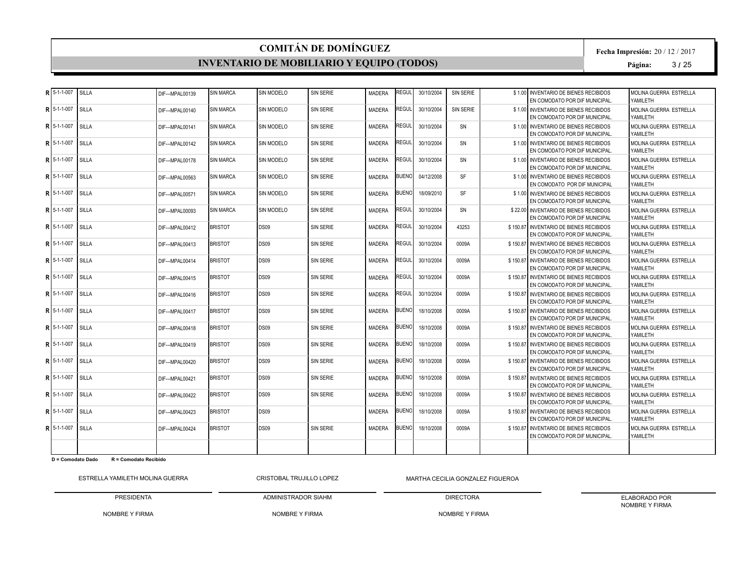# COMITÁN DE DOMÍNGUEZ

## INVENTARIO DE MOBILIARIO Y EQUIPO (TODOS)

**Fecha Impresión:** 20 / 12 / 2017

| | | | | | | | | | | | | | |
|---|---|---|---|---|---|---|---|---|---|---|---|---|---|
| R | 5-1-1-007 | SILLA | DIF---MPAL00139 | SIN MARCA | SIN MODELO | SIN SERIE | MADERA | REGUL | 30/10/2004 | SIN SERIE | $ 1.00 | INVENTARIO DE BIENES RECIBIDOS EN COMODATO POR DIF MUNICIPAL. | MOLINA GUERRA ESTRELLA YAMILETH |
| R | 5-1-1-007 | SILLA | DIF---MPAL00140 | SIN MARCA | SIN MODELO | SIN SERIE | MADERA | REGUL | 30/10/2004 | SIN SERIE | $ 1.00 | INVENTARIO DE BIENES RECIBIDOS EN COMODATO POR DIF MUNICIPAL. | MOLINA GUERRA ESTRELLA YAMILETH |
| R | 5-1-1-007 | SILLA | DIF---MPAL00141 | SIN MARCA | SIN MODELO | SIN SERIE | MADERA | REGUL | 30/10/2004 | SN | $ 1.00 | INVENTARIO DE BIENES RECIBIDOS EN COMODATO POR DIF MUNICIPAL. | MOLINA GUERRA ESTRELLA YAMILETH |
| R | 5-1-1-007 | SILLA | DIF---MPAL00142 | SIN MARCA | SIN MODELO | SIN SERIE | MADERA | REGUL | 30/10/2004 | SN | $ 1.00 | INVENTARIO DE BIENES RECIBIDOS EN COMODATO POR DIF MUNICIPAL. | MOLINA GUERRA ESTRELLA YAMILETH |
| R | 5-1-1-007 | SILLA | DIF---MPAL00178 | SIN MARCA | SIN MODELO | SIN SERIE | MADERA | REGUL | 30/10/2004 | SN | $ 1.00 | INVENTARIO DE BIENES RECIBIDOS EN COMODATO POR DIF MUNICIPAL. | MOLINA GUERRA ESTRELLA YAMILETH |
| R | 5-1-1-007 | SILLA | DIF---MPAL00563 | SIN MARCA | SIN MODELO | SIN SERIE | MADERA | BUENO | 04/12/2008 | SF | $ 1.00 | INVENTARIO DE BIENES RECIBIDOS EN COMODATO POR DIF MUNICIPAL | MOLINA GUERRA ESTRELLA YAMILETH |
| R | 5-1-1-007 | SILLA | DIF---MPAL00571 | SIN MARCA | SIN MODELO | SIN SERIE | MADERA | BUENO | 18/09/2010 | SF | $ 1.00 | INVENTARIO DE BIENES RECIBIDOS EN COMODATO POR DIF MUNICIPAL | MOLINA GUERRA ESTRELLA YAMILETH |
| R | 5-1-1-007 | SILLA | DIF---MPAL00093 | SIN MARCA | SIN MODELO | SIN SERIE | MADERA | REGUL | 30/10/2004 | SN | $ 22.00 | INVENTARIO DE BIENES RECIBIDOS EN COMODATO POR DIF MUNICIPAL | MOLINA GUERRA ESTRELLA YAMILETH |
| R | 5-1-1-007 | SILLA | DIF---MPAL00412 | BRISTOT | DS09 | SIN SERIE | MADERA | REGUL | 30/10/2004 | 43253 | $ 150.87 | INVENTARIO DE BIENES RECIBIDOS EN COMODATO POR DIF MUNICIPAL. | MOLINA GUERRA ESTRELLA YAMILETH |
| R | 5-1-1-007 | SILLA | DIF---MPAL00413 | BRISTOT | DS09 | SIN SERIE | MADERA | REGUL | 30/10/2004 | 0009A | $ 150.87 | INVENTARIO DE BIENES RECIBIDOS EN COMODATO POR DIF MUNICIPAL. | MOLINA GUERRA ESTRELLA YAMILETH |
| R | 5-1-1-007 | SILLA | DIF---MPAL00414 | BRISTOT | DS09 | SIN SERIE | MADERA | REGUL | 30/10/2004 | 0009A | $ 150.87 | INVENTARIO DE BIENES RECIBIDOS EN COMODATO POR DIF MUNICIPAL. | MOLINA GUERRA ESTRELLA YAMILETH |
| R | 5-1-1-007 | SILLA | DIF---MPAL00415 | BRISTOT | DS09 | SIN SERIE | MADERA | REGUL | 30/10/2004 | 0009A | $ 150.87 | INVENTARIO DE BIENES RECIBIDOS EN COMODATO POR DIF MUNICIPAL. | MOLINA GUERRA ESTRELLA YAMILETH |
| R | 5-1-1-007 | SILLA | DIF---MPAL00416 | BRISTOT | DS09 | SIN SERIE | MADERA | REGUL | 30/10/2004 | 0009A | $ 150.87 | INVENTARIO DE BIENES RECIBIDOS EN COMODATO POR DIF MUNICIPAL. | MOLINA GUERRA ESTRELLA YAMILETH |
| R | 5-1-1-007 | SILLA | DIF---MPAL00417 | BRISTOT | DS09 | SIN SERIE | MADERA | BUENO | 18/10/2008 | 0009A | $ 150.87 | INVENTARIO DE BIENES RECIBIDOS EN COMODATO POR DIF MUNICIPAL. | MOLINA GUERRA ESTRELLA YAMILETH |
| R | 5-1-1-007 | SILLA | DIF---MPAL00418 | BRISTOT | DS09 | SIN SERIE | MADERA | BUENO | 18/10/2008 | 0009A | $ 150.87 | INVENTARIO DE BIENES RECIBIDOS EN COMODATO POR DIF MUNICIPAL. | MOLINA GUERRA ESTRELLA YAMILETH |
| R | 5-1-1-007 | SILLA | DIF---MPAL00419 | BRISTOT | DS09 | SIN SERIE | MADERA | BUENO | 18/10/2008 | 0009A | $ 150.87 | INVENTARIO DE BIENES RECIBIDOS EN COMODATO POR DIF MUNICIPAL. | MOLINA GUERRA ESTRELLA YAMILETH |
| R | 5-1-1-007 | SILLA | DIF---MPAL00420 | BRISTOT | DS09 | SIN SERIE | MADERA | BUENO | 18/10/2008 | 0009A | $ 150.87 | INVENTARIO DE BIENES RECIBIDOS EN COMODATO POR DIF MUNICIPAL. | MOLINA GUERRA ESTRELLA YAMILETH |
| R | 5-1-1-007 | SILLA | DIF---MPAL00421 | BRISTOT | DS09 | SIN SERIE | MADERA | BUENO | 18/10/2008 | 0009A | $ 150.87 | INVENTARIO DE BIENES RECIBIDOS EN COMODATO POR DIF MUNICIPAL. | MOLINA GUERRA ESTRELLA YAMILETH |
| R | 5-1-1-007 | SILLA | DIF---MPAL00422 | BRISTOT | DS09 | SIN SERIE | MADERA | BUENO | 18/10/2008 | 0009A | $ 150.87 | INVENTARIO DE BIENES RECIBIDOS EN COMODATO POR DIF MUNICIPAL. | MOLINA GUERRA ESTRELLA YAMILETH |
| R | 5-1-1-007 | SILLA | DIF---MPAL00423 | BRISTOT | DS09 | | MADERA | BUENO | 18/10/2008 | 0009A | $ 150.87 | INVENTARIO DE BIENES RECIBIDOS EN COMODATO POR DIF MUNICIPAL. | MOLINA GUERRA ESTRELLA YAMILETH |
| R | 5-1-1-007 | SILLA | DIF---MPAL00424 | BRISTOT | DS09 | SIN SERIE | MADERA | BUENO | 18/10/2008 | 0009A | $ 150.87 | INVENTARIO DE BIENES RECIBIDOS EN COMODATO POR DIF MUNICIPAL. | MOLINA GUERRA ESTRELLA YAMILETH |

**D = Comodato Dado** **R = Comodato Recibido**

| ESTRELLA YAMILETH MOLINA GUERRA | CRISTOBAL TRUJILLO LOPEZ | MARTHA CECILIA GONZALEZ FIGUEROA | |
|---|---|---|---|
| PRESIDENTA | ADMINISTRADOR SIAHM | DIRECTORA | ELABORADO POR |
| NOMBRE Y FIRMA | NOMBRE Y FIRMA | NOMBRE Y FIRMA | NOMBRE Y FIRMA |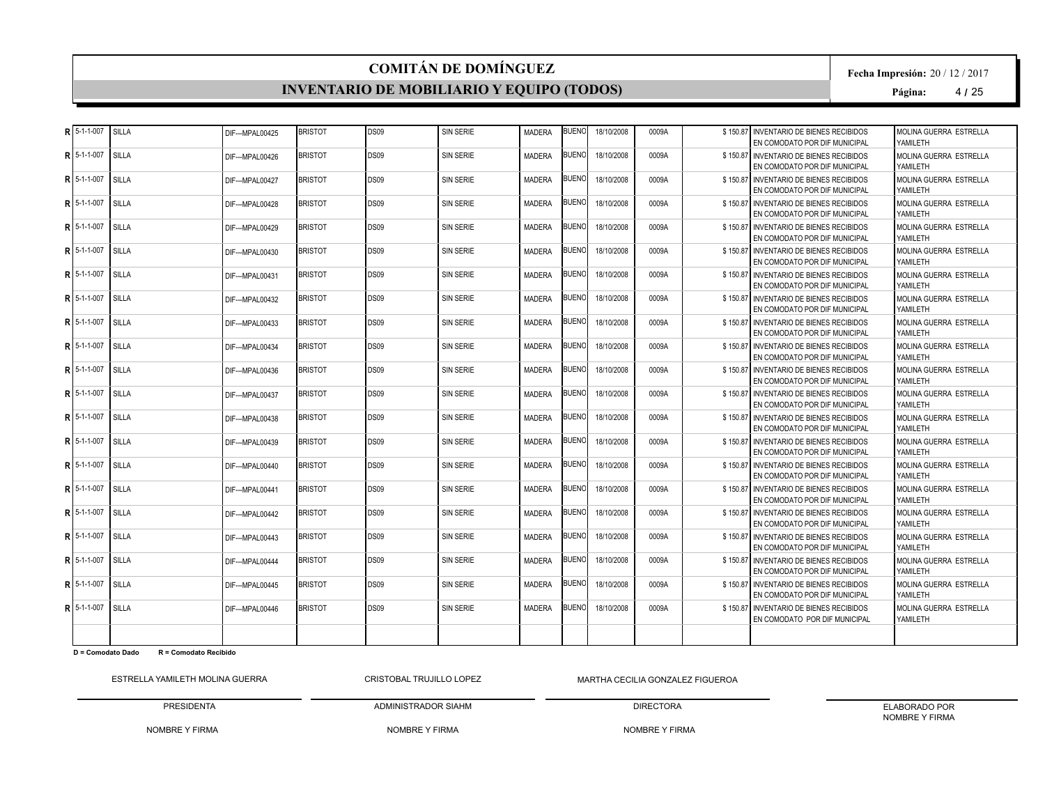# COMITÁN DE DOMÍNGUEZ

## INVENTARIO DE MOBILIARIO Y EQUIPO (TODOS)

**Fecha Impresión:** 20 / 12 / 2017

| | | | | | | | | | | | | | |
|---|---|---|---|---|---|---|---|---|---|---|---|---|---|
| **R** | 5-1-1-007 | SILLA | DIF---MPAL00425 | BRISTOT | DS09 | SIN SERIE | MADERA | BUENO | 18/10/2008 | 0009A | $ 150.87 | INVENTARIO DE BIENES RECIBIDOS EN COMODATO POR DIF MUNICIPAL | MOLINA GUERRA ESTRELLA YAMILETH |
| **R** | 5-1-1-007 | SILLA | DIF---MPAL00426 | BRISTOT | DS09 | SIN SERIE | MADERA | BUENO | 18/10/2008 | 0009A | $ 150.87 | INVENTARIO DE BIENES RECIBIDOS EN COMODATO POR DIF MUNICIPAL | MOLINA GUERRA ESTRELLA YAMILETH |
| **R** | 5-1-1-007 | SILLA | DIF---MPAL00427 | BRISTOT | DS09 | SIN SERIE | MADERA | BUENO | 18/10/2008 | 0009A | $ 150.87 | INVENTARIO DE BIENES RECIBIDOS EN COMODATO POR DIF MUNICIPAL | MOLINA GUERRA ESTRELLA YAMILETH |
| **R** | 5-1-1-007 | SILLA | DIF---MPAL00428 | BRISTOT | DS09 | SIN SERIE | MADERA | BUENO | 18/10/2008 | 0009A | $ 150.87 | INVENTARIO DE BIENES RECIBIDOS EN COMODATO POR DIF MUNICIPAL | MOLINA GUERRA ESTRELLA YAMILETH |
| **R** | 5-1-1-007 | SILLA | DIF---MPAL00429 | BRISTOT | DS09 | SIN SERIE | MADERA | BUENO | 18/10/2008 | 0009A | $ 150.87 | INVENTARIO DE BIENES RECIBIDOS EN COMODATO POR DIF MUNICIPAL | MOLINA GUERRA ESTRELLA YAMILETH |
| **R** | 5-1-1-007 | SILLA | DIF---MPAL00430 | BRISTOT | DS09 | SIN SERIE | MADERA | BUENO | 18/10/2008 | 0009A | $ 150.87 | INVENTARIO DE BIENES RECIBIDOS EN COMODATO POR DIF MUNICIPAL | MOLINA GUERRA ESTRELLA YAMILETH |
| **R** | 5-1-1-007 | SILLA | DIF---MPAL00431 | BRISTOT | DS09 | SIN SERIE | MADERA | BUENO | 18/10/2008 | 0009A | $ 150.87 | INVENTARIO DE BIENES RECIBIDOS EN COMODATO POR DIF MUNICIPAL | MOLINA GUERRA ESTRELLA YAMILETH |
| **R** | 5-1-1-007 | SILLA | DIF---MPAL00432 | BRISTOT | DS09 | SIN SERIE | MADERA | BUENO | 18/10/2008 | 0009A | $ 150.87 | INVENTARIO DE BIENES RECIBIDOS EN COMODATO POR DIF MUNICIPAL | MOLINA GUERRA ESTRELLA YAMILETH |
| **R** | 5-1-1-007 | SILLA | DIF---MPAL00433 | BRISTOT | DS09 | SIN SERIE | MADERA | BUENO | 18/10/2008 | 0009A | $ 150.87 | INVENTARIO DE BIENES RECIBIDOS EN COMODATO POR DIF MUNICIPAL | MOLINA GUERRA ESTRELLA YAMILETH |
| **R** | 5-1-1-007 | SILLA | DIF---MPAL00434 | BRISTOT | DS09 | SIN SERIE | MADERA | BUENO | 18/10/2008 | 0009A | $ 150.87 | INVENTARIO DE BIENES RECIBIDOS EN COMODATO POR DIF MUNICIPAL | MOLINA GUERRA ESTRELLA YAMILETH |
| **R** | 5-1-1-007 | SILLA | DIF---MPAL00436 | BRISTOT | DS09 | SIN SERIE | MADERA | BUENO | 18/10/2008 | 0009A | $ 150.87 | INVENTARIO DE BIENES RECIBIDOS EN COMODATO POR DIF MUNICIPAL | MOLINA GUERRA ESTRELLA YAMILETH |
| **R** | 5-1-1-007 | SILLA | DIF---MPAL00437 | BRISTOT | DS09 | SIN SERIE | MADERA | BUENO | 18/10/2008 | 0009A | $ 150.87 | INVENTARIO DE BIENES RECIBIDOS EN COMODATO POR DIF MUNICIPAL | MOLINA GUERRA ESTRELLA YAMILETH |
| **R** | 5-1-1-007 | SILLA | DIF---MPAL00438 | BRISTOT | DS09 | SIN SERIE | MADERA | BUENO | 18/10/2008 | 0009A | $ 150.87 | INVENTARIO DE BIENES RECIBIDOS EN COMODATO POR DIF MUNICIPAL | MOLINA GUERRA ESTRELLA YAMILETH |
| **R** | 5-1-1-007 | SILLA | DIF---MPAL00439 | BRISTOT | DS09 | SIN SERIE | MADERA | BUENO | 18/10/2008 | 0009A | $ 150.87 | INVENTARIO DE BIENES RECIBIDOS EN COMODATO POR DIF MUNICIPAL | MOLINA GUERRA ESTRELLA YAMILETH |
| **R** | 5-1-1-007 | SILLA | DIF---MPAL00440 | BRISTOT | DS09 | SIN SERIE | MADERA | BUENO | 18/10/2008 | 0009A | $ 150.87 | INVENTARIO DE BIENES RECIBIDOS EN COMODATO POR DIF MUNICIPAL | MOLINA GUERRA ESTRELLA YAMILETH |
| **R** | 5-1-1-007 | SILLA | DIF---MPAL00441 | BRISTOT | DS09 | SIN SERIE | MADERA | BUENO | 18/10/2008 | 0009A | $ 150.87 | INVENTARIO DE BIENES RECIBIDOS EN COMODATO POR DIF MUNICIPAL | MOLINA GUERRA ESTRELLA YAMILETH |
| **R** | 5-1-1-007 | SILLA | DIF---MPAL00442 | BRISTOT | DS09 | SIN SERIE | MADERA | BUENO | 18/10/2008 | 0009A | $ 150.87 | INVENTARIO DE BIENES RECIBIDOS EN COMODATO POR DIF MUNICIPAL | MOLINA GUERRA ESTRELLA YAMILETH |
| **R** | 5-1-1-007 | SILLA | DIF---MPAL00443 | BRISTOT | DS09 | SIN SERIE | MADERA | BUENO | 18/10/2008 | 0009A | $ 150.87 | INVENTARIO DE BIENES RECIBIDOS EN COMODATO POR DIF MUNICIPAL | MOLINA GUERRA ESTRELLA YAMILETH |
| **R** | 5-1-1-007 | SILLA | DIF---MPAL00444 | BRISTOT | DS09 | SIN SERIE | MADERA | BUENO | 18/10/2008 | 0009A | $ 150.87 | INVENTARIO DE BIENES RECIBIDOS EN COMODATO POR DIF MUNICIPAL | MOLINA GUERRA ESTRELLA YAMILETH |
| **R** | 5-1-1-007 | SILLA | DIF---MPAL00445 | BRISTOT | DS09 | SIN SERIE | MADERA | BUENO | 18/10/2008 | 0009A | $ 150.87 | INVENTARIO DE BIENES RECIBIDOS EN COMODATO POR DIF MUNICIPAL | MOLINA GUERRA ESTRELLA YAMILETH |
| **R** | 5-1-1-007 | SILLA | DIF---MPAL00446 | BRISTOT | DS09 | SIN SERIE | MADERA | BUENO | 18/10/2008 | 0009A | $ 150.87 | INVENTARIO DE BIENES RECIBIDOS EN COMODATO POR DIF MUNICIPAL | MOLINA GUERRA ESTRELLA YAMILETH |

**D = Comodato Dado** **R = Comodato Recibido**

| ESTRELLA YAMILETH MOLINA GUERRA | CRISTOBAL TRUJILLO LOPEZ | MARTHA CECILIA GONZALEZ FIGUEROA | |
|---|---|---|---|
| PRESIDENTA | ADMINISTRADOR SIAHM | DIRECTORA | ELABORADO POR |
| NOMBRE Y FIRMA | NOMBRE Y FIRMA | NOMBRE Y FIRMA | NOMBRE Y FIRMA |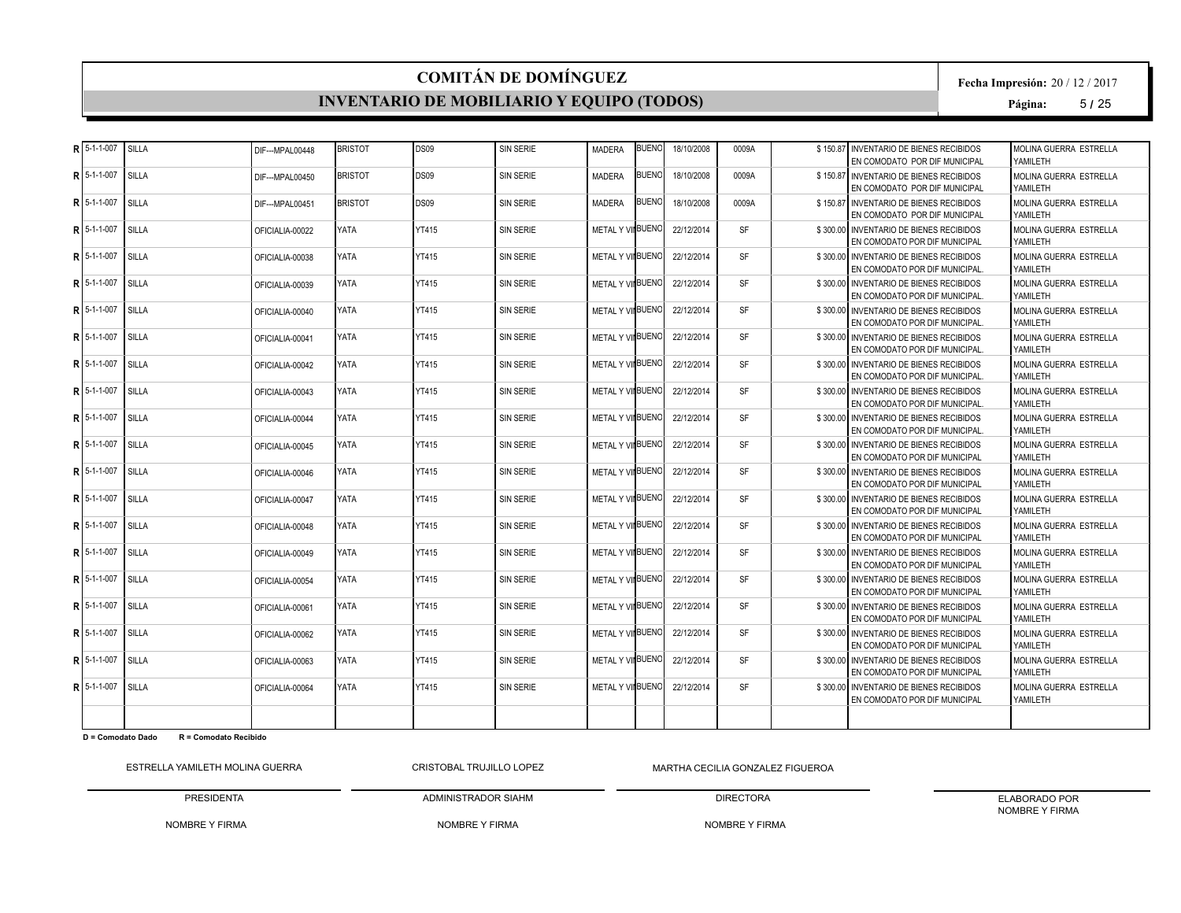# COMITÁN DE DOMÍNGUEZ

## INVENTARIO DE MOBILIARIO Y EQUIPO (TODOS)

**Fecha Impresión:** 20 / 12 / 2017

| | | | | | | | | | | | | | |
|---|---|---|---|---|---|---|---|---|---|---|---|---|---|
| R | 5-1-1-007 | SILLA | DIF---MPAL00448 | BRISTOT | DS09 | SIN SERIE | MADERA | BUENO | 18/10/2008 | 0009A | $ 150.87 | INVENTARIO DE BIENES RECIBIDOS EN COMODATO POR DIF MUNICIPAL | MOLINA GUERRA ESTRELLA YAMILETH |
| R | 5-1-1-007 | SILLA | DIF---MPAL00450 | BRISTOT | DS09 | SIN SERIE | MADERA | BUENO | 18/10/2008 | 0009A | $ 150.87 | INVENTARIO DE BIENES RECIBIDOS EN COMODATO POR DIF MUNICIPAL | MOLINA GUERRA ESTRELLA YAMILETH |
| R | 5-1-1-007 | SILLA | DIF---MPAL00451 | BRISTOT | DS09 | SIN SERIE | MADERA | BUENO | 18/10/2008 | 0009A | $ 150.87 | INVENTARIO DE BIENES RECIBIDOS EN COMODATO POR DIF MUNICIPAL | MOLINA GUERRA ESTRELLA YAMILETH |
| R | 5-1-1-007 | SILLA | OFICIALIA-00022 | YATA | YT415 | SIN SERIE | METAL Y VI | BUENO | 22/12/2014 | SF | $ 300.00 | INVENTARIO DE BIENES RECIBIDOS EN COMODATO POR DIF MUNICIPAL | MOLINA GUERRA ESTRELLA YAMILETH |
| R | 5-1-1-007 | SILLA | OFICIALIA-00038 | YATA | YT415 | SIN SERIE | METAL Y VI | BUENO | 22/12/2014 | SF | $ 300.00 | INVENTARIO DE BIENES RECIBIDOS EN COMODATO POR DIF MUNICIPAL. | MOLINA GUERRA ESTRELLA YAMILETH |
| R | 5-1-1-007 | SILLA | OFICIALIA-00039 | YATA | YT415 | SIN SERIE | METAL Y VI | BUENO | 22/12/2014 | SF | $ 300.00 | INVENTARIO DE BIENES RECIBIDOS EN COMODATO POR DIF MUNICIPAL. | MOLINA GUERRA ESTRELLA YAMILETH |
| R | 5-1-1-007 | SILLA | OFICIALIA-00040 | YATA | YT415 | SIN SERIE | METAL Y VI | BUENO | 22/12/2014 | SF | $ 300.00 | INVENTARIO DE BIENES RECIBIDOS EN COMODATO POR DIF MUNICIPAL. | MOLINA GUERRA ESTRELLA YAMILETH |
| R | 5-1-1-007 | SILLA | OFICIALIA-00041 | YATA | YT415 | SIN SERIE | METAL Y VI | BUENO | 22/12/2014 | SF | $ 300.00 | INVENTARIO DE BIENES RECIBIDOS EN COMODATO POR DIF MUNICIPAL. | MOLINA GUERRA ESTRELLA YAMILETH |
| R | 5-1-1-007 | SILLA | OFICIALIA-00042 | YATA | YT415 | SIN SERIE | METAL Y VI | BUENO | 22/12/2014 | SF | $ 300.00 | INVENTARIO DE BIENES RECIBIDOS EN COMODATO POR DIF MUNICIPAL. | MOLINA GUERRA ESTRELLA YAMILETH |
| R | 5-1-1-007 | SILLA | OFICIALIA-00043 | YATA | YT415 | SIN SERIE | METAL Y VI | BUENO | 22/12/2014 | SF | $ 300.00 | INVENTARIO DE BIENES RECIBIDOS EN COMODATO POR DIF MUNICIPAL. | MOLINA GUERRA ESTRELLA YAMILETH |
| R | 5-1-1-007 | SILLA | OFICIALIA-00044 | YATA | YT415 | SIN SERIE | METAL Y VI | BUENO | 22/12/2014 | SF | $ 300.00 | INVENTARIO DE BIENES RECIBIDOS EN COMODATO POR DIF MUNICIPAL. | MOLINA GUERRA ESTRELLA YAMILETH |
| R | 5-1-1-007 | SILLA | OFICIALIA-00045 | YATA | YT415 | SIN SERIE | METAL Y VI | BUENO | 22/12/2014 | SF | $ 300.00 | INVENTARIO DE BIENES RECIBIDOS EN COMODATO POR DIF MUNICIPAL | MOLINA GUERRA ESTRELLA YAMILETH |
| R | 5-1-1-007 | SILLA | OFICIALIA-00046 | YATA | YT415 | SIN SERIE | METAL Y VI | BUENO | 22/12/2014 | SF | $ 300.00 | INVENTARIO DE BIENES RECIBIDOS EN COMODATO POR DIF MUNICIPAL | MOLINA GUERRA ESTRELLA YAMILETH |
| R | 5-1-1-007 | SILLA | OFICIALIA-00047 | YATA | YT415 | SIN SERIE | METAL Y VI | BUENO | 22/12/2014 | SF | $ 300.00 | INVENTARIO DE BIENES RECIBIDOS EN COMODATO POR DIF MUNICIPAL | MOLINA GUERRA ESTRELLA YAMILETH |
| R | 5-1-1-007 | SILLA | OFICIALIA-00048 | YATA | YT415 | SIN SERIE | METAL Y VI | BUENO | 22/12/2014 | SF | $ 300.00 | INVENTARIO DE BIENES RECIBIDOS EN COMODATO POR DIF MUNICIPAL | MOLINA GUERRA ESTRELLA YAMILETH |
| R | 5-1-1-007 | SILLA | OFICIALIA-00049 | YATA | YT415 | SIN SERIE | METAL Y VI | BUENO | 22/12/2014 | SF | $ 300.00 | INVENTARIO DE BIENES RECIBIDOS EN COMODATO POR DIF MUNICIPAL | MOLINA GUERRA ESTRELLA YAMILETH |
| R | 5-1-1-007 | SILLA | OFICIALIA-00054 | YATA | YT415 | SIN SERIE | METAL Y VI | BUENO | 22/12/2014 | SF | $ 300.00 | INVENTARIO DE BIENES RECIBIDOS EN COMODATO POR DIF MUNICIPAL | MOLINA GUERRA ESTRELLA YAMILETH |
| R | 5-1-1-007 | SILLA | OFICIALIA-00061 | YATA | YT415 | SIN SERIE | METAL Y VI | BUENO | 22/12/2014 | SF | $ 300.00 | INVENTARIO DE BIENES RECIBIDOS EN COMODATO POR DIF MUNICIPAL | MOLINA GUERRA ESTRELLA YAMILETH |
| R | 5-1-1-007 | SILLA | OFICIALIA-00062 | YATA | YT415 | SIN SERIE | METAL Y VI | BUENO | 22/12/2014 | SF | $ 300.00 | INVENTARIO DE BIENES RECIBIDOS EN COMODATO POR DIF MUNICIPAL | MOLINA GUERRA ESTRELLA YAMILETH |
| R | 5-1-1-007 | SILLA | OFICIALIA-00063 | YATA | YT415 | SIN SERIE | METAL Y VI | BUENO | 22/12/2014 | SF | $ 300.00 | INVENTARIO DE BIENES RECIBIDOS EN COMODATO POR DIF MUNICIPAL | MOLINA GUERRA ESTRELLA YAMILETH |
| R | 5-1-1-007 | SILLA | OFICIALIA-00064 | YATA | YT415 | SIN SERIE | METAL Y VI | BUENO | 22/12/2014 | SF | $ 300.00 | INVENTARIO DE BIENES RECIBIDOS EN COMODATO POR DIF MUNICIPAL | MOLINA GUERRA ESTRELLA YAMILETH |

**D = Comodato Dado** **R = Comodato Recibido**

| ESTRELLA YAMILETH MOLINA GUERRA | CRISTOBAL TRUJILLO LOPEZ | MARTHA CECILIA GONZALEZ FIGUEROA | |
|---|---|---|---|
| PRESIDENTA | ADMINISTRADOR SIAHM | DIRECTORA | ELABORADO POR |
| NOMBRE Y FIRMA | NOMBRE Y FIRMA | NOMBRE Y FIRMA | NOMBRE Y FIRMA |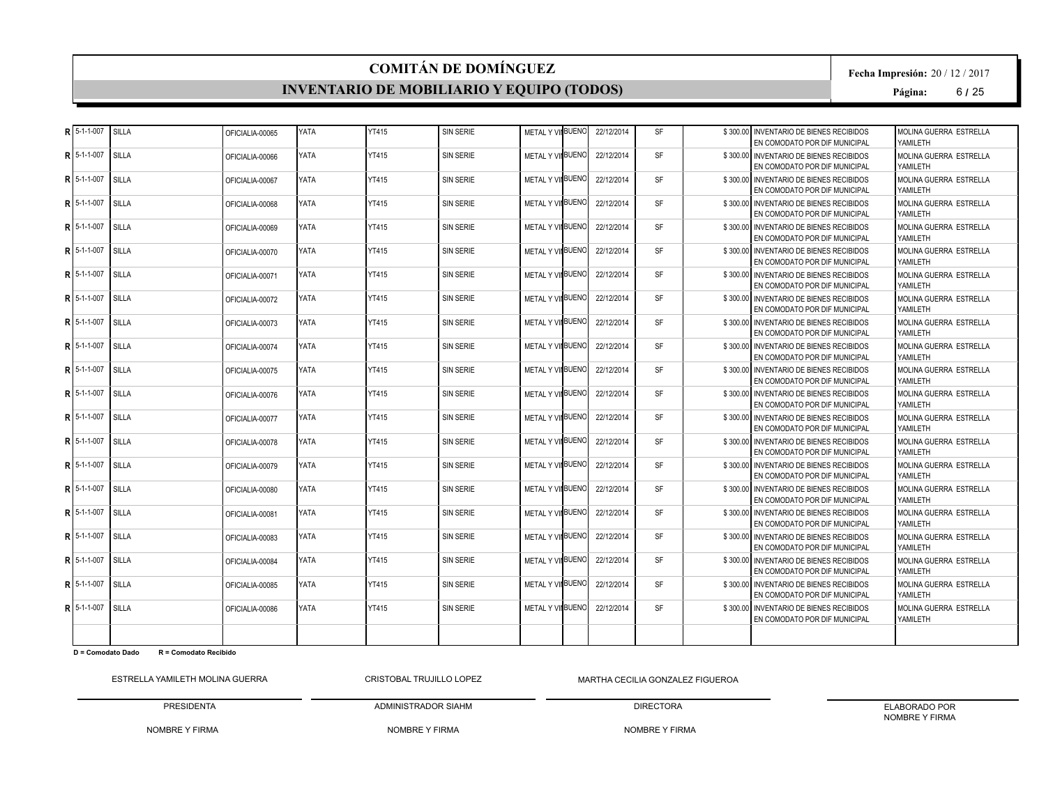# COMITÁN DE DOMÍNGUEZ

## INVENTARIO DE MOBILIARIO Y EQUIPO (TODOS)

**Fecha Impresión:** 20 / 12 / 2017

| | | | | | | | | | | | | |
|---|---|---|---|---|---|---|---|---|---|---|---|---|
| **R** | 5-1-1-007 | SILLA | OFICIALIA-00065 | YATA | YT415 | SIN SERIE | METAL Y VI | BUENO | 22/12/2014 | SF | $ 300.00 | INVENTARIO DE BIENES RECIBIDOS EN COMODATO POR DIF MUNICIPAL | MOLINA GUERRA ESTRELLA YAMILETH |
| **R** | 5-1-1-007 | SILLA | OFICIALIA-00066 | YATA | YT415 | SIN SERIE | METAL Y VI | BUENO | 22/12/2014 | SF | $ 300.00 | INVENTARIO DE BIENES RECIBIDOS EN COMODATO POR DIF MUNICIPAL | MOLINA GUERRA ESTRELLA YAMILETH |
| **R** | 5-1-1-007 | SILLA | OFICIALIA-00067 | YATA | YT415 | SIN SERIE | METAL Y VI | BUENO | 22/12/2014 | SF | $ 300.00 | INVENTARIO DE BIENES RECIBIDOS EN COMODATO POR DIF MUNICIPAL | MOLINA GUERRA ESTRELLA YAMILETH |
| **R** | 5-1-1-007 | SILLA | OFICIALIA-00068 | YATA | YT415 | SIN SERIE | METAL Y VI | BUENO | 22/12/2014 | SF | $ 300.00 | INVENTARIO DE BIENES RECIBIDOS EN COMODATO POR DIF MUNICIPAL | MOLINA GUERRA ESTRELLA YAMILETH |
| **R** | 5-1-1-007 | SILLA | OFICIALIA-00069 | YATA | YT415 | SIN SERIE | METAL Y VI | BUENO | 22/12/2014 | SF | $ 300.00 | INVENTARIO DE BIENES RECIBIDOS EN COMODATO POR DIF MUNICIPAL | MOLINA GUERRA ESTRELLA YAMILETH |
| **R** | 5-1-1-007 | SILLA | OFICIALIA-00070 | YATA | YT415 | SIN SERIE | METAL Y VI | BUENO | 22/12/2014 | SF | $ 300.00 | INVENTARIO DE BIENES RECIBIDOS EN COMODATO POR DIF MUNICIPAL | MOLINA GUERRA ESTRELLA YAMILETH |
| **R** | 5-1-1-007 | SILLA | OFICIALIA-00071 | YATA | YT415 | SIN SERIE | METAL Y VI | BUENO | 22/12/2014 | SF | $ 300.00 | INVENTARIO DE BIENES RECIBIDOS EN COMODATO POR DIF MUNICIPAL | MOLINA GUERRA ESTRELLA YAMILETH |
| **R** | 5-1-1-007 | SILLA | OFICIALIA-00072 | YATA | YT415 | SIN SERIE | METAL Y VI | BUENO | 22/12/2014 | SF | $ 300.00 | INVENTARIO DE BIENES RECIBIDOS EN COMODATO POR DIF MUNICIPAL | MOLINA GUERRA ESTRELLA YAMILETH |
| **R** | 5-1-1-007 | SILLA | OFICIALIA-00073 | YATA | YT415 | SIN SERIE | METAL Y VI | BUENO | 22/12/2014 | SF | $ 300.00 | INVENTARIO DE BIENES RECIBIDOS EN COMODATO POR DIF MUNICIPAL | MOLINA GUERRA ESTRELLA YAMILETH |
| **R** | 5-1-1-007 | SILLA | OFICIALIA-00074 | YATA | YT415 | SIN SERIE | METAL Y VI | BUENO | 22/12/2014 | SF | $ 300.00 | INVENTARIO DE BIENES RECIBIDOS EN COMODATO POR DIF MUNICIPAL | MOLINA GUERRA ESTRELLA YAMILETH |
| **R** | 5-1-1-007 | SILLA | OFICIALIA-00075 | YATA | YT415 | SIN SERIE | METAL Y VI | BUENO | 22/12/2014 | SF | $ 300.00 | INVENTARIO DE BIENES RECIBIDOS EN COMODATO POR DIF MUNICIPAL | MOLINA GUERRA ESTRELLA YAMILETH |
| **R** | 5-1-1-007 | SILLA | OFICIALIA-00076 | YATA | YT415 | SIN SERIE | METAL Y VI | BUENO | 22/12/2014 | SF | $ 300.00 | INVENTARIO DE BIENES RECIBIDOS EN COMODATO POR DIF MUNICIPAL | MOLINA GUERRA ESTRELLA YAMILETH |
| **R** | 5-1-1-007 | SILLA | OFICIALIA-00077 | YATA | YT415 | SIN SERIE | METAL Y VI | BUENO | 22/12/2014 | SF | $ 300.00 | INVENTARIO DE BIENES RECIBIDOS EN COMODATO POR DIF MUNICIPAL | MOLINA GUERRA ESTRELLA YAMILETH |
| **R** | 5-1-1-007 | SILLA | OFICIALIA-00078 | YATA | YT415 | SIN SERIE | METAL Y VI | BUENO | 22/12/2014 | SF | $ 300.00 | INVENTARIO DE BIENES RECIBIDOS EN COMODATO POR DIF MUNICIPAL | MOLINA GUERRA ESTRELLA YAMILETH |
| **R** | 5-1-1-007 | SILLA | OFICIALIA-00079 | YATA | YT415 | SIN SERIE | METAL Y VI | BUENO | 22/12/2014 | SF | $ 300.00 | INVENTARIO DE BIENES RECIBIDOS EN COMODATO POR DIF MUNICIPAL | MOLINA GUERRA ESTRELLA YAMILETH |
| **R** | 5-1-1-007 | SILLA | OFICIALIA-00080 | YATA | YT415 | SIN SERIE | METAL Y VI | BUENO | 22/12/2014 | SF | $ 300.00 | INVENTARIO DE BIENES RECIBIDOS EN COMODATO POR DIF MUNICIPAL | MOLINA GUERRA ESTRELLA YAMILETH |
| **R** | 5-1-1-007 | SILLA | OFICIALIA-00081 | YATA | YT415 | SIN SERIE | METAL Y VI | BUENO | 22/12/2014 | SF | $ 300.00 | INVENTARIO DE BIENES RECIBIDOS EN COMODATO POR DIF MUNICIPAL | MOLINA GUERRA ESTRELLA YAMILETH |
| **R** | 5-1-1-007 | SILLA | OFICIALIA-00083 | YATA | YT415 | SIN SERIE | METAL Y VI | BUENO | 22/12/2014 | SF | $ 300.00 | INVENTARIO DE BIENES RECIBIDOS EN COMODATO POR DIF MUNICIPAL | MOLINA GUERRA ESTRELLA YAMILETH |
| **R** | 5-1-1-007 | SILLA | OFICIALIA-00084 | YATA | YT415 | SIN SERIE | METAL Y VI | BUENO | 22/12/2014 | SF | $ 300.00 | INVENTARIO DE BIENES RECIBIDOS EN COMODATO POR DIF MUNICIPAL | MOLINA GUERRA ESTRELLA YAMILETH |
| **R** | 5-1-1-007 | SILLA | OFICIALIA-00085 | YATA | YT415 | SIN SERIE | METAL Y VI | BUENO | 22/12/2014 | SF | $ 300.00 | INVENTARIO DE BIENES RECIBIDOS EN COMODATO POR DIF MUNICIPAL | MOLINA GUERRA ESTRELLA YAMILETH |
| **R** | 5-1-1-007 | SILLA | OFICIALIA-00086 | YATA | YT415 | SIN SERIE | METAL Y VI | BUENO | 22/12/2014 | SF | $ 300.00 | INVENTARIO DE BIENES RECIBIDOS EN COMODATO POR DIF MUNICIPAL | MOLINA GUERRA ESTRELLA YAMILETH |

**D = Comodato Dado** **R = Comodato Recibido**

| ESTRELLA YAMILETH MOLINA GUERRA | CRISTOBAL TRUJILLO LOPEZ | MARTHA CECILIA GONZALEZ FIGUEROA | |
|---|---|---|---|
| PRESIDENTA | ADMINISTRADOR SIAHM | DIRECTORA | ELABORADO POR NOMBRE Y FIRMA |
| NOMBRE Y FIRMA | NOMBRE Y FIRMA | NOMBRE Y FIRMA | |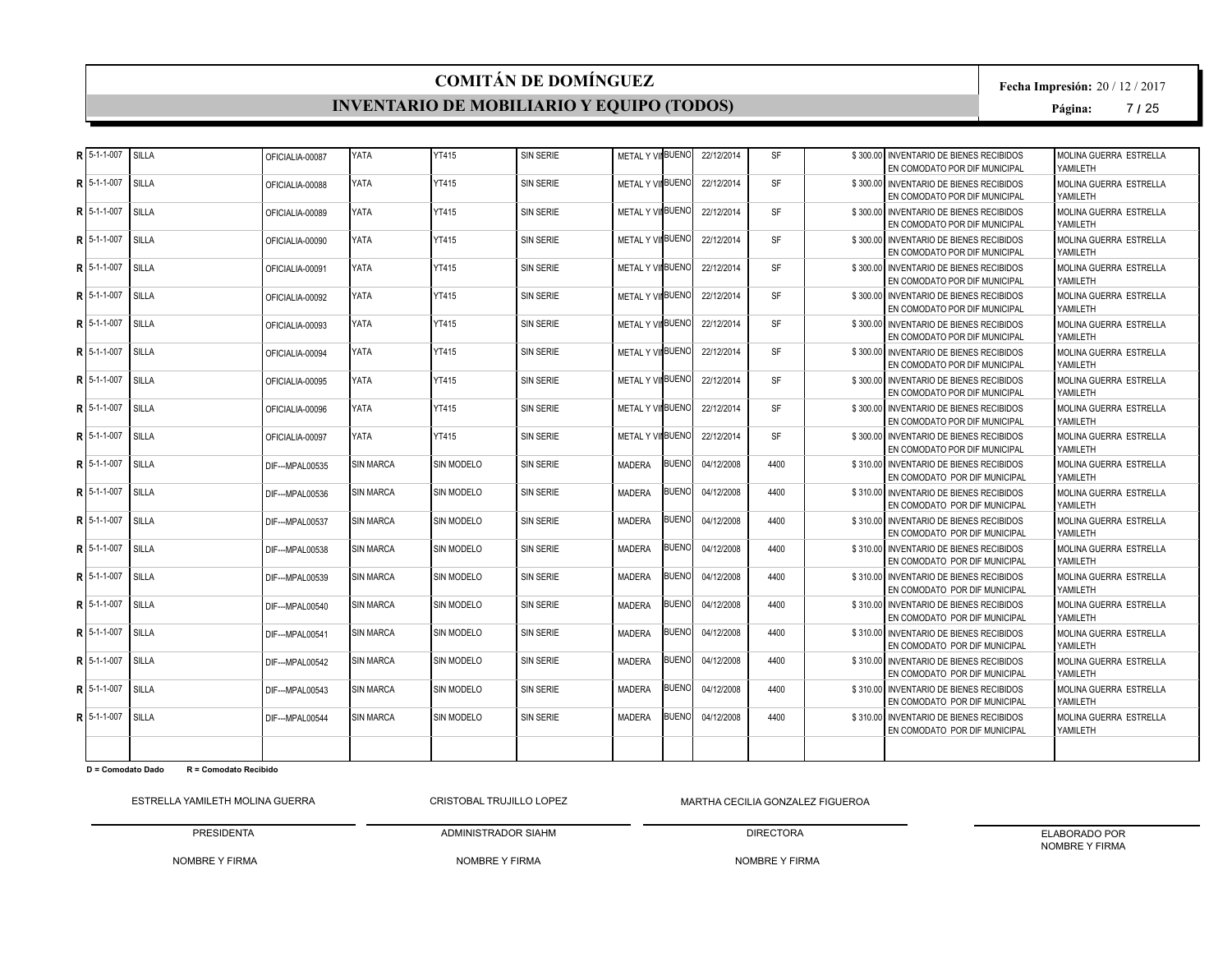# COMITÁN DE DOMÍNGUEZ

## INVENTARIO DE MOBILIARIO Y EQUIPO (TODOS)

**Fecha Impresión:** 20 / 12 / 2017

| | | | | | | | | | | | | | |
|---|---|---|---|---|---|---|---|---|---|---|---|---|---|
| R | 5-1-1-007 | SILLA | OFICIALIA-00087 | YATA | YT415 | SIN SERIE | METAL Y VI | BUENO | 22/12/2014 | SF | $ 300.00 | INVENTARIO DE BIENES RECIBIDOS EN COMODATO POR DIF MUNICIPAL | MOLINA GUERRA ESTRELLA YAMILETH |
| R | 5-1-1-007 | SILLA | OFICIALIA-00088 | YATA | YT415 | SIN SERIE | METAL Y VI | BUENO | 22/12/2014 | SF | $ 300.00 | INVENTARIO DE BIENES RECIBIDOS EN COMODATO POR DIF MUNICIPAL | MOLINA GUERRA ESTRELLA YAMILETH |
| R | 5-1-1-007 | SILLA | OFICIALIA-00089 | YATA | YT415 | SIN SERIE | METAL Y VI | BUENO | 22/12/2014 | SF | $ 300.00 | INVENTARIO DE BIENES RECIBIDOS EN COMODATO POR DIF MUNICIPAL | MOLINA GUERRA ESTRELLA YAMILETH |
| R | 5-1-1-007 | SILLA | OFICIALIA-00090 | YATA | YT415 | SIN SERIE | METAL Y VI | BUENO | 22/12/2014 | SF | $ 300.00 | INVENTARIO DE BIENES RECIBIDOS EN COMODATO POR DIF MUNICIPAL | MOLINA GUERRA ESTRELLA YAMILETH |
| R | 5-1-1-007 | SILLA | OFICIALIA-00091 | YATA | YT415 | SIN SERIE | METAL Y VI | BUENO | 22/12/2014 | SF | $ 300.00 | INVENTARIO DE BIENES RECIBIDOS EN COMODATO POR DIF MUNICIPAL | MOLINA GUERRA ESTRELLA YAMILETH |
| R | 5-1-1-007 | SILLA | OFICIALIA-00092 | YATA | YT415 | SIN SERIE | METAL Y VI | BUENO | 22/12/2014 | SF | $ 300.00 | INVENTARIO DE BIENES RECIBIDOS EN COMODATO POR DIF MUNICIPAL | MOLINA GUERRA ESTRELLA YAMILETH |
| R | 5-1-1-007 | SILLA | OFICIALIA-00093 | YATA | YT415 | SIN SERIE | METAL Y VI | BUENO | 22/12/2014 | SF | $ 300.00 | INVENTARIO DE BIENES RECIBIDOS EN COMODATO POR DIF MUNICIPAL | MOLINA GUERRA ESTRELLA YAMILETH |
| R | 5-1-1-007 | SILLA | OFICIALIA-00094 | YATA | YT415 | SIN SERIE | METAL Y VI | BUENO | 22/12/2014 | SF | $ 300.00 | INVENTARIO DE BIENES RECIBIDOS EN COMODATO POR DIF MUNICIPAL | MOLINA GUERRA ESTRELLA YAMILETH |
| R | 5-1-1-007 | SILLA | OFICIALIA-00095 | YATA | YT415 | SIN SERIE | METAL Y VI | BUENO | 22/12/2014 | SF | $ 300.00 | INVENTARIO DE BIENES RECIBIDOS EN COMODATO POR DIF MUNICIPAL | MOLINA GUERRA ESTRELLA YAMILETH |
| R | 5-1-1-007 | SILLA | OFICIALIA-00096 | YATA | YT415 | SIN SERIE | METAL Y VI | BUENO | 22/12/2014 | SF | $ 300.00 | INVENTARIO DE BIENES RECIBIDOS EN COMODATO POR DIF MUNICIPAL | MOLINA GUERRA ESTRELLA YAMILETH |
| R | 5-1-1-007 | SILLA | OFICIALIA-00097 | YATA | YT415 | SIN SERIE | METAL Y VI | BUENO | 22/12/2014 | SF | $ 300.00 | INVENTARIO DE BIENES RECIBIDOS EN COMODATO POR DIF MUNICIPAL | MOLINA GUERRA ESTRELLA YAMILETH |
| R | 5-1-1-007 | SILLA | DIF---MPAL00535 | SIN MARCA | SIN MODELO | SIN SERIE | MADERA | BUENO | 04/12/2008 | 4400 | $ 310.00 | INVENTARIO DE BIENES RECIBIDOS EN COMODATO POR DIF MUNICIPAL | MOLINA GUERRA ESTRELLA YAMILETH |
| R | 5-1-1-007 | SILLA | DIF---MPAL00536 | SIN MARCA | SIN MODELO | SIN SERIE | MADERA | BUENO | 04/12/2008 | 4400 | $ 310.00 | INVENTARIO DE BIENES RECIBIDOS EN COMODATO POR DIF MUNICIPAL | MOLINA GUERRA ESTRELLA YAMILETH |
| R | 5-1-1-007 | SILLA | DIF---MPAL00537 | SIN MARCA | SIN MODELO | SIN SERIE | MADERA | BUENO | 04/12/2008 | 4400 | $ 310.00 | INVENTARIO DE BIENES RECIBIDOS EN COMODATO POR DIF MUNICIPAL | MOLINA GUERRA ESTRELLA YAMILETH |
| R | 5-1-1-007 | SILLA | DIF---MPAL00538 | SIN MARCA | SIN MODELO | SIN SERIE | MADERA | BUENO | 04/12/2008 | 4400 | $ 310.00 | INVENTARIO DE BIENES RECIBIDOS EN COMODATO POR DIF MUNICIPAL | MOLINA GUERRA ESTRELLA YAMILETH |
| R | 5-1-1-007 | SILLA | DIF---MPAL00539 | SIN MARCA | SIN MODELO | SIN SERIE | MADERA | BUENO | 04/12/2008 | 4400 | $ 310.00 | INVENTARIO DE BIENES RECIBIDOS EN COMODATO POR DIF MUNICIPAL | MOLINA GUERRA ESTRELLA YAMILETH |
| R | 5-1-1-007 | SILLA | DIF---MPAL00540 | SIN MARCA | SIN MODELO | SIN SERIE | MADERA | BUENO | 04/12/2008 | 4400 | $ 310.00 | INVENTARIO DE BIENES RECIBIDOS EN COMODATO POR DIF MUNICIPAL | MOLINA GUERRA ESTRELLA YAMILETH |
| R | 5-1-1-007 | SILLA | DIF---MPAL00541 | SIN MARCA | SIN MODELO | SIN SERIE | MADERA | BUENO | 04/12/2008 | 4400 | $ 310.00 | INVENTARIO DE BIENES RECIBIDOS EN COMODATO POR DIF MUNICIPAL | MOLINA GUERRA ESTRELLA YAMILETH |
| R | 5-1-1-007 | SILLA | DIF---MPAL00542 | SIN MARCA | SIN MODELO | SIN SERIE | MADERA | BUENO | 04/12/2008 | 4400 | $ 310.00 | INVENTARIO DE BIENES RECIBIDOS EN COMODATO POR DIF MUNICIPAL | MOLINA GUERRA ESTRELLA YAMILETH |
| R | 5-1-1-007 | SILLA | DIF---MPAL00543 | SIN MARCA | SIN MODELO | SIN SERIE | MADERA | BUENO | 04/12/2008 | 4400 | $ 310.00 | INVENTARIO DE BIENES RECIBIDOS EN COMODATO POR DIF MUNICIPAL | MOLINA GUERRA ESTRELLA YAMILETH |
| R | 5-1-1-007 | SILLA | DIF---MPAL00544 | SIN MARCA | SIN MODELO | SIN SERIE | MADERA | BUENO | 04/12/2008 | 4400 | $ 310.00 | INVENTARIO DE BIENES RECIBIDOS EN COMODATO POR DIF MUNICIPAL | MOLINA GUERRA ESTRELLA YAMILETH |

**D = Comodato Dado** **R = Comodato Recibido**

| ESTRELLA YAMILETH MOLINA GUERRA | CRISTOBAL TRUJILLO LOPEZ | MARTHA CECILIA GONZALEZ FIGUEROA | |
|---|---|---|---|
| PRESIDENTA | ADMINISTRADOR SIAHM | DIRECTORA | ELABORADO POR NOMBRE Y FIRMA |
| NOMBRE Y FIRMA | NOMBRE Y FIRMA | NOMBRE Y FIRMA | |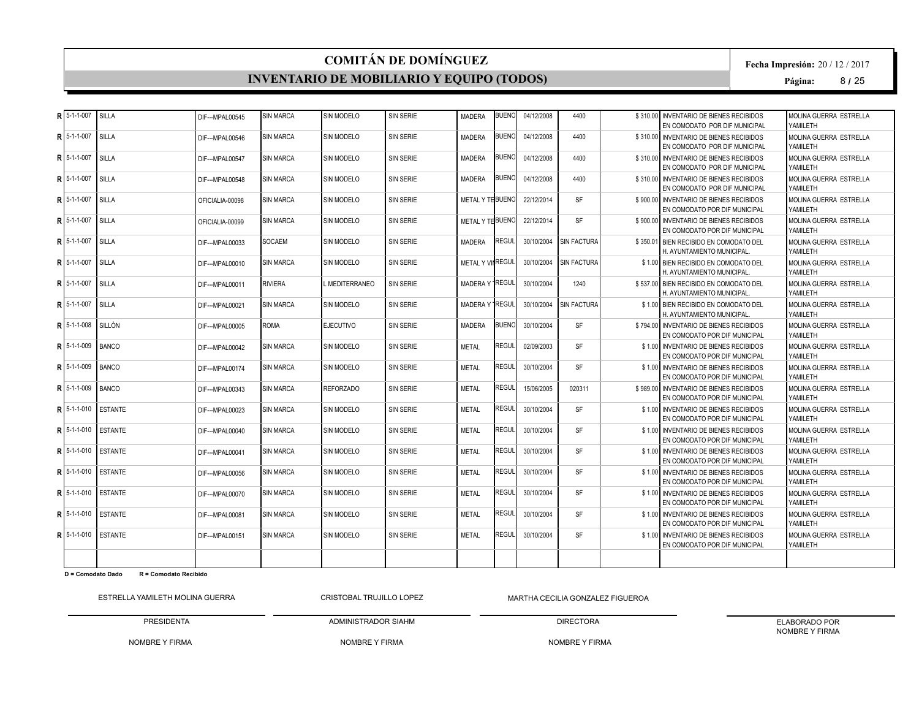# COMITÁN DE DOMÍNGUEZ

## INVENTARIO DE MOBILIARIO Y EQUIPO (TODOS)

**Fecha Impresión:** 20 / 12 / 2017

| | | | | | | | | | | | | | |
|---|---|---|---|---|---|---|---|---|---|---|---|---|---|
| R | 5-1-1-007 | SILLA | DIF---MPAL00545 | SIN MARCA | SIN MODELO | SIN SERIE | MADERA | BUENO | 04/12/2008 | 4400 | $ 310.00 | INVENTARIO DE BIENES RECIBIDOS EN COMODATO POR DIF MUNICIPAL | MOLINA GUERRA ESTRELLA YAMILETH |
| R | 5-1-1-007 | SILLA | DIF---MPAL00546 | SIN MARCA | SIN MODELO | SIN SERIE | MADERA | BUENO | 04/12/2008 | 4400 | $ 310.00 | INVENTARIO DE BIENES RECIBIDOS EN COMODATO POR DIF MUNICIPAL | MOLINA GUERRA ESTRELLA YAMILETH |
| R | 5-1-1-007 | SILLA | DIF---MPAL00547 | SIN MARCA | SIN MODELO | SIN SERIE | MADERA | BUENO | 04/12/2008 | 4400 | $ 310.00 | INVENTARIO DE BIENES RECIBIDOS EN COMODATO POR DIF MUNICIPAL | MOLINA GUERRA ESTRELLA YAMILETH |
| R | 5-1-1-007 | SILLA | DIF---MPAL00548 | SIN MARCA | SIN MODELO | SIN SERIE | MADERA | BUENO | 04/12/2008 | 4400 | $ 310.00 | INVENTARIO DE BIENES RECIBIDOS EN COMODATO POR DIF MUNICIPAL | MOLINA GUERRA ESTRELLA YAMILETH |
| R | 5-1-1-007 | SILLA | OFICIALIA-00098 | SIN MARCA | SIN MODELO | SIN SERIE | METAL Y TE | BUENO | 22/12/2014 | SF | $ 900.00 | INVENTARIO DE BIENES RECIBIDOS EN COMODATO POR DIF MUNICIPAL | MOLINA GUERRA ESTRELLA YAMILETH |
| R | 5-1-1-007 | SILLA | OFICIALIA-00099 | SIN MARCA | SIN MODELO | SIN SERIE | METAL Y TE | BUENO | 22/12/2014 | SF | $ 900.00 | INVENTARIO DE BIENES RECIBIDOS EN COMODATO POR DIF MUNICIPAL | MOLINA GUERRA ESTRELLA YAMILETH |
| R | 5-1-1-007 | SILLA | DIF---MPAL00033 | SOCAEM | SIN MODELO | SIN SERIE | MADERA | REGUL | 30/10/2004 | SIN FACTURA | $ 350.01 | BIEN RECIBIDO EN COMODATO DEL H. AYUNTAMIENTO MUNICIPAL. | MOLINA GUERRA ESTRELLA YAMILETH |
| R | 5-1-1-007 | SILLA | DIF---MPAL00010 | SIN MARCA | SIN MODELO | SIN SERIE | METAL Y VI | REGUL | 30/10/2004 | SIN FACTURA | $ 1.00 | BIEN RECIBIDO EN COMODATO DEL H. AYUNTAMIENTO MUNICIPAL. | MOLINA GUERRA ESTRELLA YAMILETH |
| R | 5-1-1-007 | SILLA | DIF---MPAL00011 | RIVIERA | L MEDITERRANEO | SIN SERIE | MADERA Y | REGUL | 30/10/2004 | 1240 | $ 537.00 | BIEN RECIBIDO EN COMODATO DEL H. AYUNTAMIENTO MUNICIPAL. | MOLINA GUERRA ESTRELLA YAMILETH |
| R | 5-1-1-007 | SILLA | DIF---MPAL00021 | SIN MARCA | SIN MODELO | SIN SERIE | MADERA Y | REGUL | 30/10/2004 | SIN FACTURA | $ 1.00 | BIEN RECIBIDO EN COMODATO DEL H. AYUNTAMIENTO MUNICIPAL. | MOLINA GUERRA ESTRELLA YAMILETH |
| R | 5-1-1-008 | SILLÓN | DIF---MPAL00005 | ROMA | EJECUTIVO | SIN SERIE | MADERA | BUENO | 30/10/2004 | SF | $ 794.00 | INVENTARIO DE BIENES RECIBIDOS EN COMODATO POR DIF MUNICIPAL | MOLINA GUERRA ESTRELLA YAMILETH |
| R | 5-1-1-009 | BANCO | DIF---MPAL00042 | SIN MARCA | SIN MODELO | SIN SERIE | METAL | REGUL | 02/09/2003 | SF | $ 1.00 | INVENTARIO DE BIENES RECIBIDOS EN COMODATO POR DIF MUNICIPAL | MOLINA GUERRA ESTRELLA YAMILETH |
| R | 5-1-1-009 | BANCO | DIF---MPAL00174 | SIN MARCA | SIN MODELO | SIN SERIE | METAL | REGUL | 30/10/2004 | SF | $ 1.00 | INVENTARIO DE BIENES RECIBIDOS EN COMODATO POR DIF MUNICIPAL | MOLINA GUERRA ESTRELLA YAMILETH |
| R | 5-1-1-009 | BANCO | DIF---MPAL00343 | SIN MARCA | REFORZADO | SIN SERIE | METAL | REGUL | 15/06/2005 | 020311 | $ 989.00 | INVENTARIO DE BIENES RECIBIDOS EN COMODATO POR DIF MUNICIPAL | MOLINA GUERRA ESTRELLA YAMILETH |
| R | 5-1-1-010 | ESTANTE | DIF---MPAL00023 | SIN MARCA | SIN MODELO | SIN SERIE | METAL | REGUL | 30/10/2004 | SF | $ 1.00 | INVENTARIO DE BIENES RECIBIDOS EN COMODATO POR DIF MUNICIPAL | MOLINA GUERRA ESTRELLA YAMILETH |
| R | 5-1-1-010 | ESTANTE | DIF---MPAL00040 | SIN MARCA | SIN MODELO | SIN SERIE | METAL | REGUL | 30/10/2004 | SF | $ 1.00 | INVENTARIO DE BIENES RECIBIDOS EN COMODATO POR DIF MUNICIPAL | MOLINA GUERRA ESTRELLA YAMILETH |
| R | 5-1-1-010 | ESTANTE | DIF---MPAL00041 | SIN MARCA | SIN MODELO | SIN SERIE | METAL | REGUL | 30/10/2004 | SF | $ 1.00 | INVENTARIO DE BIENES RECIBIDOS EN COMODATO POR DIF MUNICIPAL | MOLINA GUERRA ESTRELLA YAMILETH |
| R | 5-1-1-010 | ESTANTE | DIF---MPAL00056 | SIN MARCA | SIN MODELO | SIN SERIE | METAL | REGUL | 30/10/2004 | SF | $ 1.00 | INVENTARIO DE BIENES RECIBIDOS EN COMODATO POR DIF MUNICIPAL | MOLINA GUERRA ESTRELLA YAMILETH |
| R | 5-1-1-010 | ESTANTE | DIF---MPAL00070 | SIN MARCA | SIN MODELO | SIN SERIE | METAL | REGUL | 30/10/2004 | SF | $ 1.00 | INVENTARIO DE BIENES RECIBIDOS EN COMODATO POR DIF MUNICIPAL | MOLINA GUERRA ESTRELLA YAMILETH |
| R | 5-1-1-010 | ESTANTE | DIF---MPAL00081 | SIN MARCA | SIN MODELO | SIN SERIE | METAL | REGUL | 30/10/2004 | SF | $ 1.00 | INVENTARIO DE BIENES RECIBIDOS EN COMODATO POR DIF MUNICIPAL | MOLINA GUERRA ESTRELLA YAMILETH |
| R | 5-1-1-010 | ESTANTE | DIF---MPAL00151 | SIN MARCA | SIN MODELO | SIN SERIE | METAL | REGUL | 30/10/2004 | SF | $ 1.00 | INVENTARIO DE BIENES RECIBIDOS EN COMODATO POR DIF MUNICIPAL | MOLINA GUERRA ESTRELLA YAMILETH |

**D = Comodato Dado** **R = Comodato Recibido**

| ESTRELLA YAMILETH MOLINA GUERRA | CRISTOBAL TRUJILLO LOPEZ | MARTHA CECILIA GONZALEZ FIGUEROA | |
|---|---|---|---|
| PRESIDENTA | ADMINISTRADOR SIAHM | DIRECTORA | ELABORADO POR |
| NOMBRE Y FIRMA | NOMBRE Y FIRMA | NOMBRE Y FIRMA | NOMBRE Y FIRMA |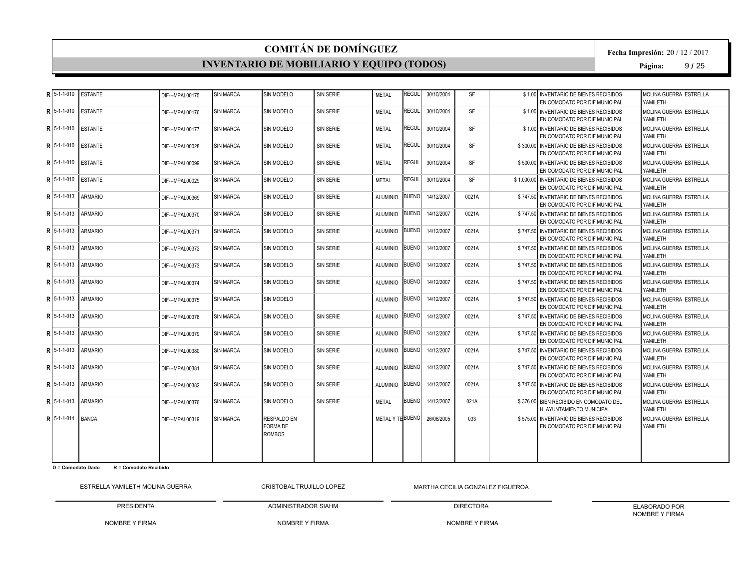# COMITÁN DE DOMÍNGUEZ

## INVENTARIO DE MOBILIARIO Y EQUIPO (TODOS)

**Fecha Impresión:** 20 / 12 / 2017

| | | | | | | | | | | | | | |
|---|---|---|---|---|---|---|---|---|---|---|---|---|---|
| R | 5-1-1-010 | ESTANTE | DIF---MPAL00175 | SIN MARCA | SIN MODELO | SIN SERIE | METAL | REGUL | 30/10/2004 | SF | $ 1.00 | INVENTARIO DE BIENES RECIBIDOS EN COMODATO POR DIF MUNICIPAL | MOLINA GUERRA ESTRELLA YAMILETH |
| R | 5-1-1-010 | ESTANTE | DIF---MPAL00176 | SIN MARCA | SIN MODELO | SIN SERIE | METAL | REGUL | 30/10/2004 | SF | $ 1.00 | INVENTARIO DE BIENES RECIBIDOS EN COMODATO POR DIF MUNICIPAL | MOLINA GUERRA ESTRELLA YAMILETH |
| R | 5-1-1-010 | ESTANTE | DIF---MPAL00177 | SIN MARCA | SIN MODELO | SIN SERIE | METAL | REGUL | 30/10/2004 | SF | $ 1.00 | INVENTARIO DE BIENES RECIBIDOS EN COMODATO POR DIF MUNICIPAL | MOLINA GUERRA ESTRELLA YAMILETH |
| R | 5-1-1-010 | ESTANTE | DIF---MPAL00028 | SIN MARCA | SIN MODELO | SIN SERIE | METAL | REGUL | 30/10/2004 | SF | $ 300.00 | INVENTARIO DE BIENES RECIBIDOS EN COMODATO POR DIF MUNICIPAL | MOLINA GUERRA ESTRELLA YAMILETH |
| R | 5-1-1-010 | ESTANTE | DIF---MPAL00099 | SIN MARCA | SIN MODELO | SIN SERIE | METAL | REGUL | 30/10/2004 | SF | $ 500.00 | INVENTARIO DE BIENES RECIBIDOS EN COMODATO POR DIF MUNICIPAL | MOLINA GUERRA ESTRELLA YAMILETH |
| R | 5-1-1-010 | ESTANTE | DIF---MPAL00029 | SIN MARCA | SIN MODELO | SIN SERIE | METAL | REGUL | 30/10/2004 | SF | $ 1,000.00 | INVENTARIO DE BIENES RECIBIDOS EN COMODATO POR DIF MUNICIPAL | MOLINA GUERRA ESTRELLA YAMILETH |
| R | 5-1-1-013 | ARMARIO | DIF---MPAL00369 | SIN MARCA | SIN MODELO | SIN SERIE | ALUMINIO | BUENO | 14/12/2007 | 0021A | $ 747.50 | INVENTARIO DE BIENES RECIBIDOS EN COMODATO POR DIF MUNICIPAL | MOLINA GUERRA ESTRELLA YAMILETH |
| R | 5-1-1-013 | ARMARIO | DIF---MPAL00370 | SIN MARCA | SIN MODELO | SIN SERIE | ALUMINIO | BUENO | 14/12/2007 | 0021A | $ 747.50 | INVENTARIO DE BIENES RECIBIDOS EN COMODATO POR DIF MUNICIPAL | MOLINA GUERRA ESTRELLA YAMILETH |
| R | 5-1-1-013 | ARMARIO | DIF---MPAL00371 | SIN MARCA | SIN MODELO | SIN SERIE | ALUMINIO | BUENO | 14/12/2007 | 0021A | $ 747.50 | INVENTARIO DE BIENES RECIBIDOS EN COMODATO POR DIF MUNICIPAL | MOLINA GUERRA ESTRELLA YAMILETH |
| R | 5-1-1-013 | ARMARIO | DIF---MPAL00372 | SIN MARCA | SIN MODELO | SIN SERIE | ALUMINIO | BUENO | 14/12/2007 | 0021A | $ 747.50 | INVENTARIO DE BIENES RECIBIDOS EN COMODATO POR DIF MUNICIPAL | MOLINA GUERRA ESTRELLA YAMILETH |
| R | 5-1-1-013 | ARMARIO | DIF---MPAL00373 | SIN MARCA | SIN MODELO | SIN SERIE | ALUMINIO | BUENO | 14/12/2007 | 0021A | $ 747.50 | INVENTARIO DE BIENES RECIBIDOS EN COMODATO POR DIF MUNICIPAL | MOLINA GUERRA ESTRELLA YAMILETH |
| R | 5-1-1-013 | ARMARIO | DIF---MPAL00374 | SIN MARCA | SIN MODELO | SIN SERIE | ALUMINIO | BUENO | 14/12/2007 | 0021A | $ 747.50 | INVENTARIO DE BIENES RECIBIDOS EN COMODATO POR DIF MUNICIPAL | MOLINA GUERRA ESTRELLA YAMILETH |
| R | 5-1-1-013 | ARMARIO | DIF---MPAL00375 | SIN MARCA | SIN MODELO | | ALUMINIO | BUENO | 14/12/2007 | 0021A | $ 747.50 | INVENTARIO DE BIENES RECIBIDOS EN COMODATO POR DIF MUNICIPAL | MOLINA GUERRA ESTRELLA YAMILETH |
| R | 5-1-1-013 | ARMARIO | DIF---MPAL00378 | SIN MARCA | SIN MODELO | SIN SERIE | ALUMINIO | BUENO | 14/12/2007 | 0021A | $ 747.50 | INVENTARIO DE BIENES RECIBIDOS EN COMODATO POR DIF MUNICIPAL | MOLINA GUERRA ESTRELLA YAMILETH |
| R | 5-1-1-013 | ARMARIO | DIF---MPAL00379 | SIN MARCA | SIN MODELO | SIN SERIE | ALUMINIO | BUENO | 14/12/2007 | 0021A | $ 747.50 | INVENTARIO DE BIENES RECIBIDOS EN COMODATO POR DIF MUNICIPAL | MOLINA GUERRA ESTRELLA YAMILETH |
| R | 5-1-1-013 | ARMARIO | DIF---MPAL00380 | SIN MARCA | SIN MODELO | SIN SERIE | ALUMINIO | BUENO | 14/12/2007 | 0021A | $ 747.50 | INVENTARIO DE BIENES RECIBIDOS EN COMODATO POR DIF MUNICIPAL | MOLINA GUERRA ESTRELLA YAMILETH |
| R | 5-1-1-013 | ARMARIO | DIF---MPAL00381 | SIN MARCA | SIN MODELO | SIN SERIE | ALUMINIO | BUENO | 14/12/2007 | 0021A | $ 747.50 | INVENTARIO DE BIENES RECIBIDOS EN COMODATO POR DIF MUNICIPAL | MOLINA GUERRA ESTRELLA YAMILETH |
| R | 5-1-1-013 | ARMARIO | DIF---MPAL00382 | SIN MARCA | SIN MODELO | SIN SERIE | ALUMINIO | BUENO | 14/12/2007 | 0021A | $ 747.50 | INVENTARIO DE BIENES RECIBIDOS EN COMODATO POR DIF MUNICIPAL | MOLINA GUERRA ESTRELLA YAMILETH |
| R | 5-1-1-013 | ARMARIO | DIF---MPAL00376 | SIN MARCA | SIN MODELO | SIN SERIE | METAL | BUENO | 14/12/2007 | 021A | $ 376.00 | BIEN RECIBIDO EN COMODATO DEL H. AYUNTAMIENTO MUNICIPAL. | MOLINA GUERRA ESTRELLA YAMILETH |
| R | 5-1-1-014 | BANCA | DIF---MPAL00319 | SIN MARCA | RESPALDO EN FORMA DE ROMBOS | | METAL Y TE | BUENO | 26/06/2005 | 033 | $ 575.00 | INVENTARIO DE BIENES RECIBIDOS EN COMODATO POR DIF MUNICIPAL | MOLINA GUERRA ESTRELLA YAMILETH |

**D = Comodato Dado** **R = Comodato Recibido**

| ESTRELLA YAMILETH MOLINA GUERRA | CRISTOBAL TRUJILLO LOPEZ | MARTHA CECILIA GONZALEZ FIGUEROA | |
|---|---|---|---|
| PRESIDENTA | ADMINISTRADOR SIAHM | DIRECTORA | ELABORADO POR NOMBRE Y FIRMA |
| NOMBRE Y FIRMA | NOMBRE Y FIRMA | NOMBRE Y FIRMA | |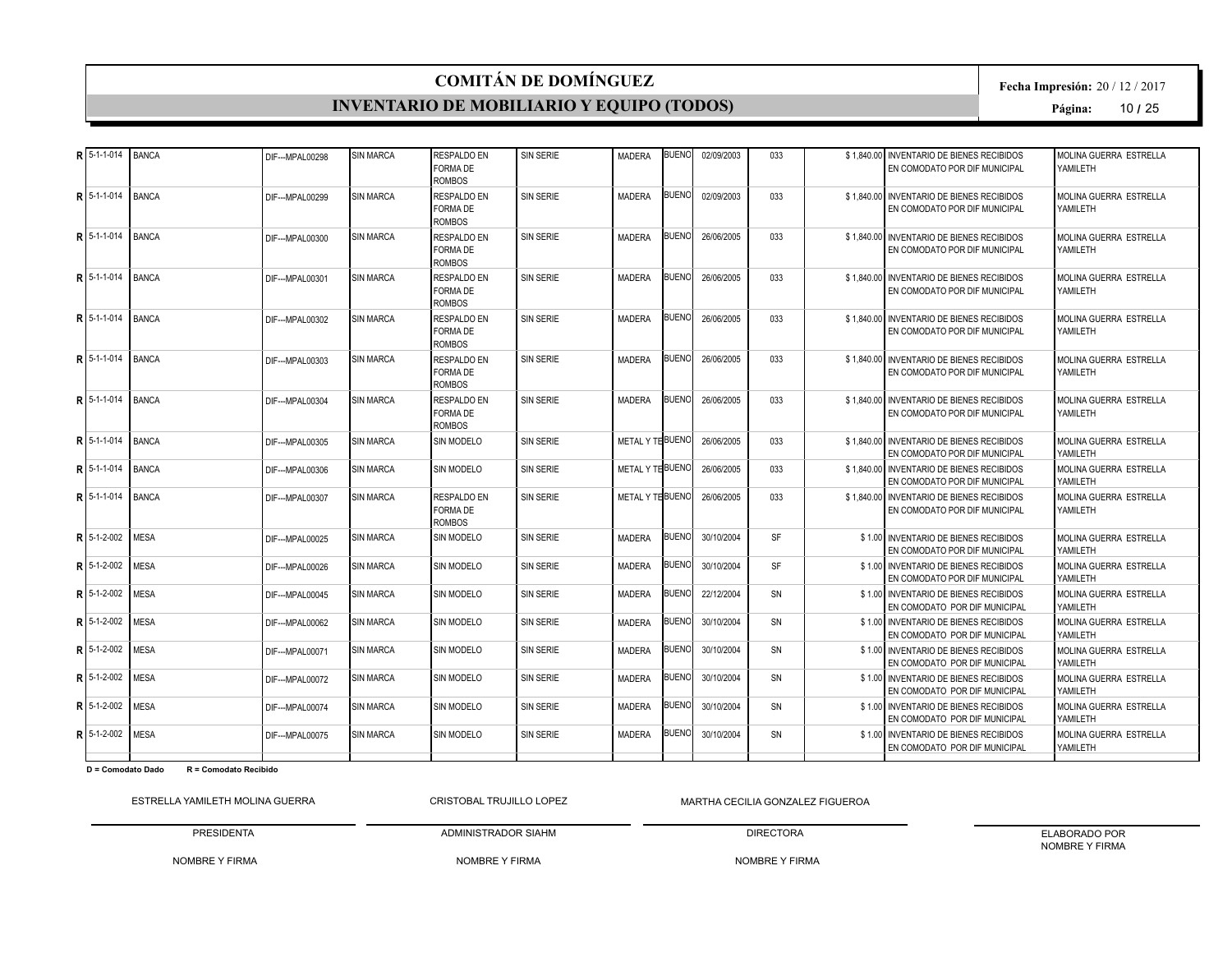# COMITÁN DE DOMÍNGUEZ

## INVENTARIO DE MOBILIARIO Y EQUIPO (TODOS)

**Fecha Impresión:** 20 / 12 / 2017

| | | | | | | | | | | | | | |
|---|---|---|---|---|---|---|---|---|---|---|---|---|---|
| **R** | 5-1-1-014 | BANCA | DIF---MPAL00298 | SIN MARCA | RESPALDO EN FORMA DE ROMBOS | SIN SERIE | MADERA | BUENO | 02/09/2003 | 033 | $ 1,840.00 | INVENTARIO DE BIENES RECIBIDOS EN COMODATO POR DIF MUNICIPAL | MOLINA GUERRA ESTRELLA YAMILETH |
| **R** | 5-1-1-014 | BANCA | DIF---MPAL00299 | SIN MARCA | RESPALDO EN FORMA DE ROMBOS | SIN SERIE | MADERA | BUENO | 02/09/2003 | 033 | $ 1,840.00 | INVENTARIO DE BIENES RECIBIDOS EN COMODATO POR DIF MUNICIPAL | MOLINA GUERRA ESTRELLA YAMILETH |
| **R** | 5-1-1-014 | BANCA | DIF---MPAL00300 | SIN MARCA | RESPALDO EN FORMA DE ROMBOS | SIN SERIE | MADERA | BUENO | 26/06/2005 | 033 | $ 1,840.00 | INVENTARIO DE BIENES RECIBIDOS EN COMODATO POR DIF MUNICIPAL | MOLINA GUERRA ESTRELLA YAMILETH |
| **R** | 5-1-1-014 | BANCA | DIF---MPAL00301 | SIN MARCA | RESPALDO EN FORMA DE ROMBOS | SIN SERIE | MADERA | BUENO | 26/06/2005 | 033 | $ 1,840.00 | INVENTARIO DE BIENES RECIBIDOS EN COMODATO POR DIF MUNICIPAL | MOLINA GUERRA ESTRELLA YAMILETH |
| **R** | 5-1-1-014 | BANCA | DIF---MPAL00302 | SIN MARCA | RESPALDO EN FORMA DE ROMBOS | SIN SERIE | MADERA | BUENO | 26/06/2005 | 033 | $ 1,840.00 | INVENTARIO DE BIENES RECIBIDOS EN COMODATO POR DIF MUNICIPAL | MOLINA GUERRA ESTRELLA YAMILETH |
| **R** | 5-1-1-014 | BANCA | DIF---MPAL00303 | SIN MARCA | RESPALDO EN FORMA DE ROMBOS | SIN SERIE | MADERA | BUENO | 26/06/2005 | 033 | $ 1,840.00 | INVENTARIO DE BIENES RECIBIDOS EN COMODATO POR DIF MUNICIPAL | MOLINA GUERRA ESTRELLA YAMILETH |
| **R** | 5-1-1-014 | BANCA | DIF---MPAL00304 | SIN MARCA | RESPALDO EN FORMA DE ROMBOS | SIN SERIE | MADERA | BUENO | 26/06/2005 | 033 | $ 1,840.00 | INVENTARIO DE BIENES RECIBIDOS EN COMODATO POR DIF MUNICIPAL | MOLINA GUERRA ESTRELLA YAMILETH |
| **R** | 5-1-1-014 | BANCA | DIF---MPAL00305 | SIN MARCA | SIN MODELO | SIN SERIE | METAL Y TE | BUENO | 26/06/2005 | 033 | $ 1,840.00 | INVENTARIO DE BIENES RECIBIDOS EN COMODATO POR DIF MUNICIPAL | MOLINA GUERRA ESTRELLA YAMILETH |
| **R** | 5-1-1-014 | BANCA | DIF---MPAL00306 | SIN MARCA | SIN MODELO | SIN SERIE | METAL Y TE | BUENO | 26/06/2005 | 033 | $ 1,840.00 | INVENTARIO DE BIENES RECIBIDOS EN COMODATO POR DIF MUNICIPAL | MOLINA GUERRA ESTRELLA YAMILETH |
| **R** | 5-1-1-014 | BANCA | DIF---MPAL00307 | SIN MARCA | RESPALDO EN FORMA DE ROMBOS | SIN SERIE | METAL Y TE | BUENO | 26/06/2005 | 033 | $ 1,840.00 | INVENTARIO DE BIENES RECIBIDOS EN COMODATO POR DIF MUNICIPAL | MOLINA GUERRA ESTRELLA YAMILETH |
| **R** | 5-1-2-002 | MESA | DIF---MPAL00025 | SIN MARCA | SIN MODELO | SIN SERIE | MADERA | BUENO | 30/10/2004 | SF | $ 1.00 | INVENTARIO DE BIENES RECIBIDOS EN COMODATO POR DIF MUNICIPAL | MOLINA GUERRA ESTRELLA YAMILETH |
| **R** | 5-1-2-002 | MESA | DIF---MPAL00026 | SIN MARCA | SIN MODELO | SIN SERIE | MADERA | BUENO | 30/10/2004 | SF | $ 1.00 | INVENTARIO DE BIENES RECIBIDOS EN COMODATO POR DIF MUNICIPAL | MOLINA GUERRA ESTRELLA YAMILETH |
| **R** | 5-1-2-002 | MESA | DIF---MPAL00045 | SIN MARCA | SIN MODELO | SIN SERIE | MADERA | BUENO | 22/12/2004 | SN | $ 1.00 | INVENTARIO DE BIENES RECIBIDOS EN COMODATO POR DIF MUNICIPAL | MOLINA GUERRA ESTRELLA YAMILETH |
| **R** | 5-1-2-002 | MESA | DIF---MPAL00062 | SIN MARCA | SIN MODELO | SIN SERIE | MADERA | BUENO | 30/10/2004 | SN | $ 1.00 | INVENTARIO DE BIENES RECIBIDOS EN COMODATO POR DIF MUNICIPAL | MOLINA GUERRA ESTRELLA YAMILETH |
| **R** | 5-1-2-002 | MESA | DIF---MPAL00071 | SIN MARCA | SIN MODELO | SIN SERIE | MADERA | BUENO | 30/10/2004 | SN | $ 1.00 | INVENTARIO DE BIENES RECIBIDOS EN COMODATO POR DIF MUNICIPAL | MOLINA GUERRA ESTRELLA YAMILETH |
| **R** | 5-1-2-002 | MESA | DIF---MPAL00072 | SIN MARCA | SIN MODELO | SIN SERIE | MADERA | BUENO | 30/10/2004 | SN | $ 1.00 | INVENTARIO DE BIENES RECIBIDOS EN COMODATO POR DIF MUNICIPAL | MOLINA GUERRA ESTRELLA YAMILETH |
| **R** | 5-1-2-002 | MESA | DIF---MPAL00074 | SIN MARCA | SIN MODELO | SIN SERIE | MADERA | BUENO | 30/10/2004 | SN | $ 1.00 | INVENTARIO DE BIENES RECIBIDOS EN COMODATO POR DIF MUNICIPAL | MOLINA GUERRA ESTRELLA YAMILETH |
| **R** | 5-1-2-002 | MESA | DIF---MPAL00075 | SIN MARCA | SIN MODELO | SIN SERIE | MADERA | BUENO | 30/10/2004 | SN | $ 1.00 | INVENTARIO DE BIENES RECIBIDOS EN COMODATO POR DIF MUNICIPAL | MOLINA GUERRA ESTRELLA YAMILETH |

**D = Comodato Dado** **R = Comodato Recibido**

| ESTRELLA YAMILETH MOLINA GUERRA | CRISTOBAL TRUJILLO LOPEZ | MARTHA CECILIA GONZALEZ FIGUEROA | |
|---|---|---|---|
| PRESIDENTA | ADMINISTRADOR SIAHM | DIRECTORA | ELABORADO POR NOMBRE Y FIRMA |
| NOMBRE Y FIRMA | NOMBRE Y FIRMA | NOMBRE Y FIRMA | |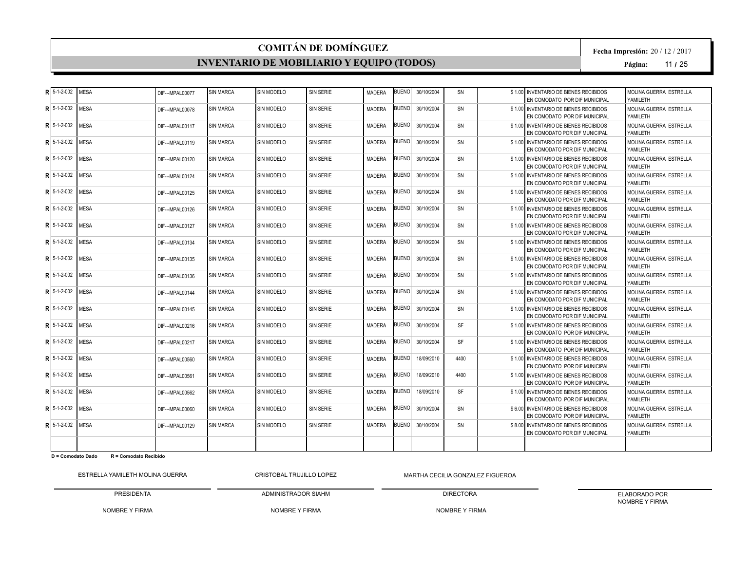# COMITÁN DE DOMÍNGUEZ

## INVENTARIO DE MOBILIARIO Y EQUIPO (TODOS)

**Fecha Impresión:** 20 / 12 / 2017

| | | | | | | | | | | | | | |
|---|---|---|---|---|---|---|---|---|---|---|---|---|---|
| **R** | 5-1-2-002 | MESA | DIF---MPAL00077 | SIN MARCA | SIN MODELO | SIN SERIE | MADERA | BUENO | 30/10/2004 | SN | $ 1.00 | INVENTARIO DE BIENES RECIBIDOS EN COMODATO POR DIF MUNICIPAL | MOLINA GUERRA ESTRELLA YAMILETH |
| **R** | 5-1-2-002 | MESA | DIF---MPAL00078 | SIN MARCA | SIN MODELO | SIN SERIE | MADERA | BUENO | 30/10/2004 | SN | $ 1.00 | INVENTARIO DE BIENES RECIBIDOS EN COMODATO POR DIF MUNICIPAL | MOLINA GUERRA ESTRELLA YAMILETH |
| **R** | 5-1-2-002 | MESA | DIF---MPAL00117 | SIN MARCA | SIN MODELO | SIN SERIE | MADERA | BUENO | 30/10/2004 | SN | $ 1.00 | INVENTARIO DE BIENES RECIBIDOS EN COMODATO POR DIF MUNICIPAL | MOLINA GUERRA ESTRELLA YAMILETH |
| **R** | 5-1-2-002 | MESA | DIF---MPAL00119 | SIN MARCA | SIN MODELO | SIN SERIE | MADERA | BUENO | 30/10/2004 | SN | $ 1.00 | INVENTARIO DE BIENES RECIBIDOS EN COMODATO POR DIF MUNICIPAL | MOLINA GUERRA ESTRELLA YAMILETH |
| **R** | 5-1-2-002 | MESA | DIF---MPAL00120 | SIN MARCA | SIN MODELO | SIN SERIE | MADERA | BUENO | 30/10/2004 | SN | $ 1.00 | INVENTARIO DE BIENES RECIBIDOS EN COMODATO POR DIF MUNICIPAL | MOLINA GUERRA ESTRELLA YAMILETH |
| **R** | 5-1-2-002 | MESA | DIF---MPAL00124 | SIN MARCA | SIN MODELO | SIN SERIE | MADERA | BUENO | 30/10/2004 | SN | $ 1.00 | INVENTARIO DE BIENES RECIBIDOS EN COMODATO POR DIF MUNICIPAL | MOLINA GUERRA ESTRELLA YAMILETH |
| **R** | 5-1-2-002 | MESA | DIF---MPAL00125 | SIN MARCA | SIN MODELO | SIN SERIE | MADERA | BUENO | 30/10/2004 | SN | $ 1.00 | INVENTARIO DE BIENES RECIBIDOS EN COMODATO POR DIF MUNICIPAL | MOLINA GUERRA ESTRELLA YAMILETH |
| **R** | 5-1-2-002 | MESA | DIF---MPAL00126 | SIN MARCA | SIN MODELO | SIN SERIE | MADERA | BUENO | 30/10/2004 | SN | $ 1.00 | INVENTARIO DE BIENES RECIBIDOS EN COMODATO POR DIF MUNICIPAL | MOLINA GUERRA ESTRELLA YAMILETH |
| **R** | 5-1-2-002 | MESA | DIF---MPAL00127 | SIN MARCA | SIN MODELO | SIN SERIE | MADERA | BUENO | 30/10/2004 | SN | $ 1.00 | INVENTARIO DE BIENES RECIBIDOS EN COMODATO POR DIF MUNICIPAL | MOLINA GUERRA ESTRELLA YAMILETH |
| **R** | 5-1-2-002 | MESA | DIF---MPAL00134 | SIN MARCA | SIN MODELO | SIN SERIE | MADERA | BUENO | 30/10/2004 | SN | $ 1.00 | INVENTARIO DE BIENES RECIBIDOS EN COMODATO POR DIF MUNICIPAL | MOLINA GUERRA ESTRELLA YAMILETH |
| **R** | 5-1-2-002 | MESA | DIF---MPAL00135 | SIN MARCA | SIN MODELO | SIN SERIE | MADERA | BUENO | 30/10/2004 | SN | $ 1.00 | INVENTARIO DE BIENES RECIBIDOS EN COMODATO POR DIF MUNICIPAL | MOLINA GUERRA ESTRELLA YAMILETH |
| **R** | 5-1-2-002 | MESA | DIF---MPAL00136 | SIN MARCA | SIN MODELO | SIN SERIE | MADERA | BUENO | 30/10/2004 | SN | $ 1.00 | INVENTARIO DE BIENES RECIBIDOS EN COMODATO POR DIF MUNICIPAL | MOLINA GUERRA ESTRELLA YAMILETH |
| **R** | 5-1-2-002 | MESA | DIF---MPAL00144 | SIN MARCA | SIN MODELO | SIN SERIE | MADERA | BUENO | 30/10/2004 | SN | $ 1.00 | INVENTARIO DE BIENES RECIBIDOS EN COMODATO POR DIF MUNICIPAL | MOLINA GUERRA ESTRELLA YAMILETH |
| **R** | 5-1-2-002 | MESA | DIF---MPAL00145 | SIN MARCA | SIN MODELO | SIN SERIE | MADERA | BUENO | 30/10/2004 | SN | $ 1.00 | INVENTARIO DE BIENES RECIBIDOS EN COMODATO POR DIF MUNICIPAL | MOLINA GUERRA ESTRELLA YAMILETH |
| **R** | 5-1-2-002 | MESA | DIF---MPAL00216 | SIN MARCA | SIN MODELO | SIN SERIE | MADERA | BUENO | 30/10/2004 | SF | $ 1.00 | INVENTARIO DE BIENES RECIBIDOS EN COMODATO POR DIF MUNICIPAL | MOLINA GUERRA ESTRELLA YAMILETH |
| **R** | 5-1-2-002 | MESA | DIF---MPAL00217 | SIN MARCA | SIN MODELO | SIN SERIE | MADERA | BUENO | 30/10/2004 | SF | $ 1.00 | INVENTARIO DE BIENES RECIBIDOS EN COMODATO POR DIF MUNICIPAL | MOLINA GUERRA ESTRELLA YAMILETH |
| **R** | 5-1-2-002 | MESA | DIF---MPAL00560 | SIN MARCA | SIN MODELO | SIN SERIE | MADERA | BUENO | 18/09/2010 | 4400 | $ 1.00 | INVENTARIO DE BIENES RECIBIDOS EN COMODATO POR DIF MUNICIPAL | MOLINA GUERRA ESTRELLA YAMILETH |
| **R** | 5-1-2-002 | MESA | DIF---MPAL00561 | SIN MARCA | SIN MODELO | SIN SERIE | MADERA | BUENO | 18/09/2010 | 4400 | $ 1.00 | INVENTARIO DE BIENES RECIBIDOS EN COMODATO POR DIF MUNICIPAL | MOLINA GUERRA ESTRELLA YAMILETH |
| **R** | 5-1-2-002 | MESA | DIF---MPAL00562 | SIN MARCA | SIN MODELO | SIN SERIE | MADERA | BUENO | 18/09/2010 | SF | $ 1.00 | INVENTARIO DE BIENES RECIBIDOS EN COMODATO POR DIF MUNICIPAL | MOLINA GUERRA ESTRELLA YAMILETH |
| **R** | 5-1-2-002 | MESA | DIF---MPAL00060 | SIN MARCA | SIN MODELO | SIN SERIE | MADERA | BUENO | 30/10/2004 | SN | $ 6.00 | INVENTARIO DE BIENES RECIBIDOS EN COMODATO POR DIF MUNICIPAL | MOLINA GUERRA ESTRELLA YAMILETH |
| **R** | 5-1-2-002 | MESA | DIF---MPAL00129 | SIN MARCA | SIN MODELO | SIN SERIE | MADERA | BUENO | 30/10/2004 | SN | $ 8.00 | INVENTARIO DE BIENES RECIBIDOS EN COMODATO POR DIF MUNICIPAL | MOLINA GUERRA ESTRELLA YAMILETH |

**D = Comodato Dado** **R = Comodato Recibido**

| ESTRELLA YAMILETH MOLINA GUERRA | CRISTOBAL TRUJILLO LOPEZ | MARTHA CECILIA GONZALEZ FIGUEROA | |
|---|---|---|---|
| PRESIDENTA | ADMINISTRADOR SIAHM | DIRECTORA | ELABORADO POR NOMBRE Y FIRMA |
| NOMBRE Y FIRMA | NOMBRE Y FIRMA | NOMBRE Y FIRMA | |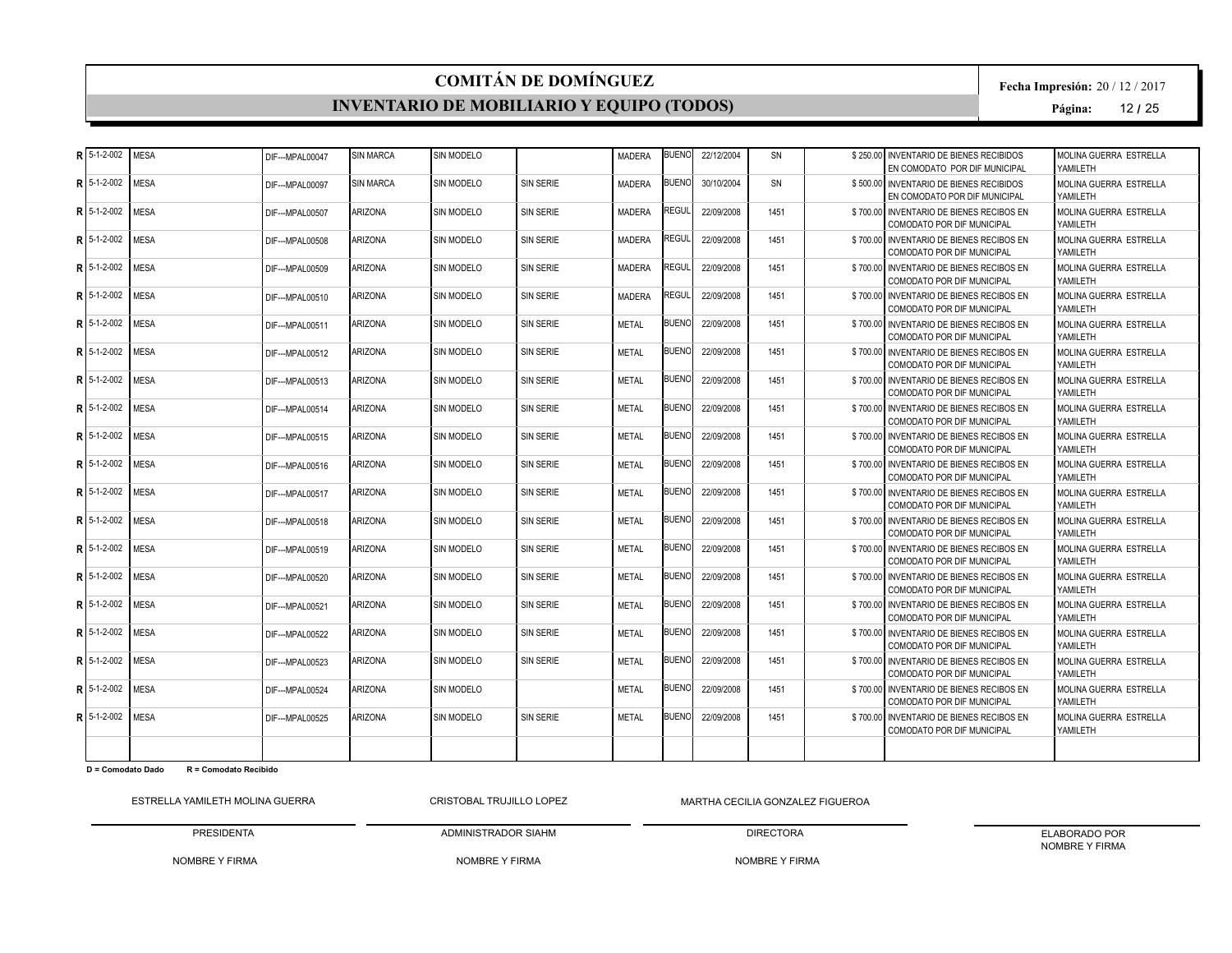# COMITÁN DE DOMÍNGUEZ

## INVENTARIO DE MOBILIARIO Y EQUIPO (TODOS)

**Fecha Impresión:** 20 / 12 / 2017

| | | | | | | | | | | | | | |
|---|---|---|---|---|---|---|---|---|---|---|---|---|---|
| R | 5-1-2-002 | MESA | DIF---MPAL00047 | SIN MARCA | SIN MODELO | | MADERA | BUENO | 22/12/2004 | SN | $ 250.00 | INVENTARIO DE BIENES RECIBIDOS EN COMODATO POR DIF MUNICIPAL | MOLINA GUERRA ESTRELLA YAMILETH |
| R | 5-1-2-002 | MESA | DIF---MPAL00097 | SIN MARCA | SIN MODELO | SIN SERIE | MADERA | BUENO | 30/10/2004 | SN | $ 500.00 | INVENTARIO DE BIENES RECIBIDOS EN COMODATO POR DIF MUNICIPAL | MOLINA GUERRA ESTRELLA YAMILETH |
| R | 5-1-2-002 | MESA | DIF---MPAL00507 | ARIZONA | SIN MODELO | SIN SERIE | MADERA | REGUL | 22/09/2008 | 1451 | $ 700.00 | INVENTARIO DE BIENES RECIBOS EN COMODATO POR DIF MUNICIPAL | MOLINA GUERRA ESTRELLA YAMILETH |
| R | 5-1-2-002 | MESA | DIF---MPAL00508 | ARIZONA | SIN MODELO | SIN SERIE | MADERA | REGUL | 22/09/2008 | 1451 | $ 700.00 | INVENTARIO DE BIENES RECIBOS EN COMODATO POR DIF MUNICIPAL | MOLINA GUERRA ESTRELLA YAMILETH |
| R | 5-1-2-002 | MESA | DIF---MPAL00509 | ARIZONA | SIN MODELO | SIN SERIE | MADERA | REGUL | 22/09/2008 | 1451 | $ 700.00 | INVENTARIO DE BIENES RECIBOS EN COMODATO POR DIF MUNICIPAL | MOLINA GUERRA ESTRELLA YAMILETH |
| R | 5-1-2-002 | MESA | DIF---MPAL00510 | ARIZONA | SIN MODELO | SIN SERIE | MADERA | REGUL | 22/09/2008 | 1451 | $ 700.00 | INVENTARIO DE BIENES RECIBOS EN COMODATO POR DIF MUNICIPAL | MOLINA GUERRA ESTRELLA YAMILETH |
| R | 5-1-2-002 | MESA | DIF---MPAL00511 | ARIZONA | SIN MODELO | SIN SERIE | METAL | BUENO | 22/09/2008 | 1451 | $ 700.00 | INVENTARIO DE BIENES RECIBOS EN COMODATO POR DIF MUNICIPAL | MOLINA GUERRA ESTRELLA YAMILETH |
| R | 5-1-2-002 | MESA | DIF---MPAL00512 | ARIZONA | SIN MODELO | SIN SERIE | METAL | BUENO | 22/09/2008 | 1451 | $ 700.00 | INVENTARIO DE BIENES RECIBOS EN COMODATO POR DIF MUNICIPAL | MOLINA GUERRA ESTRELLA YAMILETH |
| R | 5-1-2-002 | MESA | DIF---MPAL00513 | ARIZONA | SIN MODELO | SIN SERIE | METAL | BUENO | 22/09/2008 | 1451 | $ 700.00 | INVENTARIO DE BIENES RECIBOS EN COMODATO POR DIF MUNICIPAL | MOLINA GUERRA ESTRELLA YAMILETH |
| R | 5-1-2-002 | MESA | DIF---MPAL00514 | ARIZONA | SIN MODELO | SIN SERIE | METAL | BUENO | 22/09/2008 | 1451 | $ 700.00 | INVENTARIO DE BIENES RECIBOS EN COMODATO POR DIF MUNICIPAL | MOLINA GUERRA ESTRELLA YAMILETH |
| R | 5-1-2-002 | MESA | DIF---MPAL00515 | ARIZONA | SIN MODELO | SIN SERIE | METAL | BUENO | 22/09/2008 | 1451 | $ 700.00 | INVENTARIO DE BIENES RECIBOS EN COMODATO POR DIF MUNICIPAL | MOLINA GUERRA ESTRELLA YAMILETH |
| R | 5-1-2-002 | MESA | DIF---MPAL00516 | ARIZONA | SIN MODELO | SIN SERIE | METAL | BUENO | 22/09/2008 | 1451 | $ 700.00 | INVENTARIO DE BIENES RECIBOS EN COMODATO POR DIF MUNICIPAL | MOLINA GUERRA ESTRELLA YAMILETH |
| R | 5-1-2-002 | MESA | DIF---MPAL00517 | ARIZONA | SIN MODELO | SIN SERIE | METAL | BUENO | 22/09/2008 | 1451 | $ 700.00 | INVENTARIO DE BIENES RECIBOS EN COMODATO POR DIF MUNICIPAL | MOLINA GUERRA ESTRELLA YAMILETH |
| R | 5-1-2-002 | MESA | DIF---MPAL00518 | ARIZONA | SIN MODELO | SIN SERIE | METAL | BUENO | 22/09/2008 | 1451 | $ 700.00 | INVENTARIO DE BIENES RECIBOS EN COMODATO POR DIF MUNICIPAL | MOLINA GUERRA ESTRELLA YAMILETH |
| R | 5-1-2-002 | MESA | DIF---MPAL00519 | ARIZONA | SIN MODELO | SIN SERIE | METAL | BUENO | 22/09/2008 | 1451 | $ 700.00 | INVENTARIO DE BIENES RECIBOS EN COMODATO POR DIF MUNICIPAL | MOLINA GUERRA ESTRELLA YAMILETH |
| R | 5-1-2-002 | MESA | DIF---MPAL00520 | ARIZONA | SIN MODELO | SIN SERIE | METAL | BUENO | 22/09/2008 | 1451 | $ 700.00 | INVENTARIO DE BIENES RECIBOS EN COMODATO POR DIF MUNICIPAL | MOLINA GUERRA ESTRELLA YAMILETH |
| R | 5-1-2-002 | MESA | DIF---MPAL00521 | ARIZONA | SIN MODELO | SIN SERIE | METAL | BUENO | 22/09/2008 | 1451 | $ 700.00 | INVENTARIO DE BIENES RECIBOS EN COMODATO POR DIF MUNICIPAL | MOLINA GUERRA ESTRELLA YAMILETH |
| R | 5-1-2-002 | MESA | DIF---MPAL00522 | ARIZONA | SIN MODELO | SIN SERIE | METAL | BUENO | 22/09/2008 | 1451 | $ 700.00 | INVENTARIO DE BIENES RECIBOS EN COMODATO POR DIF MUNICIPAL | MOLINA GUERRA ESTRELLA YAMILETH |
| R | 5-1-2-002 | MESA | DIF---MPAL00523 | ARIZONA | SIN MODELO | SIN SERIE | METAL | BUENO | 22/09/2008 | 1451 | $ 700.00 | INVENTARIO DE BIENES RECIBOS EN COMODATO POR DIF MUNICIPAL | MOLINA GUERRA ESTRELLA YAMILETH |
| R | 5-1-2-002 | MESA | DIF---MPAL00524 | ARIZONA | SIN MODELO | | METAL | BUENO | 22/09/2008 | 1451 | $ 700.00 | INVENTARIO DE BIENES RECIBOS EN COMODATO POR DIF MUNICIPAL | MOLINA GUERRA ESTRELLA YAMILETH |
| R | 5-1-2-002 | MESA | DIF---MPAL00525 | ARIZONA | SIN MODELO | SIN SERIE | METAL | BUENO | 22/09/2008 | 1451 | $ 700.00 | INVENTARIO DE BIENES RECIBOS EN COMODATO POR DIF MUNICIPAL | MOLINA GUERRA ESTRELLA YAMILETH |

**D = Comodato Dado** **R = Comodato Recibido**

| ESTRELLA YAMILETH MOLINA GUERRA | CRISTOBAL TRUJILLO LOPEZ | MARTHA CECILIA GONZALEZ FIGUEROA | |
|---|---|---|---|
| PRESIDENTA | ADMINISTRADOR SIAHM | DIRECTORA | ELABORADO POR NOMBRE Y FIRMA |
| NOMBRE Y FIRMA | NOMBRE Y FIRMA | NOMBRE Y FIRMA | |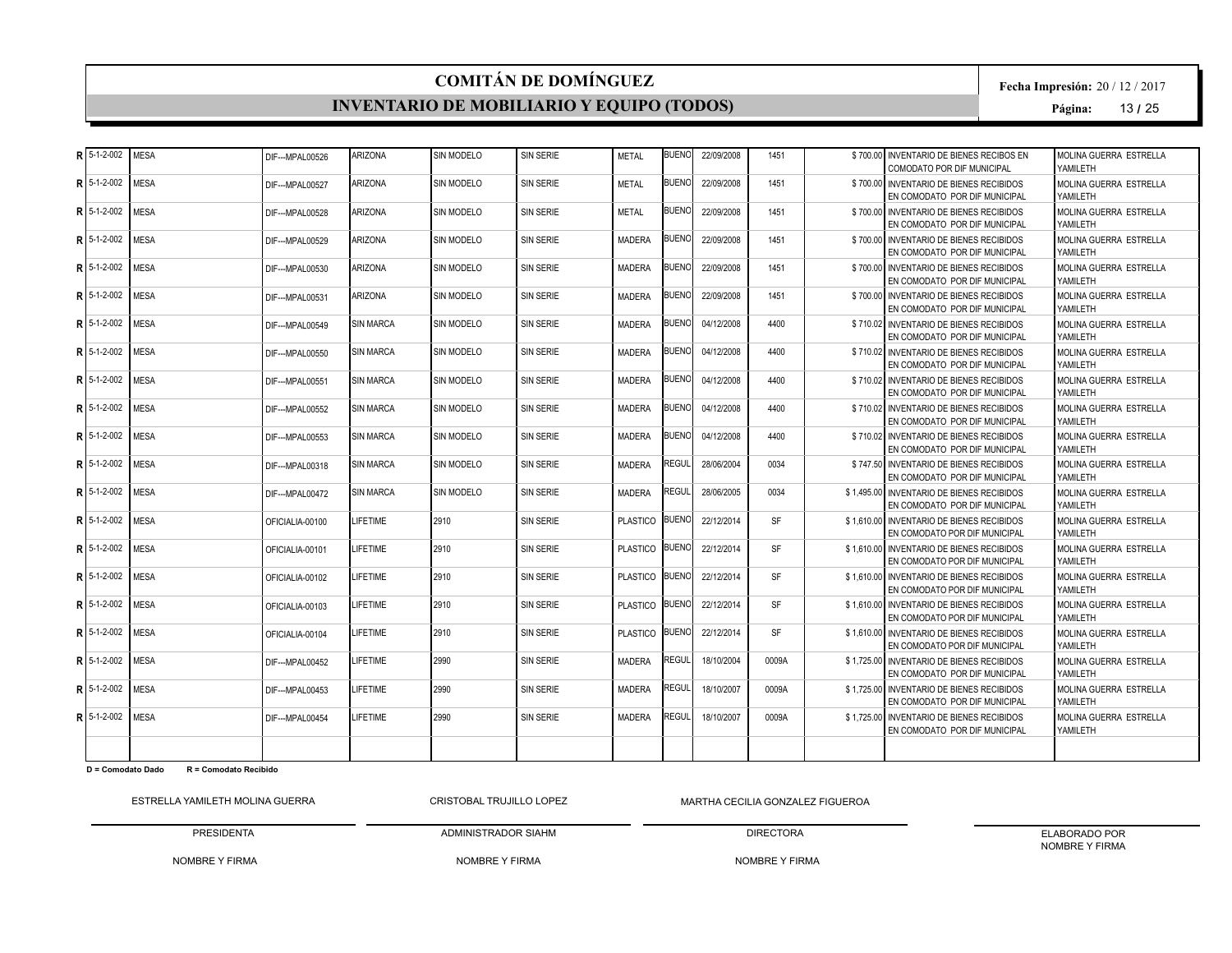# COMITÁN DE DOMÍNGUEZ

## INVENTARIO DE MOBILIARIO Y EQUIPO (TODOS)

**Fecha Impresión:** 20 / 12 / 2017

| | | | | | | | | | | | | | |
|---|---|---|---|---|---|---|---|---|---|---|---|---|---|
| R | 5-1-2-002 | MESA | DIF---MPAL00526 | ARIZONA | SIN MODELO | SIN SERIE | METAL | BUENO | 22/09/2008 | 1451 | $ 700.00 | INVENTARIO DE BIENES RECIBOS EN COMODATO POR DIF MUNICIPAL | MOLINA GUERRA ESTRELLA YAMILETH |
| R | 5-1-2-002 | MESA | DIF---MPAL00527 | ARIZONA | SIN MODELO | SIN SERIE | METAL | BUENO | 22/09/2008 | 1451 | $ 700.00 | INVENTARIO DE BIENES RECIBIDOS EN COMODATO POR DIF MUNICIPAL | MOLINA GUERRA ESTRELLA YAMILETH |
| R | 5-1-2-002 | MESA | DIF---MPAL00528 | ARIZONA | SIN MODELO | SIN SERIE | METAL | BUENO | 22/09/2008 | 1451 | $ 700.00 | INVENTARIO DE BIENES RECIBIDOS EN COMODATO POR DIF MUNICIPAL | MOLINA GUERRA ESTRELLA YAMILETH |
| R | 5-1-2-002 | MESA | DIF---MPAL00529 | ARIZONA | SIN MODELO | SIN SERIE | MADERA | BUENO | 22/09/2008 | 1451 | $ 700.00 | INVENTARIO DE BIENES RECIBIDOS EN COMODATO POR DIF MUNICIPAL | MOLINA GUERRA ESTRELLA YAMILETH |
| R | 5-1-2-002 | MESA | DIF---MPAL00530 | ARIZONA | SIN MODELO | SIN SERIE | MADERA | BUENO | 22/09/2008 | 1451 | $ 700.00 | INVENTARIO DE BIENES RECIBIDOS EN COMODATO POR DIF MUNICIPAL | MOLINA GUERRA ESTRELLA YAMILETH |
| R | 5-1-2-002 | MESA | DIF---MPAL00531 | ARIZONA | SIN MODELO | SIN SERIE | MADERA | BUENO | 22/09/2008 | 1451 | $ 700.00 | INVENTARIO DE BIENES RECIBIDOS EN COMODATO POR DIF MUNICIPAL | MOLINA GUERRA ESTRELLA YAMILETH |
| R | 5-1-2-002 | MESA | DIF---MPAL00549 | SIN MARCA | SIN MODELO | SIN SERIE | MADERA | BUENO | 04/12/2008 | 4400 | $ 710.02 | INVENTARIO DE BIENES RECIBIDOS EN COMODATO POR DIF MUNICIPAL | MOLINA GUERRA ESTRELLA YAMILETH |
| R | 5-1-2-002 | MESA | DIF---MPAL00550 | SIN MARCA | SIN MODELO | SIN SERIE | MADERA | BUENO | 04/12/2008 | 4400 | $ 710.02 | INVENTARIO DE BIENES RECIBIDOS EN COMODATO POR DIF MUNICIPAL | MOLINA GUERRA ESTRELLA YAMILETH |
| R | 5-1-2-002 | MESA | DIF---MPAL00551 | SIN MARCA | SIN MODELO | SIN SERIE | MADERA | BUENO | 04/12/2008 | 4400 | $ 710.02 | INVENTARIO DE BIENES RECIBIDOS EN COMODATO POR DIF MUNICIPAL | MOLINA GUERRA ESTRELLA YAMILETH |
| R | 5-1-2-002 | MESA | DIF---MPAL00552 | SIN MARCA | SIN MODELO | SIN SERIE | MADERA | BUENO | 04/12/2008 | 4400 | $ 710.02 | INVENTARIO DE BIENES RECIBIDOS EN COMODATO POR DIF MUNICIPAL | MOLINA GUERRA ESTRELLA YAMILETH |
| R | 5-1-2-002 | MESA | DIF---MPAL00553 | SIN MARCA | SIN MODELO | SIN SERIE | MADERA | BUENO | 04/12/2008 | 4400 | $ 710.02 | INVENTARIO DE BIENES RECIBIDOS EN COMODATO POR DIF MUNICIPAL | MOLINA GUERRA ESTRELLA YAMILETH |
| R | 5-1-2-002 | MESA | DIF---MPAL00318 | SIN MARCA | SIN MODELO | SIN SERIE | MADERA | REGUL | 28/06/2004 | 0034 | $ 747.50 | INVENTARIO DE BIENES RECIBIDOS EN COMODATO POR DIF MUNICIPAL | MOLINA GUERRA ESTRELLA YAMILETH |
| R | 5-1-2-002 | MESA | DIF---MPAL00472 | SIN MARCA | SIN MODELO | SIN SERIE | MADERA | REGUL | 28/06/2005 | 0034 | $ 1,495.00 | INVENTARIO DE BIENES RECIBIDOS EN COMODATO POR DIF MUNICIPAL | MOLINA GUERRA ESTRELLA YAMILETH |
| R | 5-1-2-002 | MESA | OFICIALIA-00100 | LIFETIME | 2910 | SIN SERIE | PLASTICO | BUENO | 22/12/2014 | SF | $ 1,610.00 | INVENTARIO DE BIENES RECIBIDOS EN COMODATO POR DIF MUNICIPAL | MOLINA GUERRA ESTRELLA YAMILETH |
| R | 5-1-2-002 | MESA | OFICIALIA-00101 | LIFETIME | 2910 | SIN SERIE | PLASTICO | BUENO | 22/12/2014 | SF | $ 1,610.00 | INVENTARIO DE BIENES RECIBIDOS EN COMODATO POR DIF MUNICIPAL | MOLINA GUERRA ESTRELLA YAMILETH |
| R | 5-1-2-002 | MESA | OFICIALIA-00102 | LIFETIME | 2910 | SIN SERIE | PLASTICO | BUENO | 22/12/2014 | SF | $ 1,610.00 | INVENTARIO DE BIENES RECIBIDOS EN COMODATO POR DIF MUNICIPAL | MOLINA GUERRA ESTRELLA YAMILETH |
| R | 5-1-2-002 | MESA | OFICIALIA-00103 | LIFETIME | 2910 | SIN SERIE | PLASTICO | BUENO | 22/12/2014 | SF | $ 1,610.00 | INVENTARIO DE BIENES RECIBIDOS EN COMODATO POR DIF MUNICIPAL | MOLINA GUERRA ESTRELLA YAMILETH |
| R | 5-1-2-002 | MESA | OFICIALIA-00104 | LIFETIME | 2910 | SIN SERIE | PLASTICO | BUENO | 22/12/2014 | SF | $ 1,610.00 | INVENTARIO DE BIENES RECIBIDOS EN COMODATO POR DIF MUNICIPAL | MOLINA GUERRA ESTRELLA YAMILETH |
| R | 5-1-2-002 | MESA | DIF---MPAL00452 | LIFETIME | 2990 | SIN SERIE | MADERA | REGUL | 18/10/2004 | 0009A | $ 1,725.00 | INVENTARIO DE BIENES RECIBIDOS EN COMODATO POR DIF MUNICIPAL | MOLINA GUERRA ESTRELLA YAMILETH |
| R | 5-1-2-002 | MESA | DIF---MPAL00453 | LIFETIME | 2990 | SIN SERIE | MADERA | REGUL | 18/10/2007 | 0009A | $ 1,725.00 | INVENTARIO DE BIENES RECIBIDOS EN COMODATO POR DIF MUNICIPAL | MOLINA GUERRA ESTRELLA YAMILETH |
| R | 5-1-2-002 | MESA | DIF---MPAL00454 | LIFETIME | 2990 | SIN SERIE | MADERA | REGUL | 18/10/2007 | 0009A | $ 1,725.00 | INVENTARIO DE BIENES RECIBIDOS EN COMODATO POR DIF MUNICIPAL | MOLINA GUERRA ESTRELLA YAMILETH |

**D = Comodato Dado** **R = Comodato Recibido**

| ESTRELLA YAMILETH MOLINA GUERRA | CRISTOBAL TRUJILLO LOPEZ | MARTHA CECILIA GONZALEZ FIGUEROA | |
|---|---|---|---|
| PRESIDENTA | ADMINISTRADOR SIAHM | DIRECTORA | ELABORADO POR NOMBRE Y FIRMA |
| NOMBRE Y FIRMA | NOMBRE Y FIRMA | NOMBRE Y FIRMA | |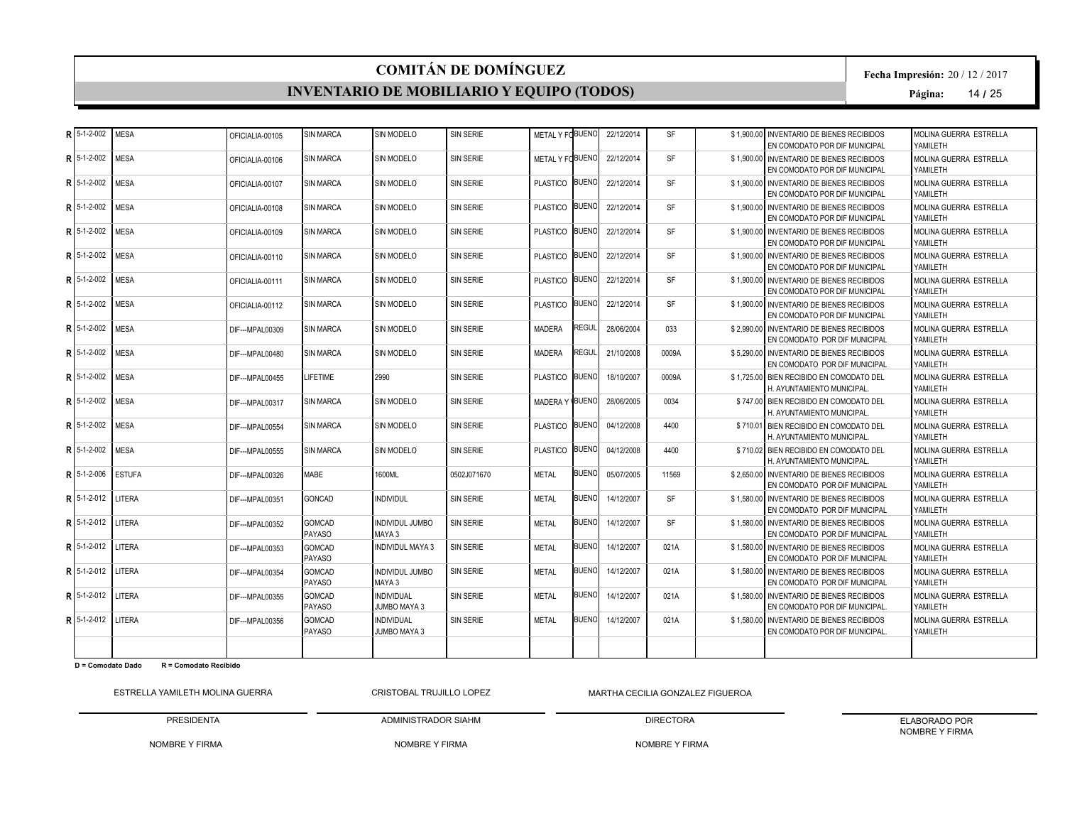# COMITÁN DE DOMÍNGUEZ

## INVENTARIO DE MOBILIARIO Y EQUIPO (TODOS)

**Fecha Impresión:** 20 / 12 / 2017

| | | | | | | | | | | | | | |
|---|---|---|---|---|---|---|---|---|---|---|---|---|---|
| R | 5-1-2-002 | MESA | OFICIALIA-00105 | SIN MARCA | SIN MODELO | SIN SERIE | METAL Y FO | BUENO | 22/12/2014 | SF | $ 1,900.00 | INVENTARIO DE BIENES RECIBIDOS EN COMODATO POR DIF MUNICIPAL | MOLINA GUERRA ESTRELLA YAMILETH |
| R | 5-1-2-002 | MESA | OFICIALIA-00106 | SIN MARCA | SIN MODELO | SIN SERIE | METAL Y FO | BUENO | 22/12/2014 | SF | $ 1,900.00 | INVENTARIO DE BIENES RECIBIDOS EN COMODATO POR DIF MUNICIPAL | MOLINA GUERRA ESTRELLA YAMILETH |
| R | 5-1-2-002 | MESA | OFICIALIA-00107 | SIN MARCA | SIN MODELO | SIN SERIE | PLASTICO | BUENO | 22/12/2014 | SF | $ 1,900.00 | INVENTARIO DE BIENES RECIBIDOS EN COMODATO POR DIF MUNICIPAL | MOLINA GUERRA ESTRELLA YAMILETH |
| R | 5-1-2-002 | MESA | OFICIALIA-00108 | SIN MARCA | SIN MODELO | SIN SERIE | PLASTICO | BUENO | 22/12/2014 | SF | $ 1,900.00 | INVENTARIO DE BIENES RECIBIDOS EN COMODATO POR DIF MUNICIPAL | MOLINA GUERRA ESTRELLA YAMILETH |
| R | 5-1-2-002 | MESA | OFICIALIA-00109 | SIN MARCA | SIN MODELO | SIN SERIE | PLASTICO | BUENO | 22/12/2014 | SF | $ 1,900.00 | INVENTARIO DE BIENES RECIBIDOS EN COMODATO POR DIF MUNICIPAL | MOLINA GUERRA ESTRELLA YAMILETH |
| R | 5-1-2-002 | MESA | OFICIALIA-00110 | SIN MARCA | SIN MODELO | SIN SERIE | PLASTICO | BUENO | 22/12/2014 | SF | $ 1,900.00 | INVENTARIO DE BIENES RECIBIDOS EN COMODATO POR DIF MUNICIPAL | MOLINA GUERRA ESTRELLA YAMILETH |
| R | 5-1-2-002 | MESA | OFICIALIA-00111 | SIN MARCA | SIN MODELO | SIN SERIE | PLASTICO | BUENO | 22/12/2014 | SF | $ 1,900.00 | INVENTARIO DE BIENES RECIBIDOS EN COMODATO POR DIF MUNICIPAL | MOLINA GUERRA ESTRELLA YAMILETH |
| R | 5-1-2-002 | MESA | OFICIALIA-00112 | SIN MARCA | SIN MODELO | SIN SERIE | PLASTICO | BUENO | 22/12/2014 | SF | $ 1,900.00 | INVENTARIO DE BIENES RECIBIDOS EN COMODATO POR DIF MUNICIPAL | MOLINA GUERRA ESTRELLA YAMILETH |
| R | 5-1-2-002 | MESA | DIF---MPAL00309 | SIN MARCA | SIN MODELO | SIN SERIE | MADERA | REGUL | 28/06/2004 | 033 | $ 2,990.00 | INVENTARIO DE BIENES RECIBIDOS EN COMODATO POR DIF MUNICIPAL | MOLINA GUERRA ESTRELLA YAMILETH |
| R | 5-1-2-002 | MESA | DIF---MPAL00480 | SIN MARCA | SIN MODELO | SIN SERIE | MADERA | REGUL | 21/10/2008 | 0009A | $ 5,290.00 | INVENTARIO DE BIENES RECIBIDOS EN COMODATO POR DIF MUNICIPAL | MOLINA GUERRA ESTRELLA YAMILETH |
| R | 5-1-2-002 | MESA | DIF---MPAL00455 | LIFETIME | 2990 | SIN SERIE | PLASTICO | BUENO | 18/10/2007 | 0009A | $ 1,725.00 | BIEN RECIBIDO EN COMODATO DEL H. AYUNTAMIENTO MUNICIPAL. | MOLINA GUERRA ESTRELLA YAMILETH |
| R | 5-1-2-002 | MESA | DIF---MPAL00317 | SIN MARCA | SIN MODELO | SIN SERIE | MADERA Y | BUENO | 28/06/2005 | 0034 | $ 747.00 | BIEN RECIBIDO EN COMODATO DEL H. AYUNTAMIENTO MUNICIPAL. | MOLINA GUERRA ESTRELLA YAMILETH |
| R | 5-1-2-002 | MESA | DIF---MPAL00554 | SIN MARCA | SIN MODELO | SIN SERIE | PLASTICO | BUENO | 04/12/2008 | 4400 | $ 710.01 | BIEN RECIBIDO EN COMODATO DEL H. AYUNTAMIENTO MUNICIPAL. | MOLINA GUERRA ESTRELLA YAMILETH |
| R | 5-1-2-002 | MESA | DIF---MPAL00555 | SIN MARCA | SIN MODELO | SIN SERIE | PLASTICO | BUENO | 04/12/2008 | 4400 | $ 710.02 | BIEN RECIBIDO EN COMODATO DEL H. AYUNTAMIENTO MUNICIPAL. | MOLINA GUERRA ESTRELLA YAMILETH |
| R | 5-1-2-006 | ESTUFA | DIF---MPAL00326 | MABE | 1600ML | 0502J071670 | METAL | BUENO | 05/07/2005 | 11569 | $ 2,650.00 | INVENTARIO DE BIENES RECIBIDOS EN COMODATO POR DIF MUNICIPAL | MOLINA GUERRA ESTRELLA YAMILETH |
| R | 5-1-2-012 | LITERA | DIF---MPAL00351 | GONCAD | INDIVIDUL | SIN SERIE | METAL | BUENO | 14/12/2007 | SF | $ 1,580.00 | INVENTARIO DE BIENES RECIBIDOS EN COMODATO POR DIF MUNICIPAL | MOLINA GUERRA ESTRELLA YAMILETH |
| R | 5-1-2-012 | LITERA | DIF---MPAL00352 | GOMCAD PAYASO | INDIVIDUL JUMBO MAYA 3 | SIN SERIE | METAL | BUENO | 14/12/2007 | SF | $ 1,580.00 | INVENTARIO DE BIENES RECIBIDOS EN COMODATO POR DIF MUNICIPAL | MOLINA GUERRA ESTRELLA YAMILETH |
| R | 5-1-2-012 | LITERA | DIF---MPAL00353 | GOMCAD PAYASO | INDIVIDUL MAYA 3 | SIN SERIE | METAL | BUENO | 14/12/2007 | 021A | $ 1,580.00 | INVENTARIO DE BIENES RECIBIDOS EN COMODATO POR DIF MUNICIPAL | MOLINA GUERRA ESTRELLA YAMILETH |
| R | 5-1-2-012 | LITERA | DIF---MPAL00354 | GOMCAD PAYASO | INDIVIDUL JUMBO MAYA 3 | SIN SERIE | METAL | BUENO | 14/12/2007 | 021A | $ 1,580.00 | INVENTARIO DE BIENES RECIBIDOS EN COMODATO POR DIF MUNICIPAL | MOLINA GUERRA ESTRELLA YAMILETH |
| R | 5-1-2-012 | LITERA | DIF---MPAL00355 | GOMCAD PAYASO | INDIVIDUAL JUMBO MAYA 3 | SIN SERIE | METAL | BUENO | 14/12/2007 | 021A | $ 1,580.00 | INVENTARIO DE BIENES RECIBIDOS EN COMODATO POR DIF MUNICIPAL. | MOLINA GUERRA ESTRELLA YAMILETH |
| R | 5-1-2-012 | LITERA | DIF---MPAL00356 | GOMCAD PAYASO | INDIVIDUAL JUMBO MAYA 3 | SIN SERIE | METAL | BUENO | 14/12/2007 | 021A | $ 1,580.00 | INVENTARIO DE BIENES RECIBIDOS EN COMODATO POR DIF MUNICIPAL. | MOLINA GUERRA ESTRELLA YAMILETH |

**D = Comodato Dado** **R = Comodato Recibido**

| ESTRELLA YAMILETH MOLINA GUERRA | CRISTOBAL TRUJILLO LOPEZ | MARTHA CECILIA GONZALEZ FIGUEROA | |
|---|---|---|---|
| PRESIDENTA | ADMINISTRADOR SIAHM | DIRECTORA | ELABORADO POR |
| NOMBRE Y FIRMA | NOMBRE Y FIRMA | NOMBRE Y FIRMA | NOMBRE Y FIRMA |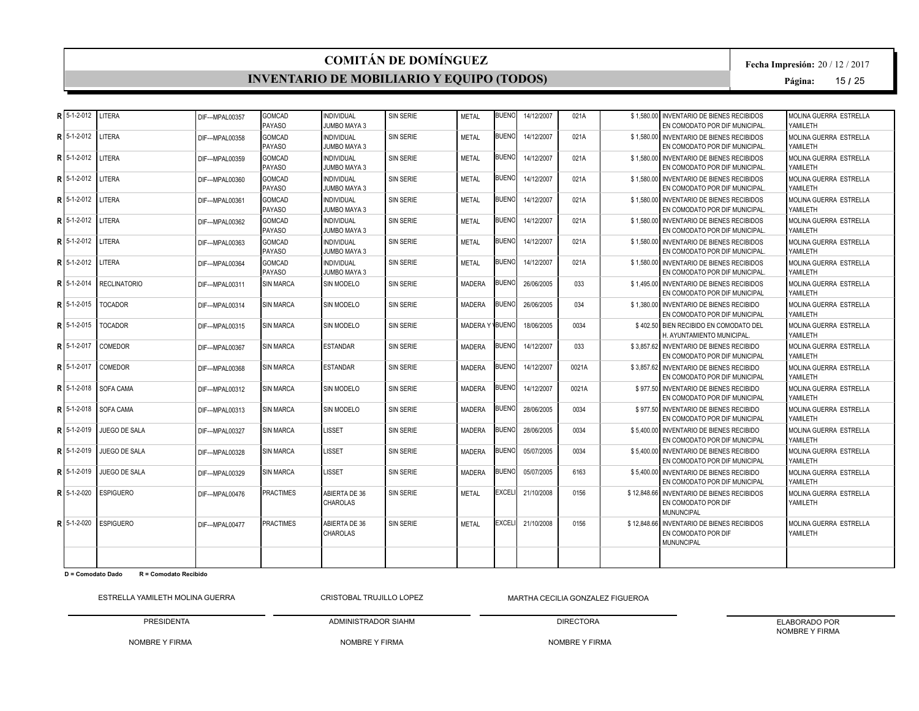# COMITÁN DE DOMÍNGUEZ

## INVENTARIO DE MOBILIARIO Y EQUIPO (TODOS)

**Fecha Impresión:** 20 / 12 / 2017

| | | | | | | | | | | | | | |
|---|---|---|---|---|---|---|---|---|---|---|---|---|---|
| R | 5-1-2-012 | LITERA | DIF---MPAL00357 | GOMCAD PAYASO | INDIVIDUAL JUMBO MAYA 3 | SIN SERIE | METAL | BUENO | 14/12/2007 | 021A | $ 1,580.00 | INVENTARIO DE BIENES RECIBIDOS EN COMODATO POR DIF MUNICIPAL. | MOLINA GUERRA ESTRELLA YAMILETH |
| R | 5-1-2-012 | LITERA | DIF---MPAL00358 | GOMCAD PAYASO | INDIVIDUAL JUMBO MAYA 3 | SIN SERIE | METAL | BUENO | 14/12/2007 | 021A | $ 1,580.00 | INVENTARIO DE BIENES RECIBIDOS EN COMODATO POR DIF MUNICIPAL. | MOLINA GUERRA ESTRELLA YAMILETH |
| R | 5-1-2-012 | LITERA | DIF---MPAL00359 | GOMCAD PAYASO | INDIVIDUAL JUMBO MAYA 3 | SIN SERIE | METAL | BUENO | 14/12/2007 | 021A | $ 1,580.00 | INVENTARIO DE BIENES RECIBIDOS EN COMODATO POR DIF MUNICIPAL. | MOLINA GUERRA ESTRELLA YAMILETH |
| R | 5-1-2-012 | LITERA | DIF---MPAL00360 | GOMCAD PAYASO | INDIVIDUAL JUMBO MAYA 3 | SIN SERIE | METAL | BUENO | 14/12/2007 | 021A | $ 1,580.00 | INVENTARIO DE BIENES RECIBIDOS EN COMODATO POR DIF MUNICIPAL. | MOLINA GUERRA ESTRELLA YAMILETH |
| R | 5-1-2-012 | LITERA | DIF---MPAL00361 | GOMCAD PAYASO | INDIVIDUAL JUMBO MAYA 3 | SIN SERIE | METAL | BUENO | 14/12/2007 | 021A | $ 1,580.00 | INVENTARIO DE BIENES RECIBIDOS EN COMODATO POR DIF MUNICIPAL. | MOLINA GUERRA ESTRELLA YAMILETH |
| R | 5-1-2-012 | LITERA | DIF---MPAL00362 | GOMCAD PAYASO | INDIVIDUAL JUMBO MAYA 3 | SIN SERIE | METAL | BUENO | 14/12/2007 | 021A | $ 1,580.00 | INVENTARIO DE BIENES RECIBIDOS EN COMODATO POR DIF MUNICIPAL. | MOLINA GUERRA ESTRELLA YAMILETH |
| R | 5-1-2-012 | LITERA | DIF---MPAL00363 | GOMCAD PAYASO | INDIVIDUAL JUMBO MAYA 3 | SIN SERIE | METAL | BUENO | 14/12/2007 | 021A | $ 1,580.00 | INVENTARIO DE BIENES RECIBIDOS EN COMODATO POR DIF MUNICIPAL. | MOLINA GUERRA ESTRELLA YAMILETH |
| R | 5-1-2-012 | LITERA | DIF---MPAL00364 | GOMCAD PAYASO | INDIVIDUAL JUMBO MAYA 3 | SIN SERIE | METAL | BUENO | 14/12/2007 | 021A | $ 1,580.00 | INVENTARIO DE BIENES RECIBIDOS EN COMODATO POR DIF MUNICIPAL. | MOLINA GUERRA ESTRELLA YAMILETH |
| R | 5-1-2-014 | RECLINATORIO | DIF---MPAL00311 | SIN MARCA | SIN MODELO | SIN SERIE | MADERA | BUENO | 26/06/2005 | 033 | $ 1,495.00 | INVENTARIO DE BIENES RECIBIDOS EN COMODATO POR DIF MUNICIPAL. | MOLINA GUERRA ESTRELLA YAMILETH |
| R | 5-1-2-015 | TOCADOR | DIF---MPAL00314 | SIN MARCA | SIN MODELO | SIN SERIE | MADERA | BUENO | 26/06/2005 | 034 | $ 1,380.00 | INVENTARIO DE BIENES RECIBIDO EN COMODATO POR DIF MUNICIPAL | MOLINA GUERRA ESTRELLA YAMILETH |
| R | 5-1-2-015 | TOCADOR | DIF---MPAL00315 | SIN MARCA | SIN MODELO | SIN SERIE | MADERA Y | BUENO | 18/06/2005 | 0034 | $ 402.50 | BIEN RECIBIDO EN COMODATO DEL H. AYUNTAMIENTO MUNICIPAL. | MOLINA GUERRA ESTRELLA YAMILETH |
| R | 5-1-2-017 | COMEDOR | DIF---MPAL00367 | SIN MARCA | ESTANDAR | SIN SERIE | MADERA | BUENO | 14/12/2007 | 033 | $ 3,857.62 | INVENTARIO DE BIENES RECIBIDO EN COMODATO POR DIF MUNICIPAL | MOLINA GUERRA ESTRELLA YAMILETH |
| R | 5-1-2-017 | COMEDOR | DIF---MPAL00368 | SIN MARCA | ESTANDAR | SIN SERIE | MADERA | BUENO | 14/12/2007 | 0021A | $ 3,857.62 | INVENTARIO DE BIENES RECIBIDO EN COMODATO POR DIF MUNICIPAL | MOLINA GUERRA ESTRELLA YAMILETH |
| R | 5-1-2-018 | SOFA CAMA | DIF---MPAL00312 | SIN MARCA | SIN MODELO | SIN SERIE | MADERA | BUENO | 14/12/2007 | 0021A | $ 977.50 | INVENTARIO DE BIENES RECIBIDO EN COMODATO POR DIF MUNICIPAL | MOLINA GUERRA ESTRELLA YAMILETH |
| R | 5-1-2-018 | SOFA CAMA | DIF---MPAL00313 | SIN MARCA | SIN MODELO | SIN SERIE | MADERA | BUENO | 28/06/2005 | 0034 | $ 977.50 | INVENTARIO DE BIENES RECIBIDO EN COMODATO POR DIF MUNICIPAL | MOLINA GUERRA ESTRELLA YAMILETH |
| R | 5-1-2-019 | JUEGO DE SALA | DIF---MPAL00327 | SIN MARCA | LISSET | SIN SERIE | MADERA | BUENO | 28/06/2005 | 0034 | $ 5,400.00 | INVENTARIO DE BIENES RECIBIDO EN COMODATO POR DIF MUNICIPAL | MOLINA GUERRA ESTRELLA YAMILETH |
| R | 5-1-2-019 | JUEGO DE SALA | DIF---MPAL00328 | SIN MARCA | LISSET | SIN SERIE | MADERA | BUENO | 05/07/2005 | 0034 | $ 5,400.00 | INVENTARIO DE BIENES RECIBIDO EN COMODATO POR DIF MUNICIPAL | MOLINA GUERRA ESTRELLA YAMILETH |
| R | 5-1-2-019 | JUEGO DE SALA | DIF---MPAL00329 | SIN MARCA | LISSET | SIN SERIE | MADERA | BUENO | 05/07/2005 | 6163 | $ 5,400.00 | INVENTARIO DE BIENES RECIBIDO EN COMODATO POR DIF MUNICIPAL | MOLINA GUERRA ESTRELLA YAMILETH |
| R | 5-1-2-020 | ESPIGUERO | DIF---MPAL00476 | PRACTIMES | ABIERTA DE 36 CHAROLAS | SIN SERIE | METAL | EXCELI | 21/10/2008 | 0156 | $ 12,848.66 | INVENTARIO DE BIENES RECIBIDOS EN COMODATO POR DIF MUNUNCIPAL | MOLINA GUERRA ESTRELLA YAMILETH |
| R | 5-1-2-020 | ESPIGUERO | DIF---MPAL00477 | PRACTIMES | ABIERTA DE 36 CHAROLAS | SIN SERIE | METAL | EXCELI | 21/10/2008 | 0156 | $ 12,848.66 | INVENTARIO DE BIENES RECIBIDOS EN COMODATO POR DIF MUNUNCIPAL | MOLINA GUERRA ESTRELLA YAMILETH |

**D = Comodato Dado** **R = Comodato Recibido**

| ESTRELLA YAMILETH MOLINA GUERRA | CRISTOBAL TRUJILLO LOPEZ | MARTHA CECILIA GONZALEZ FIGUEROA | |
|---|---|---|---|
| PRESIDENTA | ADMINISTRADOR SIAHM | DIRECTORA | ELABORADO POR NOMBRE Y FIRMA |
| NOMBRE Y FIRMA | NOMBRE Y FIRMA | NOMBRE Y FIRMA | |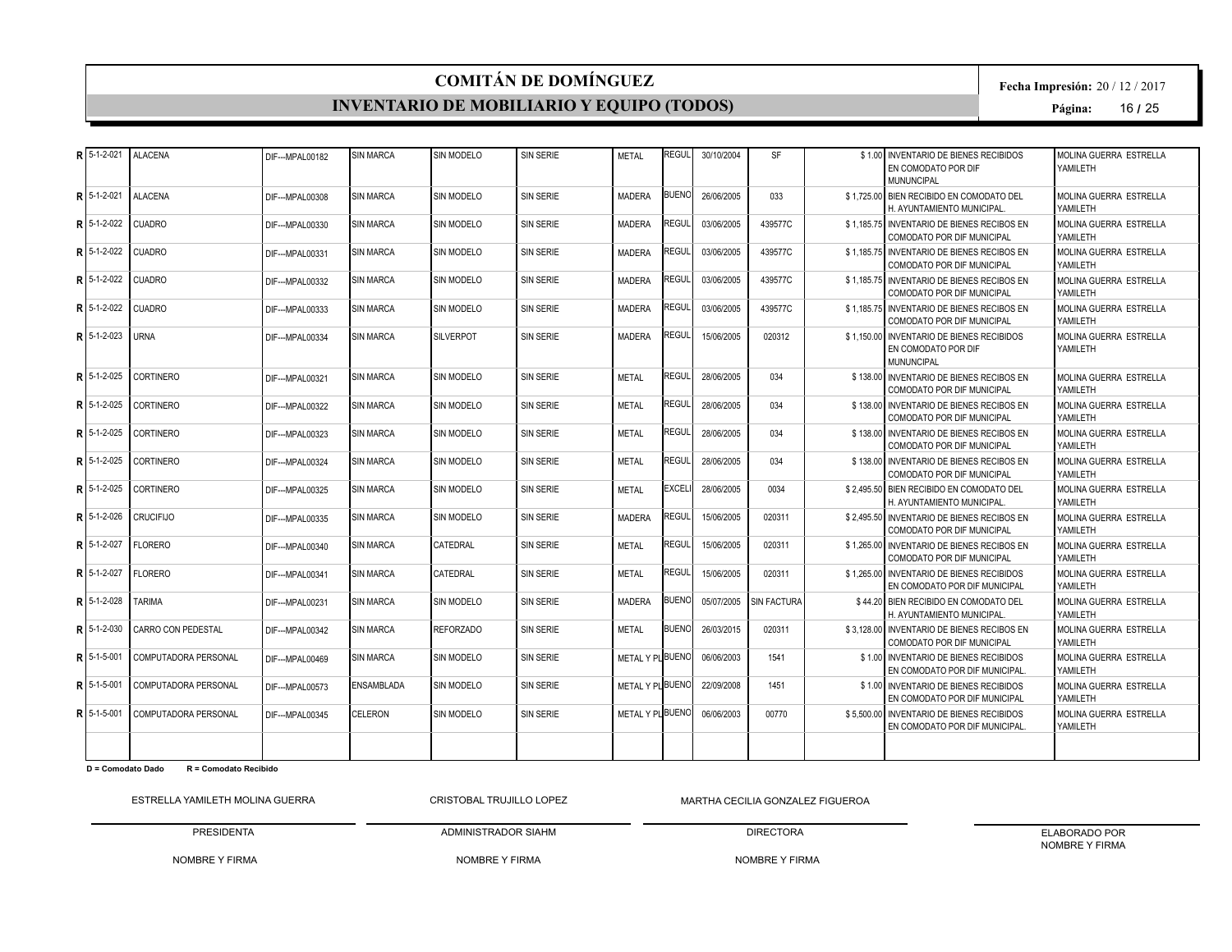# COMITÁN DE DOMÍNGUEZ

## INVENTARIO DE MOBILIARIO Y EQUIPO (TODOS)

**Fecha Impresión:** 20 / 12 / 2017

| | | | | | | | | | | | | | |
|---|---|---|---|---|---|---|---|---|---|---|---|---|---|
| R | 5-1-2-021 | ALACENA | DIF---MPAL00182 | SIN MARCA | SIN MODELO | SIN SERIE | METAL | REGUL | 30/10/2004 | SF | $ 1.00 | INVENTARIO DE BIENES RECIBIDOS EN COMODATO POR DIF MUNUNCIPAL | MOLINA GUERRA ESTRELLA YAMILETH |
| R | 5-1-2-021 | ALACENA | DIF---MPAL00308 | SIN MARCA | SIN MODELO | SIN SERIE | MADERA | BUENO | 26/06/2005 | 033 | $ 1,725.00 | BIEN RECIBIDO EN COMODATO DEL H. AYUNTAMIENTO MUNICIPAL. | MOLINA GUERRA ESTRELLA YAMILETH |
| R | 5-1-2-022 | CUADRO | DIF---MPAL00330 | SIN MARCA | SIN MODELO | SIN SERIE | MADERA | REGUL | 03/06/2005 | 439577C | $ 1,185.75 | INVENTARIO DE BIENES RECIBOS EN COMODATO POR DIF MUNICIPAL | MOLINA GUERRA ESTRELLA YAMILETH |
| R | 5-1-2-022 | CUADRO | DIF---MPAL00331 | SIN MARCA | SIN MODELO | SIN SERIE | MADERA | REGUL | 03/06/2005 | 439577C | $ 1,185.75 | INVENTARIO DE BIENES RECIBOS EN COMODATO POR DIF MUNICIPAL | MOLINA GUERRA ESTRELLA YAMILETH |
| R | 5-1-2-022 | CUADRO | DIF---MPAL00332 | SIN MARCA | SIN MODELO | SIN SERIE | MADERA | REGUL | 03/06/2005 | 439577C | $ 1,185.75 | INVENTARIO DE BIENES RECIBOS EN COMODATO POR DIF MUNICIPAL | MOLINA GUERRA ESTRELLA YAMILETH |
| R | 5-1-2-022 | CUADRO | DIF---MPAL00333 | SIN MARCA | SIN MODELO | SIN SERIE | MADERA | REGUL | 03/06/2005 | 439577C | $ 1,185.75 | INVENTARIO DE BIENES RECIBOS EN COMODATO POR DIF MUNICIPAL | MOLINA GUERRA ESTRELLA YAMILETH |
| R | 5-1-2-023 | URNA | DIF---MPAL00334 | SIN MARCA | SILVERPOT | SIN SERIE | MADERA | REGUL | 15/06/2005 | 020312 | $ 1,150.00 | INVENTARIO DE BIENES RECIBIDOS EN COMODATO POR DIF MUNUNCIPAL | MOLINA GUERRA ESTRELLA YAMILETH |
| R | 5-1-2-025 | CORTINERO | DIF---MPAL00321 | SIN MARCA | SIN MODELO | SIN SERIE | METAL | REGUL | 28/06/2005 | 034 | $ 138.00 | INVENTARIO DE BIENES RECIBOS EN COMODATO POR DIF MUNICIPAL | MOLINA GUERRA ESTRELLA YAMILETH |
| R | 5-1-2-025 | CORTINERO | DIF---MPAL00322 | SIN MARCA | SIN MODELO | SIN SERIE | METAL | REGUL | 28/06/2005 | 034 | $ 138.00 | INVENTARIO DE BIENES RECIBOS EN COMODATO POR DIF MUNICIPAL | MOLINA GUERRA ESTRELLA YAMILETH |
| R | 5-1-2-025 | CORTINERO | DIF---MPAL00323 | SIN MARCA | SIN MODELO | SIN SERIE | METAL | REGUL | 28/06/2005 | 034 | $ 138.00 | INVENTARIO DE BIENES RECIBOS EN COMODATO POR DIF MUNICIPAL | MOLINA GUERRA ESTRELLA YAMILETH |
| R | 5-1-2-025 | CORTINERO | DIF---MPAL00324 | SIN MARCA | SIN MODELO | SIN SERIE | METAL | REGUL | 28/06/2005 | 034 | $ 138.00 | INVENTARIO DE BIENES RECIBOS EN COMODATO POR DIF MUNICIPAL | MOLINA GUERRA ESTRELLA YAMILETH |
| R | 5-1-2-025 | CORTINERO | DIF---MPAL00325 | SIN MARCA | SIN MODELO | SIN SERIE | METAL | EXCELI | 28/06/2005 | 0034 | $ 2,495.50 | BIEN RECIBIDO EN COMODATO DEL H. AYUNTAMIENTO MUNICIPAL. | MOLINA GUERRA ESTRELLA YAMILETH |
| R | 5-1-2-026 | CRUCIFIJO | DIF---MPAL00335 | SIN MARCA | SIN MODELO | SIN SERIE | MADERA | REGUL | 15/06/2005 | 020311 | $ 2,495.50 | INVENTARIO DE BIENES RECIBOS EN COMODATO POR DIF MUNICIPAL | MOLINA GUERRA ESTRELLA YAMILETH |
| R | 5-1-2-027 | FLORERO | DIF---MPAL00340 | SIN MARCA | CATEDRAL | SIN SERIE | METAL | REGUL | 15/06/2005 | 020311 | $ 1,265.00 | INVENTARIO DE BIENES RECIBOS EN COMODATO POR DIF MUNICIPAL | MOLINA GUERRA ESTRELLA YAMILETH |
| R | 5-1-2-027 | FLORERO | DIF---MPAL00341 | SIN MARCA | CATEDRAL | SIN SERIE | METAL | REGUL | 15/06/2005 | 020311 | $ 1,265.00 | INVENTARIO DE BIENES RECIBIDOS EN COMODATO POR DIF MUNICIPAL | MOLINA GUERRA ESTRELLA YAMILETH |
| R | 5-1-2-028 | TARIMA | DIF---MPAL00231 | SIN MARCA | SIN MODELO | SIN SERIE | MADERA | BUENO | 05/07/2005 | SIN FACTURA | $ 44.20 | BIEN RECIBIDO EN COMODATO DEL H. AYUNTAMIENTO MUNICIPAL. | MOLINA GUERRA ESTRELLA YAMILETH |
| R | 5-1-2-030 | CARRO CON PEDESTAL | DIF---MPAL00342 | SIN MARCA | REFORZADO | SIN SERIE | METAL | BUENO | 26/03/2015 | 020311 | $ 3,128.00 | INVENTARIO DE BIENES RECIBOS EN COMODATO POR DIF MUNICIPAL | MOLINA GUERRA ESTRELLA YAMILETH |
| R | 5-1-5-001 | COMPUTADORA PERSONAL | DIF---MPAL00469 | SIN MARCA | SIN MODELO | SIN SERIE | METAL Y PL | BUENO | 06/06/2003 | 1541 | $ 1.00 | INVENTARIO DE BIENES RECIBIDOS EN COMODATO POR DIF MUNICIPAL. | MOLINA GUERRA ESTRELLA YAMILETH |
| R | 5-1-5-001 | COMPUTADORA PERSONAL | DIF---MPAL00573 | ENSAMBLADA | SIN MODELO | SIN SERIE | METAL Y PL | BUENO | 22/09/2008 | 1451 | $ 1.00 | INVENTARIO DE BIENES RECIBIDOS EN COMODATO POR DIF MUNICIPAL | MOLINA GUERRA ESTRELLA YAMILETH |
| R | 5-1-5-001 | COMPUTADORA PERSONAL | DIF---MPAL00345 | CELERON | SIN MODELO | SIN SERIE | METAL Y PL | BUENO | 06/06/2003 | 00770 | $ 5,500.00 | INVENTARIO DE BIENES RECIBIDOS EN COMODATO POR DIF MUNICIPAL. | MOLINA GUERRA ESTRELLA YAMILETH |

**D = Comodato Dado** **R = Comodato Recibido**

| ESTRELLA YAMILETH MOLINA GUERRA | CRISTOBAL TRUJILLO LOPEZ | MARTHA CECILIA GONZALEZ FIGUEROA | |
|---|---|---|---|
| PRESIDENTA | ADMINISTRADOR SIAHM | DIRECTORA | ELABORADO POR NOMBRE Y FIRMA |
| NOMBRE Y FIRMA | NOMBRE Y FIRMA | NOMBRE Y FIRMA | |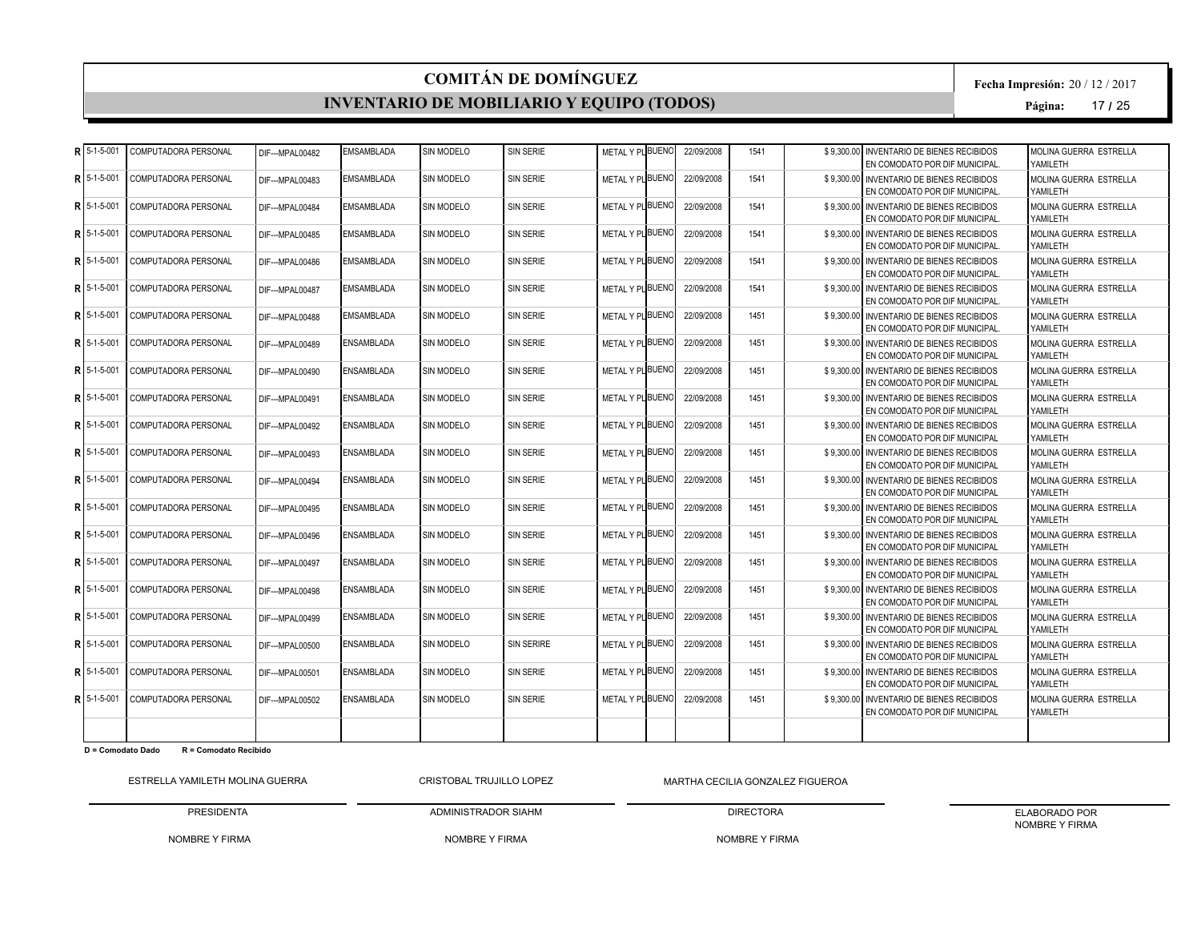# COMITÁN DE DOMÍNGUEZ

## INVENTARIO DE MOBILIARIO Y EQUIPO (TODOS)

**Fecha Impresión:** 20 / 12 / 2017

| | | | | | | | | | | | | | |
|---|---|---|---|---|---|---|---|---|---|---|---|---|---|
| **R** | 5-1-5-001 | COMPUTADORA PERSONAL | DIF---MPAL00482 | EMSAMBLADA | SIN MODELO | SIN SERIE | METAL Y PL | BUENO | 22/09/2008 | 1541 | $ 9,300.00 | INVENTARIO DE BIENES RECIBIDOS EN COMODATO POR DIF MUNICIPAL. | MOLINA GUERRA ESTRELLA YAMILETH |
| **R** | 5-1-5-001 | COMPUTADORA PERSONAL | DIF---MPAL00483 | EMSAMBLADA | SIN MODELO | SIN SERIE | METAL Y PL | BUENO | 22/09/2008 | 1541 | $ 9,300.00 | INVENTARIO DE BIENES RECIBIDOS EN COMODATO POR DIF MUNICIPAL. | MOLINA GUERRA ESTRELLA YAMILETH |
| **R** | 5-1-5-001 | COMPUTADORA PERSONAL | DIF---MPAL00484 | EMSAMBLADA | SIN MODELO | SIN SERIE | METAL Y PL | BUENO | 22/09/2008 | 1541 | $ 9,300.00 | INVENTARIO DE BIENES RECIBIDOS EN COMODATO POR DIF MUNICIPAL. | MOLINA GUERRA ESTRELLA YAMILETH |
| **R** | 5-1-5-001 | COMPUTADORA PERSONAL | DIF---MPAL00485 | EMSAMBLADA | SIN MODELO | SIN SERIE | METAL Y PL | BUENO | 22/09/2008 | 1541 | $ 9,300.00 | INVENTARIO DE BIENES RECIBIDOS EN COMODATO POR DIF MUNICIPAL. | MOLINA GUERRA ESTRELLA YAMILETH |
| **R** | 5-1-5-001 | COMPUTADORA PERSONAL | DIF---MPAL00486 | EMSAMBLADA | SIN MODELO | SIN SERIE | METAL Y PL | BUENO | 22/09/2008 | 1541 | $ 9,300.00 | INVENTARIO DE BIENES RECIBIDOS EN COMODATO POR DIF MUNICIPAL. | MOLINA GUERRA ESTRELLA YAMILETH |
| **R** | 5-1-5-001 | COMPUTADORA PERSONAL | DIF---MPAL00487 | EMSAMBLADA | SIN MODELO | SIN SERIE | METAL Y PL | BUENO | 22/09/2008 | 1541 | $ 9,300.00 | INVENTARIO DE BIENES RECIBIDOS EN COMODATO POR DIF MUNICIPAL. | MOLINA GUERRA ESTRELLA YAMILETH |
| **R** | 5-1-5-001 | COMPUTADORA PERSONAL | DIF---MPAL00488 | EMSAMBLADA | SIN MODELO | SIN SERIE | METAL Y PL | BUENO | 22/09/2008 | 1451 | $ 9,300.00 | INVENTARIO DE BIENES RECIBIDOS EN COMODATO POR DIF MUNICIPAL. | MOLINA GUERRA ESTRELLA YAMILETH |
| **R** | 5-1-5-001 | COMPUTADORA PERSONAL | DIF---MPAL00489 | ENSAMBLADA | SIN MODELO | SIN SERIE | METAL Y PL | BUENO | 22/09/2008 | 1451 | $ 9,300.00 | INVENTARIO DE BIENES RECIBIDOS EN COMODATO POR DIF MUNICIPAL | MOLINA GUERRA ESTRELLA YAMILETH |
| **R** | 5-1-5-001 | COMPUTADORA PERSONAL | DIF---MPAL00490 | ENSAMBLADA | SIN MODELO | SIN SERIE | METAL Y PL | BUENO | 22/09/2008 | 1451 | $ 9,300.00 | INVENTARIO DE BIENES RECIBIDOS EN COMODATO POR DIF MUNICIPAL | MOLINA GUERRA ESTRELLA YAMILETH |
| **R** | 5-1-5-001 | COMPUTADORA PERSONAL | DIF---MPAL00491 | ENSAMBLADA | SIN MODELO | SIN SERIE | METAL Y PL | BUENO | 22/09/2008 | 1451 | $ 9,300.00 | INVENTARIO DE BIENES RECIBIDOS EN COMODATO POR DIF MUNICIPAL | MOLINA GUERRA ESTRELLA YAMILETH |
| **R** | 5-1-5-001 | COMPUTADORA PERSONAL | DIF---MPAL00492 | ENSAMBLADA | SIN MODELO | SIN SERIE | METAL Y PL | BUENO | 22/09/2008 | 1451 | $ 9,300.00 | INVENTARIO DE BIENES RECIBIDOS EN COMODATO POR DIF MUNICIPAL | MOLINA GUERRA ESTRELLA YAMILETH |
| **R** | 5-1-5-001 | COMPUTADORA PERSONAL | DIF---MPAL00493 | ENSAMBLADA | SIN MODELO | SIN SERIE | METAL Y PL | BUENO | 22/09/2008 | 1451 | $ 9,300.00 | INVENTARIO DE BIENES RECIBIDOS EN COMODATO POR DIF MUNICIPAL | MOLINA GUERRA ESTRELLA YAMILETH |
| **R** | 5-1-5-001 | COMPUTADORA PERSONAL | DIF---MPAL00494 | ENSAMBLADA | SIN MODELO | SIN SERIE | METAL Y PL | BUENO | 22/09/2008 | 1451 | $ 9,300.00 | INVENTARIO DE BIENES RECIBIDOS EN COMODATO POR DIF MUNICIPAL | MOLINA GUERRA ESTRELLA YAMILETH |
| **R** | 5-1-5-001 | COMPUTADORA PERSONAL | DIF---MPAL00495 | ENSAMBLADA | SIN MODELO | SIN SERIE | METAL Y PL | BUENO | 22/09/2008 | 1451 | $ 9,300.00 | INVENTARIO DE BIENES RECIBIDOS EN COMODATO POR DIF MUNICIPAL | MOLINA GUERRA ESTRELLA YAMILETH |
| **R** | 5-1-5-001 | COMPUTADORA PERSONAL | DIF---MPAL00496 | ENSAMBLADA | SIN MODELO | SIN SERIE | METAL Y PL | BUENO | 22/09/2008 | 1451 | $ 9,300.00 | INVENTARIO DE BIENES RECIBIDOS EN COMODATO POR DIF MUNICIPAL | MOLINA GUERRA ESTRELLA YAMILETH |
| **R** | 5-1-5-001 | COMPUTADORA PERSONAL | DIF---MPAL00497 | ENSAMBLADA | SIN MODELO | SIN SERIE | METAL Y PL | BUENO | 22/09/2008 | 1451 | $ 9,300.00 | INVENTARIO DE BIENES RECIBIDOS EN COMODATO POR DIF MUNICIPAL | MOLINA GUERRA ESTRELLA YAMILETH |
| **R** | 5-1-5-001 | COMPUTADORA PERSONAL | DIF---MPAL00498 | ENSAMBLADA | SIN MODELO | SIN SERIE | METAL Y PL | BUENO | 22/09/2008 | 1451 | $ 9,300.00 | INVENTARIO DE BIENES RECIBIDOS EN COMODATO POR DIF MUNICIPAL | MOLINA GUERRA ESTRELLA YAMILETH |
| **R** | 5-1-5-001 | COMPUTADORA PERSONAL | DIF---MPAL00499 | ENSAMBLADA | SIN MODELO | SIN SERIE | METAL Y PL | BUENO | 22/09/2008 | 1451 | $ 9,300.00 | INVENTARIO DE BIENES RECIBIDOS EN COMODATO POR DIF MUNICIPAL | MOLINA GUERRA ESTRELLA YAMILETH |
| **R** | 5-1-5-001 | COMPUTADORA PERSONAL | DIF---MPAL00500 | ENSAMBLADA | SIN MODELO | SIN SERIRE | METAL Y PL | BUENO | 22/09/2008 | 1451 | $ 9,300.00 | INVENTARIO DE BIENES RECIBIDOS EN COMODATO POR DIF MUNICIPAL | MOLINA GUERRA ESTRELLA YAMILETH |
| **R** | 5-1-5-001 | COMPUTADORA PERSONAL | DIF---MPAL00501 | ENSAMBLADA | SIN MODELO | SIN SERIE | METAL Y PL | BUENO | 22/09/2008 | 1451 | $ 9,300.00 | INVENTARIO DE BIENES RECIBIDOS EN COMODATO POR DIF MUNICIPAL | MOLINA GUERRA ESTRELLA YAMILETH |
| **R** | 5-1-5-001 | COMPUTADORA PERSONAL | DIF---MPAL00502 | ENSAMBLADA | SIN MODELO | SIN SERIE | METAL Y PL | BUENO | 22/09/2008 | 1451 | $ 9,300.00 | INVENTARIO DE BIENES RECIBIDOS EN COMODATO POR DIF MUNICIPAL | MOLINA GUERRA ESTRELLA YAMILETH |

**D = Comodato Dado** **R = Comodato Recibido**

| ESTRELLA YAMILETH MOLINA GUERRA | CRISTOBAL TRUJILLO LOPEZ | MARTHA CECILIA GONZALEZ FIGUEROA | |
|---|---|---|---|
| PRESIDENTA | ADMINISTRADOR SIAHM | DIRECTORA | ELABORADO POR NOMBRE Y FIRMA |
| NOMBRE Y FIRMA | NOMBRE Y FIRMA | NOMBRE Y FIRMA | |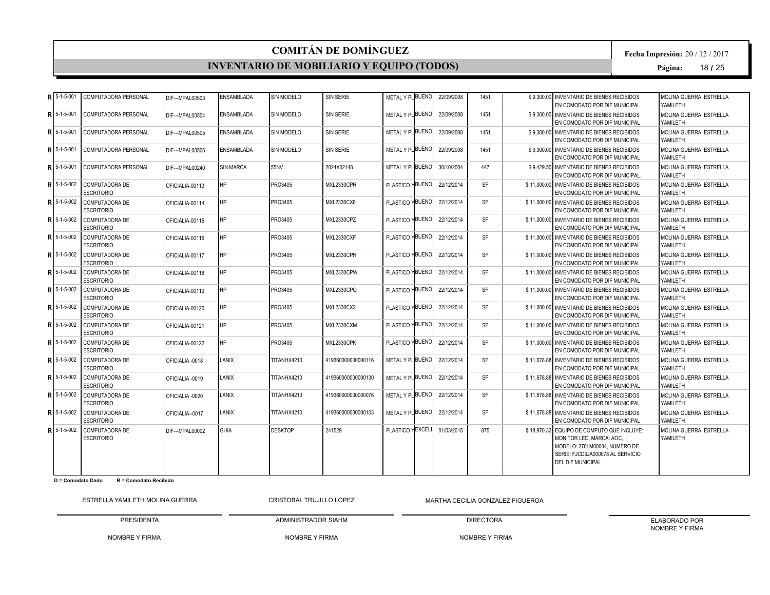# COMITÁN DE DOMÍNGUEZ

## INVENTARIO DE MOBILIARIO Y EQUIPO (TODOS)

**Fecha Impresión:** 20 / 12 / 2017

| | | | | | | | | | | | | | |
|---|---|---|---|---|---|---|---|---|---|---|---|---|---|
| R | 5-1-5-001 | COMPUTADORA PERSONAL | DIF---MPAL00503 | ENSAMBLADA | SIN MODELO | SIN SERIE | METAL Y PL | BUENO | 22/09/2008 | 1451 | $ 9,300.00 | INVENTARIO DE BIENES RECIBIDOS EN COMODATO POR DIF MUNICIPAL | MOLINA GUERRA ESTRELLA YAMILETH |
| R | 5-1-5-001 | COMPUTADORA PERSONAL | DIF---MPAL00504 | ENSAMBLADA | SIN MODELO | SIN SERIE | METAL Y PL | BUENO | 22/09/2008 | 1451 | $ 9,300.00 | INVENTARIO DE BIENES RECIBIDOS EN COMODATO POR DIF MUNICIPAL | MOLINA GUERRA ESTRELLA YAMILETH |
| R | 5-1-5-001 | COMPUTADORA PERSONAL | DIF---MPAL00505 | ENSAMBLADA | SIN MODELO | SIN SERIE | METAL Y PL | BUENO | 22/09/2008 | 1451 | $ 9,300.00 | INVENTARIO DE BIENES RECIBIDOS EN COMODATO POR DIF MUNICIPAL | MOLINA GUERRA ESTRELLA YAMILETH |
| R | 5-1-5-001 | COMPUTADORA PERSONAL | DIF---MPAL00506 | ENSAMBLADA | SIN MODELO | SIN SERIE | METAL Y PL | BUENO | 22/09/2008 | 1451 | $ 9,300.00 | INVENTARIO DE BIENES RECIBIDOS EN COMODATO POR DIF MUNICIPAL | MOLINA GUERRA ESTRELLA YAMILETH |
| R | 5-1-5-001 | COMPUTADORA PERSONAL | DIF---MPAL00240 | SIN MARCA | 55NV | 2024X02148 | METAL Y PL | BUENO | 30/10/2004 | 447 | $ 9,429.50 | INVENTARIO DE BIENES RECIBIDOS EN COMODATO POR DIF MUNICIPAL. | MOLINA GUERRA ESTRELLA YAMILETH |
| R | 5-1-5-002 | COMPUTADORA DE ESCRITORIO | OFICIALIA-00113 | HP | PRO3405 | MXL2330CPR | PLASTICO Y | BUENO | 22/12/2014 | SF | $ 11,000.00 | INVENTARIO DE BIENES RECIBIDOS EN COMODATO POR DIF MUNICIPAL | MOLINA GUERRA ESTRELLA YAMILETH |
| R | 5-1-5-002 | COMPUTADORA DE ESCRITORIO | OFICIALIA-00114 | HP | PRO3405 | MXL2330CX6 | PLASTICO Y | BUENO | 22/12/2014 | SF | $ 11,000.00 | INVENTARIO DE BIENES RECIBIDOS EN COMODATO POR DIF MUNICIPAL | MOLINA GUERRA ESTRELLA YAMILETH |
| R | 5-1-5-002 | COMPUTADORA DE ESCRITORIO | OFICIALIA-00115 | HP | PRO3405 | MXL2330CPZ | PLASTICO Y | BUENO | 22/12/2014 | SF | $ 11,000.00 | INVENTARIO DE BIENES RECIBIDOS EN COMODATO POR DIF MUNICIPAL | MOLINA GUERRA ESTRELLA YAMILETH |
| R | 5-1-5-002 | COMPUTADORA DE ESCRITORIO | OFICIALIA-00116 | HP | PRO3405 | MXL2330CXF | PLASTICO Y | BUENO | 22/12/2014 | SF | $ 11,000.00 | INVENTARIO DE BIENES RECIBIDOS EN COMODATO POR DIF MUNICIPAL | MOLINA GUERRA ESTRELLA YAMILETH |
| R | 5-1-5-002 | COMPUTADORA DE ESCRITORIO | OFICIALIA-00117 | HP | PRO3405 | MXL2330CPH | PLASTICO Y | BUENO | 22/12/2014 | SF | $ 11,000.00 | INVENTARIO DE BIENES RECIBIDOS EN COMODATO POR DIF MUNICIPAL | MOLINA GUERRA ESTRELLA YAMILETH |
| R | 5-1-5-002 | COMPUTADORA DE ESCRITORIO | OFICIALIA-00118 | HP | PRO3405 | MXL2330CPW | PLASTICO Y | BUENO | 22/12/2014 | SF | $ 11,000.00 | INVENTARIO DE BIENES RECIBIDOS EN COMODATO POR DIF MUNICIPAL | MOLINA GUERRA ESTRELLA YAMILETH |
| R | 5-1-5-002 | COMPUTADORA DE ESCRITORIO | OFICIALIA-00119 | HP | PRO3405 | MXL2330CPQ | PLASTICO Y | BUENO | 22/12/2014 | SF | $ 11,000.00 | INVENTARIO DE BIENES RECIBIDOS EN COMODATO POR DIF MUNICIPAL | MOLINA GUERRA ESTRELLA YAMILETH |
| R | 5-1-5-002 | COMPUTADORA DE ESCRITORIO | OFICIALIA-00120 | HP | PRO3405 | MXL2330CX2 | PLASTICO Y | BUENO | 22/12/2014 | SF | $ 11,000.00 | INVENTARIO DE BIENES RECIBIDOS EN COMODATO POR DIF MUNICIPAL | MOLINA GUERRA ESTRELLA YAMILETH |
| R | 5-1-5-002 | COMPUTADORA DE ESCRITORIO | OFICIALIA-00121 | HP | PRO3405 | MXL2330CXM | PLASTICO Y | BUENO | 22/12/2014 | SF | $ 11,000.00 | INVENTARIO DE BIENES RECIBIDOS EN COMODATO POR DIF MUNICIPAL | MOLINA GUERRA ESTRELLA YAMILETH |
| R | 5-1-5-002 | COMPUTADORA DE ESCRITORIO | OFICIALIA-00122 | HP | PRO3405 | MXL2330CPK | PLASTICO Y | BUENO | 22/12/2014 | SF | $ 11,000.00 | INVENTARIO DE BIENES RECIBIDOS EN COMODATO POR DIF MUNICIPAL | MOLINA GUERRA ESTRELLA YAMILETH |
| R | 5-1-5-002 | COMPUTADORA DE ESCRITORIO | OFICIALIA -0018 | LANIX | TITANHX4210 | 419360000000000116 | METAL Y PL | BUENO | 22/12/2014 | SF | $ 11,678.88 | INVENTARIO DE BIENES RECIBIDOS EN COMODATO POR DIF MUNICIPAL | MOLINA GUERRA ESTRELLA YAMILETH |
| R | 5-1-5-002 | COMPUTADORA DE ESCRITORIO | OFICIALIA -0019 | LANIX | TITANHX4210 | 419360000000000130 | METAL Y PL | BUENO | 22/12/2014 | SF | $ 11,678.88 | INVENTARIO DE BIENES RECIBIDOS EN COMODATO POR DIF MUNICIPAL | MOLINA GUERRA ESTRELLA YAMILETH |
| R | 5-1-5-002 | COMPUTADORA DE ESCRITORIO | OFICIALIA -0020 | LANIX | TITANHX4210 | 419360000000000076 | METAL Y PL | BUENO | 22/12/2014 | SF | $ 11,678.88 | INVENTARIO DE BIENES RECIBIDOS EN COMODATO POR DIF MUNICIPAL | MOLINA GUERRA ESTRELLA YAMILETH |
| R | 5-1-5-002 | COMPUTADORA DE ESCRITORIO | OFICIALIA--0017 | LANIX | TITANHX4210 | 419360000000000103 | METAL Y PL | BUENO | 22/12/2014 | SF | $ 11,678.88 | INVENTARIO DE BIENES RECIBIDOS EN COMODATO POR DIF MUNICIPAL | MOLINA GUERRA ESTRELLA YAMILETH |
| R | 5-1-5-002 | COMPUTADORA DE ESCRITORIO | DIF---MPAL00002 | GHIA | DESKTOP | 241529 | PLASTICO Y | EXCELI | 01/03/2015 | 875 | $ 18,970.32 | EQUIPO DE COMPUTO QUE INCLUYE: MONITOR LED, MARCA: AOC, MODELO: 270LM00004, NUMERO DE SERIE: FJCD9JA000078 AL SERVICIO DEL DIF MUNICIPAL | MOLINA GUERRA ESTRELLA YAMILETH |

**D = Comodato Dado** **R = Comodato Recibido**

| ESTRELLA YAMILETH MOLINA GUERRA | CRISTOBAL TRUJILLO LOPEZ | MARTHA CECILIA GONZALEZ FIGUEROA | |
|---|---|---|---|
| PRESIDENTA | ADMINISTRADOR SIAHM | DIRECTORA | ELABORADO POR NOMBRE Y FIRMA |
| NOMBRE Y FIRMA | NOMBRE Y FIRMA | NOMBRE Y FIRMA | |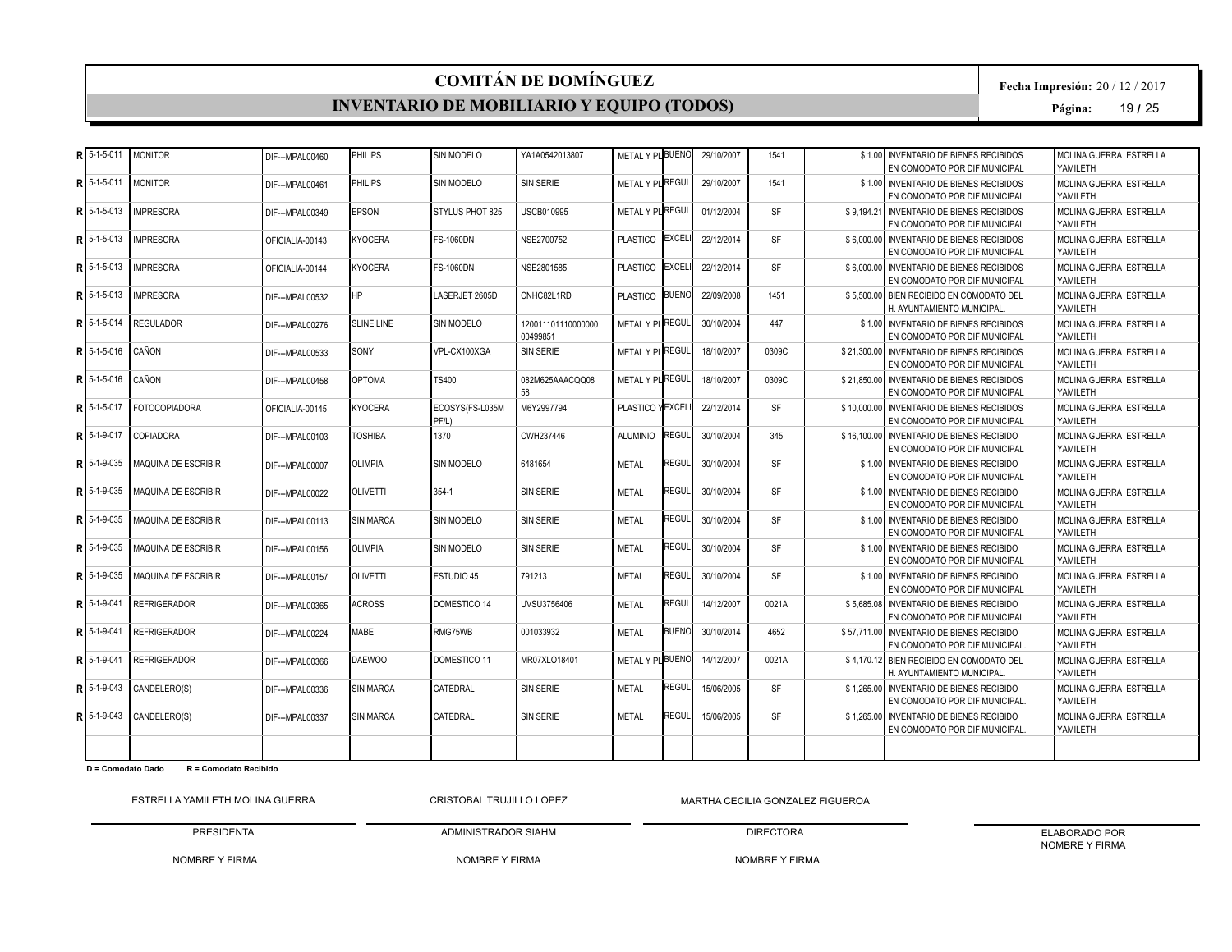# COMITÁN DE DOMÍNGUEZ

## INVENTARIO DE MOBILIARIO Y EQUIPO (TODOS)

**Fecha Impresión:** 20 / 12 / 2017

| | | | | | | | | | | | | | |
|---|---|---|---|---|---|---|---|---|---|---|---|---|---|
| R | 5-1-5-011 | MONITOR | DIF---MPAL00460 | PHILIPS | SIN MODELO | YA1A0542013807 | METAL Y PL | BUENO | 29/10/2007 | 1541 | $ 1.00 | INVENTARIO DE BIENES RECIBIDOS EN COMODATO POR DIF MUNICIPAL | MOLINA GUERRA ESTRELLA YAMILETH |
| R | 5-1-5-011 | MONITOR | DIF---MPAL00461 | PHILIPS | SIN MODELO | SIN SERIE | METAL Y PL | REGUL | 29/10/2007 | 1541 | $ 1.00 | INVENTARIO DE BIENES RECIBIDOS EN COMODATO POR DIF MUNICIPAL | MOLINA GUERRA ESTRELLA YAMILETH |
| R | 5-1-5-013 | IMPRESORA | DIF---MPAL00349 | EPSON | STYLUS PHOT 825 | USCB010995 | METAL Y PL | REGUL | 01/12/2004 | SF | $ 9,194.21 | INVENTARIO DE BIENES RECIBIDOS EN COMODATO POR DIF MUNICIPAL | MOLINA GUERRA ESTRELLA YAMILETH |
| R | 5-1-5-013 | IMPRESORA | OFICIALIA-00143 | KYOCERA | FS-1060DN | NSE2700752 | PLASTICO | EXCELI | 22/12/2014 | SF | $ 6,000.00 | INVENTARIO DE BIENES RECIBIDOS EN COMODATO POR DIF MUNICIPAL | MOLINA GUERRA ESTRELLA YAMILETH |
| R | 5-1-5-013 | IMPRESORA | OFICIALIA-00144 | KYOCERA | FS-1060DN | NSE2801585 | PLASTICO | EXCELI | 22/12/2014 | SF | $ 6,000.00 | INVENTARIO DE BIENES RECIBIDOS EN COMODATO POR DIF MUNICIPAL | MOLINA GUERRA ESTRELLA YAMILETH |
| R | 5-1-5-013 | IMPRESORA | DIF---MPAL00532 | HP | LASERJET 2605D | CNHC82L1RD | PLASTICO | BUENO | 22/09/2008 | 1451 | $ 5,500.00 | BIEN RECIBIDO EN COMODATO DEL H. AYUNTAMIENTO MUNICIPAL. | MOLINA GUERRA ESTRELLA YAMILETH |
| R | 5-1-5-014 | REGULADOR | DIF---MPAL00276 | SLINE LINE | SIN MODELO | 120011101110000000 00499851 | METAL Y PL | REGUL | 30/10/2004 | 447 | $ 1.00 | INVENTARIO DE BIENES RECIBIDOS EN COMODATO POR DIF MUNICIPAL | MOLINA GUERRA ESTRELLA YAMILETH |
| R | 5-1-5-016 | CAÑON | DIF---MPAL00533 | SONY | VPL-CX100XGA | SIN SERIE | METAL Y PL | REGUL | 18/10/2007 | 0309C | $ 21,300.00 | INVENTARIO DE BIENES RECIBIDOS EN COMODATO POR DIF MUNICIPAL | MOLINA GUERRA ESTRELLA YAMILETH |
| R | 5-1-5-016 | CAÑON | DIF---MPAL00458 | OPTOMA | TS400 | 082M625AAACQQ08 58 | METAL Y PL | REGUL | 18/10/2007 | 0309C | $ 21,850.00 | INVENTARIO DE BIENES RECIBIDOS EN COMODATO POR DIF MUNICIPAL | MOLINA GUERRA ESTRELLA YAMILETH |
| R | 5-1-5-017 | FOTOCOPIADORA | OFICIALIA-00145 | KYOCERA | ECOSYS(FS-L035M PF/L) | M6Y2997794 | PLASTICO Y | EXCELI | 22/12/2014 | SF | $ 10,000.00 | INVENTARIO DE BIENES RECIBIDOS EN COMODATO POR DIF MUNICIPAL | MOLINA GUERRA ESTRELLA YAMILETH |
| R | 5-1-9-017 | COPIADORA | DIF---MPAL00103 | TOSHIBA | 1370 | CWH237446 | ALUMINIO | REGUL | 30/10/2004 | 345 | $ 16,100.00 | INVENTARIO DE BIENES RECIBIDO EN COMODATO POR DIF MUNICIPAL | MOLINA GUERRA ESTRELLA YAMILETH |
| R | 5-1-9-035 | MAQUINA DE ESCRIBIR | DIF---MPAL00007 | OLIMPIA | SIN MODELO | 6481654 | METAL | REGUL | 30/10/2004 | SF | $ 1.00 | INVENTARIO DE BIENES RECIBIDO EN COMODATO POR DIF MUNICIPAL | MOLINA GUERRA ESTRELLA YAMILETH |
| R | 5-1-9-035 | MAQUINA DE ESCRIBIR | DIF---MPAL00022 | OLIVETTI | 354-1 | SIN SERIE | METAL | REGUL | 30/10/2004 | SF | $ 1.00 | INVENTARIO DE BIENES RECIBIDO EN COMODATO POR DIF MUNICIPAL | MOLINA GUERRA ESTRELLA YAMILETH |
| R | 5-1-9-035 | MAQUINA DE ESCRIBIR | DIF---MPAL00113 | SIN MARCA | SIN MODELO | SIN SERIE | METAL | REGUL | 30/10/2004 | SF | $ 1.00 | INVENTARIO DE BIENES RECIBIDO EN COMODATO POR DIF MUNICIPAL | MOLINA GUERRA ESTRELLA YAMILETH |
| R | 5-1-9-035 | MAQUINA DE ESCRIBIR | DIF---MPAL00156 | OLIMPIA | SIN MODELO | SIN SERIE | METAL | REGUL | 30/10/2004 | SF | $ 1.00 | INVENTARIO DE BIENES RECIBIDO EN COMODATO POR DIF MUNICIPAL | MOLINA GUERRA ESTRELLA YAMILETH |
| R | 5-1-9-035 | MAQUINA DE ESCRIBIR | DIF---MPAL00157 | OLIVETTI | ESTUDIO 45 | 791213 | METAL | REGUL | 30/10/2004 | SF | $ 1.00 | INVENTARIO DE BIENES RECIBIDO EN COMODATO POR DIF MUNICIPAL | MOLINA GUERRA ESTRELLA YAMILETH |
| R | 5-1-9-041 | REFRIGERADOR | DIF---MPAL00365 | ACROSS | DOMESTICO 14 | UVSU3756406 | METAL | REGUL | 14/12/2007 | 0021A | $ 5,685.08 | INVENTARIO DE BIENES RECIBIDO EN COMODATO POR DIF MUNICIPAL | MOLINA GUERRA ESTRELLA YAMILETH |
| R | 5-1-9-041 | REFRIGERADOR | DIF---MPAL00224 | MABE | RMG75WB | 001033932 | METAL | BUENO | 30/10/2014 | 4652 | $ 57,711.00 | INVENTARIO DE BIENES RECIBIDO EN COMODATO POR DIF MUNICIPAL. | MOLINA GUERRA ESTRELLA YAMILETH |
| R | 5-1-9-041 | REFRIGERADOR | DIF---MPAL00366 | DAEWOO | DOMESTICO 11 | MR07XLO18401 | METAL Y PL | BUENO | 14/12/2007 | 0021A | $ 4,170.12 | BIEN RECIBIDO EN COMODATO DEL H. AYUNTAMIENTO MUNICIPAL. | MOLINA GUERRA ESTRELLA YAMILETH |
| R | 5-1-9-043 | CANDELERO(S) | DIF---MPAL00336 | SIN MARCA | CATEDRAL | SIN SERIE | METAL | REGUL | 15/06/2005 | SF | $ 1,265.00 | INVENTARIO DE BIENES RECIBIDO EN COMODATO POR DIF MUNICIPAL. | MOLINA GUERRA ESTRELLA YAMILETH |
| R | 5-1-9-043 | CANDELERO(S) | DIF---MPAL00337 | SIN MARCA | CATEDRAL | SIN SERIE | METAL | REGUL | 15/06/2005 | SF | $ 1,265.00 | INVENTARIO DE BIENES RECIBIDO EN COMODATO POR DIF MUNICIPAL. | MOLINA GUERRA ESTRELLA YAMILETH |

**D = Comodato Dado** **R = Comodato Recibido**

| ESTRELLA YAMILETH MOLINA GUERRA | CRISTOBAL TRUJILLO LOPEZ | MARTHA CECILIA GONZALEZ FIGUEROA | |
|---|---|---|---|
| PRESIDENTA | ADMINISTRADOR SIAHM | DIRECTORA | ELABORADO POR NOMBRE Y FIRMA |
| NOMBRE Y FIRMA | NOMBRE Y FIRMA | NOMBRE Y FIRMA | |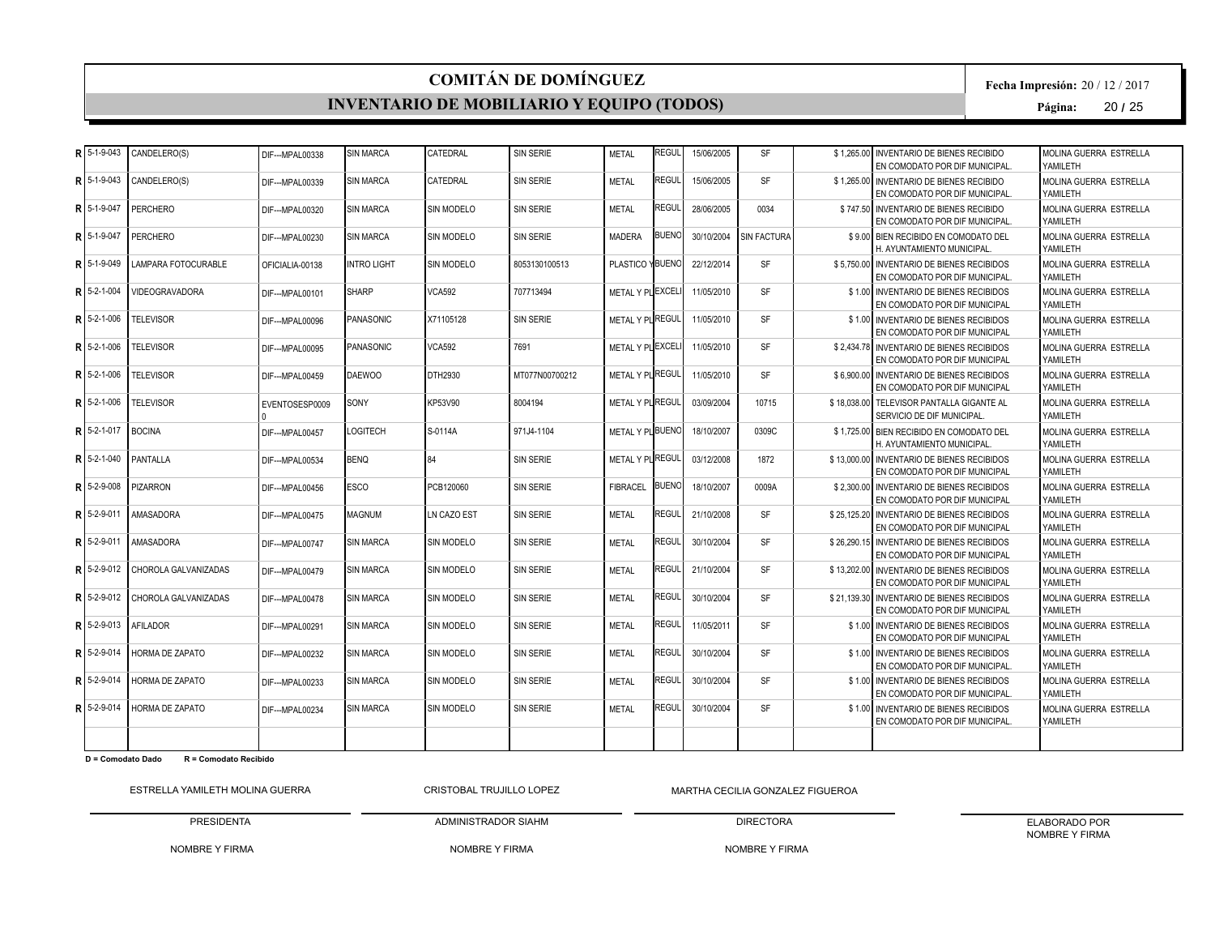# COMITÁN DE DOMÍNGUEZ

## INVENTARIO DE MOBILIARIO Y EQUIPO (TODOS)

**Fecha Impresión:** 20 / 12 / 2017

| | | | | | | | | | | | | | |
|---|---|---|---|---|---|---|---|---|---|---|---|---|---|
| R | 5-1-9-043 | CANDELERO(S) | DIF---MPAL00338 | SIN MARCA | CATEDRAL | SIN SERIE | METAL | REGUL | 15/06/2005 | SF | $ 1,265.00 | INVENTARIO DE BIENES RECIBIDO EN COMODATO POR DIF MUNICIPAL. | MOLINA GUERRA ESTRELLA YAMILETH |
| R | 5-1-9-043 | CANDELERO(S) | DIF---MPAL00339 | SIN MARCA | CATEDRAL | SIN SERIE | METAL | REGUL | 15/06/2005 | SF | $ 1,265.00 | INVENTARIO DE BIENES RECIBIDO EN COMODATO POR DIF MUNICIPAL. | MOLINA GUERRA ESTRELLA YAMILETH |
| R | 5-1-9-047 | PERCHERO | DIF---MPAL00320 | SIN MARCA | SIN MODELO | SIN SERIE | METAL | REGUL | 28/06/2005 | 0034 | $ 747.50 | INVENTARIO DE BIENES RECIBIDO EN COMODATO POR DIF MUNICIPAL. | MOLINA GUERRA ESTRELLA YAMILETH |
| R | 5-1-9-047 | PERCHERO | DIF---MPAL00230 | SIN MARCA | SIN MODELO | SIN SERIE | MADERA | BUENO | 30/10/2004 | SIN FACTURA | $ 9.00 | BIEN RECIBIDO EN COMODATO DEL H. AYUNTAMIENTO MUNICIPAL. | MOLINA GUERRA ESTRELLA YAMILETH |
| R | 5-1-9-049 | LAMPARA FOTOCURABLE | OFICIALIA-00138 | INTRO LIGHT | SIN MODELO | 8053130100513 | PLASTICO Y | BUENO | 22/12/2014 | SF | $ 5,750.00 | INVENTARIO DE BIENES RECIBIDOS EN COMODATO POR DIF MUNICIPAL. | MOLINA GUERRA ESTRELLA YAMILETH |
| R | 5-2-1-004 | VIDEOGRAVADORA | DIF---MPAL00101 | SHARP | VCA592 | 707713494 | METAL Y PL | EXCELI | 11/05/2010 | SF | $ 1.00 | INVENTARIO DE BIENES RECIBIDOS EN COMODATO POR DIF MUNICIPAL | MOLINA GUERRA ESTRELLA YAMILETH |
| R | 5-2-1-006 | TELEVISOR | DIF---MPAL00096 | PANASONIC | X71105128 | SIN SERIE | METAL Y PL | REGUL | 11/05/2010 | SF | $ 1.00 | INVENTARIO DE BIENES RECIBIDOS EN COMODATO POR DIF MUNICIPAL | MOLINA GUERRA ESTRELLA YAMILETH |
| R | 5-2-1-006 | TELEVISOR | DIF---MPAL00095 | PANASONIC | VCA592 | 7691 | METAL Y PL | EXCELI | 11/05/2010 | SF | $ 2,434.78 | INVENTARIO DE BIENES RECIBIDOS EN COMODATO POR DIF MUNICIPAL | MOLINA GUERRA ESTRELLA YAMILETH |
| R | 5-2-1-006 | TELEVISOR | DIF---MPAL00459 | DAEWOO | DTH2930 | MT077N00700212 | METAL Y PL | REGUL | 11/05/2010 | SF | $ 6,900.00 | INVENTARIO DE BIENES RECIBIDOS EN COMODATO POR DIF MUNICIPAL | MOLINA GUERRA ESTRELLA YAMILETH |
| R | 5-2-1-006 | TELEVISOR | EVENTOSESP0009 0 | SONY | KP53V90 | 8004194 | METAL Y PL | REGUL | 03/09/2004 | 10715 | $ 18,038.00 | TELEVISOR PANTALLA GIGANTE AL SERVICIO DE DIF MUNICIPAL. | MOLINA GUERRA ESTRELLA YAMILETH |
| R | 5-2-1-017 | BOCINA | DIF---MPAL00457 | LOGITECH | S-0114A | 971J4-1104 | METAL Y PL | BUENO | 18/10/2007 | 0309C | $ 1,725.00 | BIEN RECIBIDO EN COMODATO DEL H. AYUNTAMIENTO MUNICIPAL. | MOLINA GUERRA ESTRELLA YAMILETH |
| R | 5-2-1-040 | PANTALLA | DIF---MPAL00534 | BENQ | 84 | SIN SERIE | METAL Y PL | REGUL | 03/12/2008 | 1872 | $ 13,000.00 | INVENTARIO DE BIENES RECIBIDOS EN COMODATO POR DIF MUNICIPAL | MOLINA GUERRA ESTRELLA YAMILETH |
| R | 5-2-9-008 | PIZARRON | DIF---MPAL00456 | ESCO | PCB120060 | SIN SERIE | FIBRACEL | BUENO | 18/10/2007 | 0009A | $ 2,300.00 | INVENTARIO DE BIENES RECIBIDOS EN COMODATO POR DIF MUNICIPAL | MOLINA GUERRA ESTRELLA YAMILETH |
| R | 5-2-9-011 | AMASADORA | DIF---MPAL00475 | MAGNUM | LN CAZO EST | SIN SERIE | METAL | REGUL | 21/10/2008 | SF | $ 25,125.20 | INVENTARIO DE BIENES RECIBIDOS EN COMODATO POR DIF MUNICIPAL | MOLINA GUERRA ESTRELLA YAMILETH |
| R | 5-2-9-011 | AMASADORA | DIF---MPAL00747 | SIN MARCA | SIN MODELO | SIN SERIE | METAL | REGUL | 30/10/2004 | SF | $ 26,290.15 | INVENTARIO DE BIENES RECIBIDOS EN COMODATO POR DIF MUNICIPAL | MOLINA GUERRA ESTRELLA YAMILETH |
| R | 5-2-9-012 | CHOROLA GALVANIZADAS | DIF---MPAL00479 | SIN MARCA | SIN MODELO | SIN SERIE | METAL | REGUL | 21/10/2004 | SF | $ 13,202.00 | INVENTARIO DE BIENES RECIBIDOS EN COMODATO POR DIF MUNICIPAL | MOLINA GUERRA ESTRELLA YAMILETH |
| R | 5-2-9-012 | CHOROLA GALVANIZADAS | DIF---MPAL00478 | SIN MARCA | SIN MODELO | SIN SERIE | METAL | REGUL | 30/10/2004 | SF | $ 21,139.30 | INVENTARIO DE BIENES RECIBIDOS EN COMODATO POR DIF MUNICIPAL | MOLINA GUERRA ESTRELLA YAMILETH |
| R | 5-2-9-013 | AFILADOR | DIF---MPAL00291 | SIN MARCA | SIN MODELO | SIN SERIE | METAL | REGUL | 11/05/2011 | SF | $ 1.00 | INVENTARIO DE BIENES RECIBIDOS EN COMODATO POR DIF MUNICIPAL | MOLINA GUERRA ESTRELLA YAMILETH |
| R | 5-2-9-014 | HORMA DE ZAPATO | DIF---MPAL00232 | SIN MARCA | SIN MODELO | SIN SERIE | METAL | REGUL | 30/10/2004 | SF | $ 1.00 | INVENTARIO DE BIENES RECIBIDOS EN COMODATO POR DIF MUNICIPAL. | MOLINA GUERRA ESTRELLA YAMILETH |
| R | 5-2-9-014 | HORMA DE ZAPATO | DIF---MPAL00233 | SIN MARCA | SIN MODELO | SIN SERIE | METAL | REGUL | 30/10/2004 | SF | $ 1.00 | INVENTARIO DE BIENES RECIBIDOS EN COMODATO POR DIF MUNICIPAL. | MOLINA GUERRA ESTRELLA YAMILETH |
| R | 5-2-9-014 | HORMA DE ZAPATO | DIF---MPAL00234 | SIN MARCA | SIN MODELO | SIN SERIE | METAL | REGUL | 30/10/2004 | SF | $ 1.00 | INVENTARIO DE BIENES RECIBIDOS EN COMODATO POR DIF MUNICIPAL. | MOLINA GUERRA ESTRELLA YAMILETH |

**D = Comodato Dado    R = Comodato Recibido**

| ESTRELLA YAMILETH MOLINA GUERRA | CRISTOBAL TRUJILLO LOPEZ | MARTHA CECILIA GONZALEZ FIGUEROA | |
|---|---|---|---|
| PRESIDENTA | ADMINISTRADOR SIAHM | DIRECTORA | ELABORADO POR NOMBRE Y FIRMA |
| NOMBRE Y FIRMA | NOMBRE Y FIRMA | NOMBRE Y FIRMA | |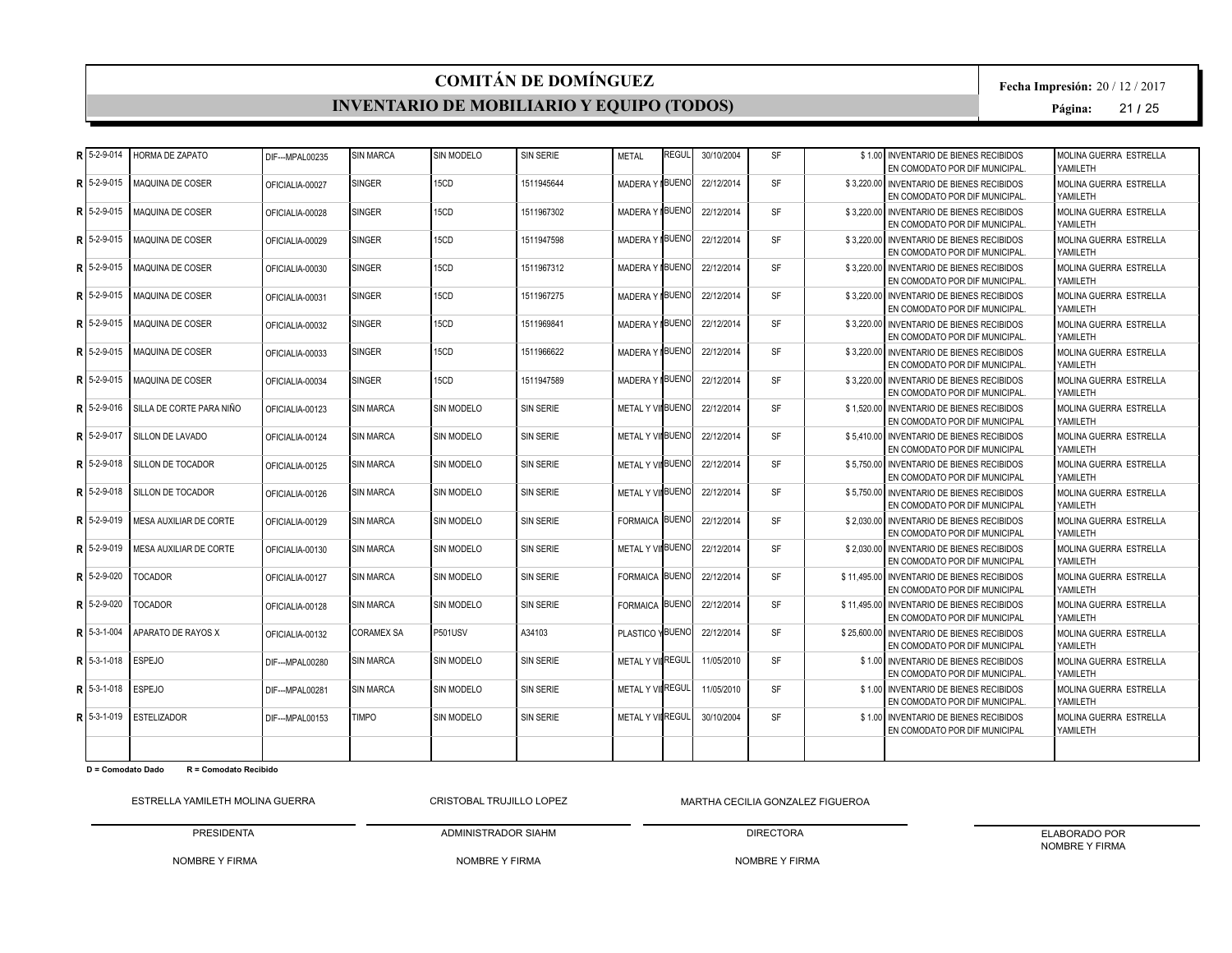# COMITÁN DE DOMÍNGUEZ

## INVENTARIO DE MOBILIARIO Y EQUIPO (TODOS)

**Fecha Impresión:** 20 / 12 / 2017

| | | | | | | | | | | | | | |
|---|---|---|---|---|---|---|---|---|---|---|---|---|---|
| R | 5-2-9-014 | HORMA DE ZAPATO | DIF---MPAL00235 | SIN MARCA | SIN MODELO | SIN SERIE | METAL | REGUL | 30/10/2004 | SF | $ 1.00 | INVENTARIO DE BIENES RECIBIDOS EN COMODATO POR DIF MUNICIPAL. | MOLINA GUERRA ESTRELLA YAMILETH |
| R | 5-2-9-015 | MAQUINA DE COSER | OFICIALIA-00027 | SINGER | 15CD | 1511945644 | MADERA Y M | BUENO | 22/12/2014 | SF | $ 3,220.00 | INVENTARIO DE BIENES RECIBIDOS EN COMODATO POR DIF MUNICIPAL. | MOLINA GUERRA ESTRELLA YAMILETH |
| R | 5-2-9-015 | MAQUINA DE COSER | OFICIALIA-00028 | SINGER | 15CD | 1511967302 | MADERA Y M | BUENO | 22/12/2014 | SF | $ 3,220.00 | INVENTARIO DE BIENES RECIBIDOS EN COMODATO POR DIF MUNICIPAL. | MOLINA GUERRA ESTRELLA YAMILETH |
| R | 5-2-9-015 | MAQUINA DE COSER | OFICIALIA-00029 | SINGER | 15CD | 1511947598 | MADERA Y M | BUENO | 22/12/2014 | SF | $ 3,220.00 | INVENTARIO DE BIENES RECIBIDOS EN COMODATO POR DIF MUNICIPAL. | MOLINA GUERRA ESTRELLA YAMILETH |
| R | 5-2-9-015 | MAQUINA DE COSER | OFICIALIA-00030 | SINGER | 15CD | 1511967312 | MADERA Y M | BUENO | 22/12/2014 | SF | $ 3,220.00 | INVENTARIO DE BIENES RECIBIDOS EN COMODATO POR DIF MUNICIPAL. | MOLINA GUERRA ESTRELLA YAMILETH |
| R | 5-2-9-015 | MAQUINA DE COSER | OFICIALIA-00031 | SINGER | 15CD | 1511967275 | MADERA Y M | BUENO | 22/12/2014 | SF | $ 3,220.00 | INVENTARIO DE BIENES RECIBIDOS EN COMODATO POR DIF MUNICIPAL. | MOLINA GUERRA ESTRELLA YAMILETH |
| R | 5-2-9-015 | MAQUINA DE COSER | OFICIALIA-00032 | SINGER | 15CD | 1511969841 | MADERA Y M | BUENO | 22/12/2014 | SF | $ 3,220.00 | INVENTARIO DE BIENES RECIBIDOS EN COMODATO POR DIF MUNICIPAL. | MOLINA GUERRA ESTRELLA YAMILETH |
| R | 5-2-9-015 | MAQUINA DE COSER | OFICIALIA-00033 | SINGER | 15CD | 1511966622 | MADERA Y M | BUENO | 22/12/2014 | SF | $ 3,220.00 | INVENTARIO DE BIENES RECIBIDOS EN COMODATO POR DIF MUNICIPAL. | MOLINA GUERRA ESTRELLA YAMILETH |
| R | 5-2-9-015 | MAQUINA DE COSER | OFICIALIA-00034 | SINGER | 15CD | 1511947589 | MADERA Y M | BUENO | 22/12/2014 | SF | $ 3,220.00 | INVENTARIO DE BIENES RECIBIDOS EN COMODATO POR DIF MUNICIPAL. | MOLINA GUERRA ESTRELLA YAMILETH |
| R | 5-2-9-016 | SILLA DE CORTE PARA NIÑO | OFICIALIA-00123 | SIN MARCA | SIN MODELO | SIN SERIE | METAL Y VI | BUENO | 22/12/2014 | SF | $ 1,520.00 | INVENTARIO DE BIENES RECIBIDOS EN COMODATO POR DIF MUNICIPAL | MOLINA GUERRA ESTRELLA YAMILETH |
| R | 5-2-9-017 | SILLON DE LAVADO | OFICIALIA-00124 | SIN MARCA | SIN MODELO | SIN SERIE | METAL Y VI | BUENO | 22/12/2014 | SF | $ 5,410.00 | INVENTARIO DE BIENES RECIBIDOS EN COMODATO POR DIF MUNICIPAL | MOLINA GUERRA ESTRELLA YAMILETH |
| R | 5-2-9-018 | SILLON DE TOCADOR | OFICIALIA-00125 | SIN MARCA | SIN MODELO | SIN SERIE | METAL Y VI | BUENO | 22/12/2014 | SF | $ 5,750.00 | INVENTARIO DE BIENES RECIBIDOS EN COMODATO POR DIF MUNICIPAL | MOLINA GUERRA ESTRELLA YAMILETH |
| R | 5-2-9-018 | SILLON DE TOCADOR | OFICIALIA-00126 | SIN MARCA | SIN MODELO | SIN SERIE | METAL Y VI | BUENO | 22/12/2014 | SF | $ 5,750.00 | INVENTARIO DE BIENES RECIBIDOS EN COMODATO POR DIF MUNICIPAL | MOLINA GUERRA ESTRELLA YAMILETH |
| R | 5-2-9-019 | MESA AUXILIAR DE CORTE | OFICIALIA-00129 | SIN MARCA | SIN MODELO | SIN SERIE | FORMAICA | BUENO | 22/12/2014 | SF | $ 2,030.00 | INVENTARIO DE BIENES RECIBIDOS EN COMODATO POR DIF MUNICIPAL | MOLINA GUERRA ESTRELLA YAMILETH |
| R | 5-2-9-019 | MESA AUXILIAR DE CORTE | OFICIALIA-00130 | SIN MARCA | SIN MODELO | SIN SERIE | METAL Y VI | BUENO | 22/12/2014 | SF | $ 2,030.00 | INVENTARIO DE BIENES RECIBIDOS EN COMODATO POR DIF MUNICIPAL | MOLINA GUERRA ESTRELLA YAMILETH |
| R | 5-2-9-020 | TOCADOR | OFICIALIA-00127 | SIN MARCA | SIN MODELO | SIN SERIE | FORMAICA | BUENO | 22/12/2014 | SF | $ 11,495.00 | INVENTARIO DE BIENES RECIBIDOS EN COMODATO POR DIF MUNICIPAL | MOLINA GUERRA ESTRELLA YAMILETH |
| R | 5-2-9-020 | TOCADOR | OFICIALIA-00128 | SIN MARCA | SIN MODELO | SIN SERIE | FORMAICA | BUENO | 22/12/2014 | SF | $ 11,495.00 | INVENTARIO DE BIENES RECIBIDOS EN COMODATO POR DIF MUNICIPAL | MOLINA GUERRA ESTRELLA YAMILETH |
| R | 5-3-1-004 | APARATO DE RAYOS X | OFICIALIA-00132 | CORAMEX SA | P501USV | A34103 | PLASTICO Y | BUENO | 22/12/2014 | SF | $ 25,600.00 | INVENTARIO DE BIENES RECIBIDOS EN COMODATO POR DIF MUNICIPAL | MOLINA GUERRA ESTRELLA YAMILETH |
| R | 5-3-1-018 | ESPEJO | DIF---MPAL00280 | SIN MARCA | SIN MODELO | SIN SERIE | METAL Y VI | REGUL | 11/05/2010 | SF | $ 1.00 | INVENTARIO DE BIENES RECIBIDOS EN COMODATO POR DIF MUNICIPAL. | MOLINA GUERRA ESTRELLA YAMILETH |
| R | 5-3-1-018 | ESPEJO | DIF---MPAL00281 | SIN MARCA | SIN MODELO | SIN SERIE | METAL Y VI | REGUL | 11/05/2010 | SF | $ 1.00 | INVENTARIO DE BIENES RECIBIDOS EN COMODATO POR DIF MUNICIPAL. | MOLINA GUERRA ESTRELLA YAMILETH |
| R | 5-3-1-019 | ESTELIZADOR | DIF---MPAL00153 | TIMPO | SIN MODELO | SIN SERIE | METAL Y VI | REGUL | 30/10/2004 | SF | $ 1.00 | INVENTARIO DE BIENES RECIBIDOS EN COMODATO POR DIF MUNICIPAL | MOLINA GUERRA ESTRELLA YAMILETH |

**D = Comodato Dado**  **R = Comodato Recibido**

| ESTRELLA YAMILETH MOLINA GUERRA | CRISTOBAL TRUJILLO LOPEZ | MARTHA CECILIA GONZALEZ FIGUEROA | |
|---|---|---|---|
| PRESIDENTA | ADMINISTRADOR SIAHM | DIRECTORA | ELABORADO POR NOMBRE Y FIRMA |
| NOMBRE Y FIRMA | NOMBRE Y FIRMA | NOMBRE Y FIRMA | |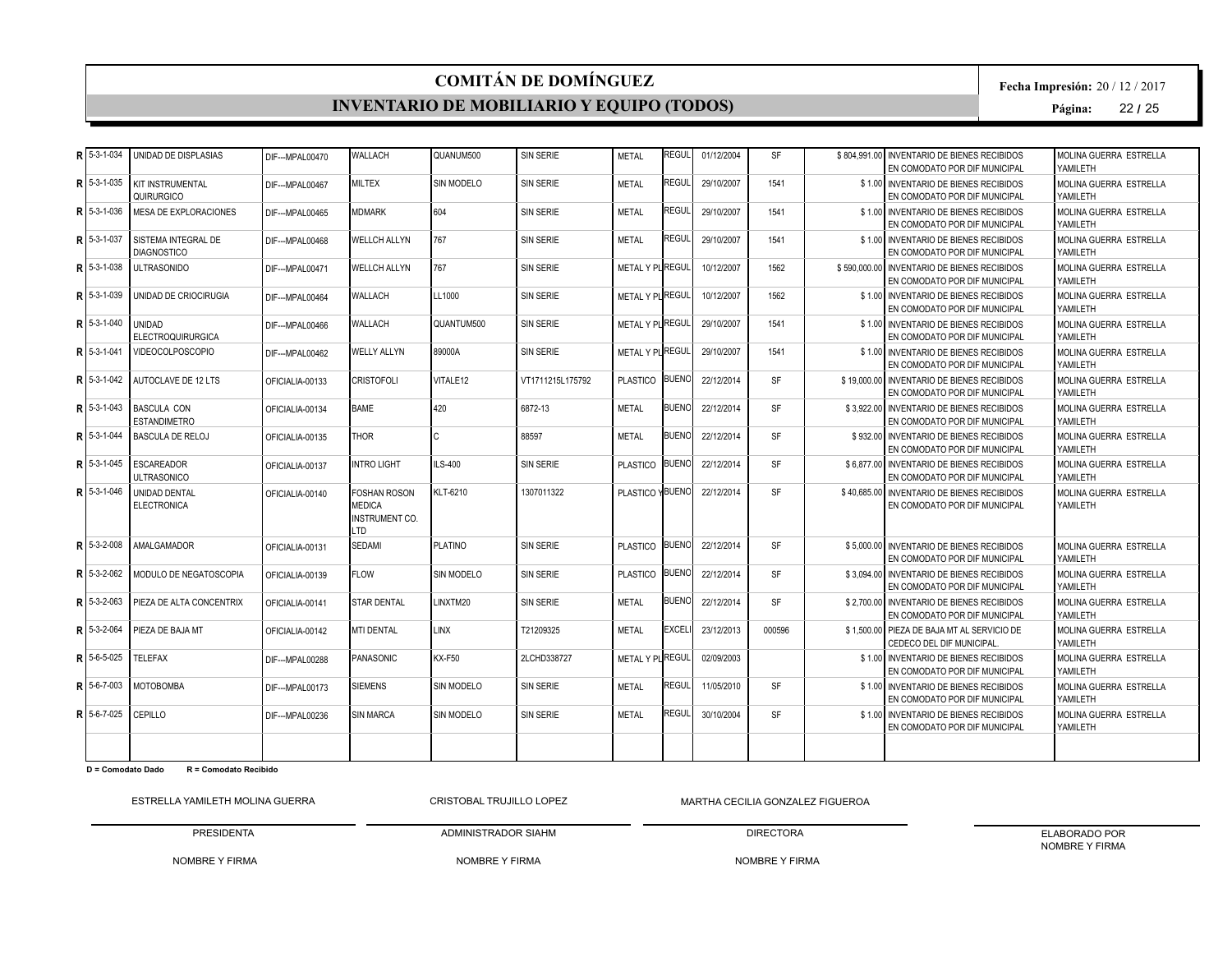# COMITÁN DE DOMÍNGUEZ

## INVENTARIO DE MOBILIARIO Y EQUIPO (TODOS)

**Fecha Impresión:** 20 / 12 / 2017

| | | | | | | | | | | | | | |
|---|---|---|---|---|---|---|---|---|---|---|---|---|---|
| R | 5-3-1-034 | UNIDAD DE DISPLASIAS | DIF---MPAL00470 | WALLACH | QUANUM500 | SIN SERIE | METAL | REGUL | 01/12/2004 | SF | $ 804,991.00 | INVENTARIO DE BIENES RECIBIDOS EN COMODATO POR DIF MUNICIPAL | MOLINA GUERRA ESTRELLA YAMILETH |
| R | 5-3-1-035 | KIT INSTRUMENTAL QUIRURGICO | DIF---MPAL00467 | MILTEX | SIN MODELO | SIN SERIE | METAL | REGUL | 29/10/2007 | 1541 | $ 1.00 | INVENTARIO DE BIENES RECIBIDOS EN COMODATO POR DIF MUNICIPAL | MOLINA GUERRA ESTRELLA YAMILETH |
| R | 5-3-1-036 | MESA DE EXPLORACIONES | DIF---MPAL00465 | MDMARK | 604 | SIN SERIE | METAL | REGUL | 29/10/2007 | 1541 | $ 1.00 | INVENTARIO DE BIENES RECIBIDOS EN COMODATO POR DIF MUNICIPAL | MOLINA GUERRA ESTRELLA YAMILETH |
| R | 5-3-1-037 | SISTEMA INTEGRAL DE DIAGNOSTICO | DIF---MPAL00468 | WELLCH ALLYN | 767 | SIN SERIE | METAL | REGUL | 29/10/2007 | 1541 | $ 1.00 | INVENTARIO DE BIENES RECIBIDOS EN COMODATO POR DIF MUNICIPAL | MOLINA GUERRA ESTRELLA YAMILETH |
| R | 5-3-1-038 | ULTRASONIDO | DIF---MPAL00471 | WELLCH ALLYN | 767 | SIN SERIE | METAL Y PL | REGUL | 10/12/2007 | 1562 | $ 590,000.00 | INVENTARIO DE BIENES RECIBIDOS EN COMODATO POR DIF MUNICIPAL | MOLINA GUERRA ESTRELLA YAMILETH |
| R | 5-3-1-039 | UNIDAD DE CRIOCIRUGIA | DIF---MPAL00464 | WALLACH | LL1000 | SIN SERIE | METAL Y PL | REGUL | 10/12/2007 | 1562 | $ 1.00 | INVENTARIO DE BIENES RECIBIDOS EN COMODATO POR DIF MUNICIPAL | MOLINA GUERRA ESTRELLA YAMILETH |
| R | 5-3-1-040 | UNIDAD ELECTROQUIRURGICA | DIF---MPAL00466 | WALLACH | QUANTUM500 | SIN SERIE | METAL Y PL | REGUL | 29/10/2007 | 1541 | $ 1.00 | INVENTARIO DE BIENES RECIBIDOS EN COMODATO POR DIF MUNICIPAL | MOLINA GUERRA ESTRELLA YAMILETH |
| R | 5-3-1-041 | VIDEOCOLPOSCOPIO | DIF---MPAL00462 | WELLY ALLYN | 89000A | SIN SERIE | METAL Y PL | REGUL | 29/10/2007 | 1541 | $ 1.00 | INVENTARIO DE BIENES RECIBIDOS EN COMODATO POR DIF MUNICIPAL | MOLINA GUERRA ESTRELLA YAMILETH |
| R | 5-3-1-042 | AUTOCLAVE DE 12 LTS | OFICIALIA-00133 | CRISTOFOLI | VITALE12 | VT1711215L175792 | PLASTICO | BUENO | 22/12/2014 | SF | $ 19,000.00 | INVENTARIO DE BIENES RECIBIDOS EN COMODATO POR DIF MUNICIPAL | MOLINA GUERRA ESTRELLA YAMILETH |
| R | 5-3-1-043 | BASCULA CON ESTANDIMETRO | OFICIALIA-00134 | BAME | 420 | 6872-13 | METAL | BUENO | 22/12/2014 | SF | $ 3,922.00 | INVENTARIO DE BIENES RECIBIDOS EN COMODATO POR DIF MUNICIPAL | MOLINA GUERRA ESTRELLA YAMILETH |
| R | 5-3-1-044 | BASCULA DE RELOJ | OFICIALIA-00135 | THOR | C | 88597 | METAL | BUENO | 22/12/2014 | SF | $ 932.00 | INVENTARIO DE BIENES RECIBIDOS EN COMODATO POR DIF MUNICIPAL | MOLINA GUERRA ESTRELLA YAMILETH |
| R | 5-3-1-045 | ESCAREADOR ULTRASONICO | OFICIALIA-00137 | INTRO LIGHT | ILS-400 | SIN SERIE | PLASTICO | BUENO | 22/12/2014 | SF | $ 6,877.00 | INVENTARIO DE BIENES RECIBIDOS EN COMODATO POR DIF MUNICIPAL | MOLINA GUERRA ESTRELLA YAMILETH |
| R | 5-3-1-046 | UNIDAD DENTAL ELECTRONICA | OFICIALIA-00140 | FOSHAN ROSON MEDICA INSTRUMENT CO. LTD | KLT-6210 | 1307011322 | PLASTICO Y | BUENO | 22/12/2014 | SF | $ 40,685.00 | INVENTARIO DE BIENES RECIBIDOS EN COMODATO POR DIF MUNICIPAL | MOLINA GUERRA ESTRELLA YAMILETH |
| R | 5-3-2-008 | AMALGAMADOR | OFICIALIA-00131 | SEDAMI | PLATINO | SIN SERIE | PLASTICO | BUENO | 22/12/2014 | SF | $ 5,000.00 | INVENTARIO DE BIENES RECIBIDOS EN COMODATO POR DIF MUNICIPAL | MOLINA GUERRA ESTRELLA YAMILETH |
| R | 5-3-2-062 | MODULO DE NEGATOSCOPIA | OFICIALIA-00139 | FLOW | SIN MODELO | SIN SERIE | PLASTICO | BUENO | 22/12/2014 | SF | $ 3,094.00 | INVENTARIO DE BIENES RECIBIDOS EN COMODATO POR DIF MUNICIPAL | MOLINA GUERRA ESTRELLA YAMILETH |
| R | 5-3-2-063 | PIEZA DE ALTA CONCENTRIX | OFICIALIA-00141 | STAR DENTAL | LINXTM20 | SIN SERIE | METAL | BUENO | 22/12/2014 | SF | $ 2,700.00 | INVENTARIO DE BIENES RECIBIDOS EN COMODATO POR DIF MUNICIPAL | MOLINA GUERRA ESTRELLA YAMILETH |
| R | 5-3-2-064 | PIEZA DE BAJA MT | OFICIALIA-00142 | MTI DENTAL | LINX | T21209325 | METAL | EXCELI | 23/12/2013 | 000596 | $ 1,500.00 | PIEZA DE BAJA MT AL SERVICIO DE CEDECO DEL DIF MUNICIPAL. | MOLINA GUERRA ESTRELLA YAMILETH |
| R | 5-6-5-025 | TELEFAX | DIF---MPAL00288 | PANASONIC | KX-F50 | 2LCHD338727 | METAL Y PL | REGUL | 02/09/2003 | | $ 1.00 | INVENTARIO DE BIENES RECIBIDOS EN COMODATO POR DIF MUNICIPAL | MOLINA GUERRA ESTRELLA YAMILETH |
| R | 5-6-7-003 | MOTOBOMBA | DIF---MPAL00173 | SIEMENS | SIN MODELO | SIN SERIE | METAL | REGUL | 11/05/2010 | SF | $ 1.00 | INVENTARIO DE BIENES RECIBIDOS EN COMODATO POR DIF MUNICIPAL | MOLINA GUERRA ESTRELLA YAMILETH |
| R | 5-6-7-025 | CEPILLO | DIF---MPAL00236 | SIN MARCA | SIN MODELO | SIN SERIE | METAL | REGUL | 30/10/2004 | SF | $ 1.00 | INVENTARIO DE BIENES RECIBIDOS EN COMODATO POR DIF MUNICIPAL | MOLINA GUERRA ESTRELLA YAMILETH |

**D = Comodato Dado** **R = Comodato Recibido**

| ESTRELLA YAMILETH MOLINA GUERRA | CRISTOBAL TRUJILLO LOPEZ | MARTHA CECILIA GONZALEZ FIGUEROA | |
|---|---|---|---|
| PRESIDENTA | ADMINISTRADOR SIAHM | DIRECTORA | ELABORADO POR NOMBRE Y FIRMA |
| NOMBRE Y FIRMA | NOMBRE Y FIRMA | NOMBRE Y FIRMA | |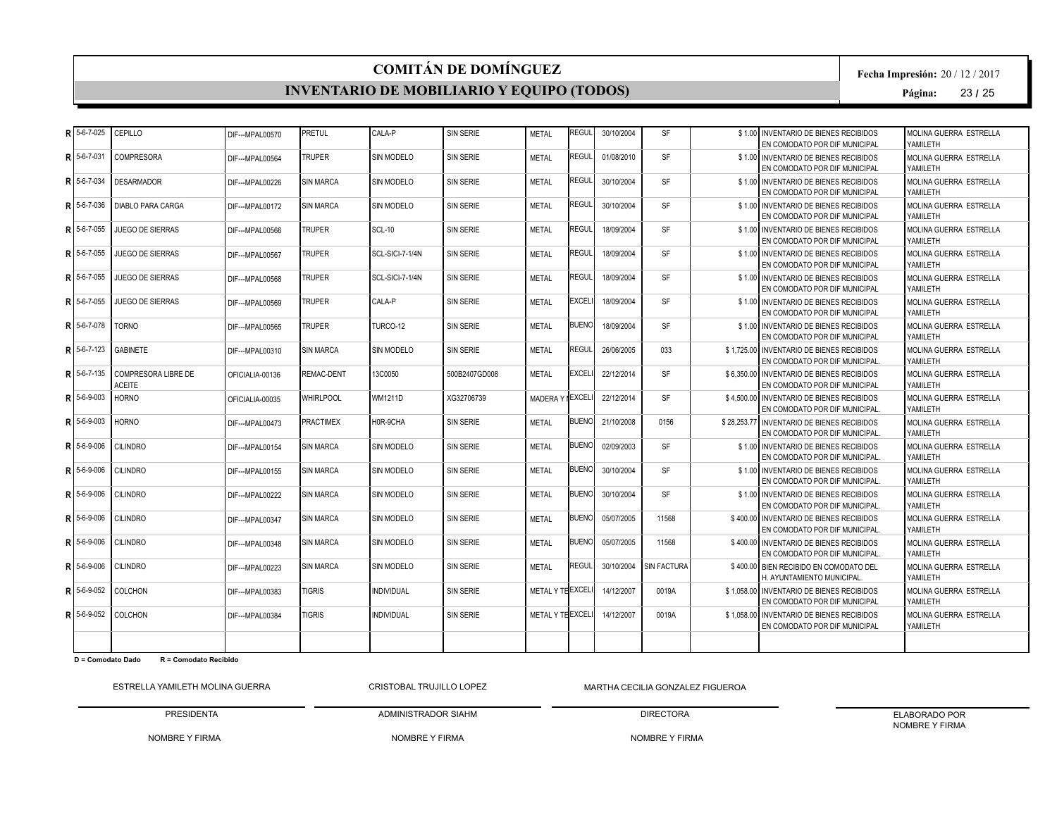# COMITÁN DE DOMÍNGUEZ

## INVENTARIO DE MOBILIARIO Y EQUIPO (TODOS)

**Fecha Impresión:** 20 / 12 / 2017

| | | | | | | | | | | | | | |
|---|---|---|---|---|---|---|---|---|---|---|---|---|---|
| **R** | 5-6-7-025 | CEPILLO | DIF---MPAL00570 | PRETUL | CALA-P | SIN SERIE | METAL | REGUL | 30/10/2004 | SF | $ 1.00 | INVENTARIO DE BIENES RECIBIDOS EN COMODATO POR DIF MUNICIPAL | MOLINA GUERRA ESTRELLA YAMILETH |
| **R** | 5-6-7-031 | COMPRESORA | DIF---MPAL00564 | TRUPER | SIN MODELO | SIN SERIE | METAL | REGUL | 01/08/2010 | SF | $ 1.00 | INVENTARIO DE BIENES RECIBIDOS EN COMODATO POR DIF MUNICIPAL | MOLINA GUERRA ESTRELLA YAMILETH |
| **R** | 5-6-7-034 | DESARMADOR | DIF---MPAL00226 | SIN MARCA | SIN MODELO | SIN SERIE | METAL | REGUL | 30/10/2004 | SF | $ 1.00 | INVENTARIO DE BIENES RECIBIDOS EN COMODATO POR DIF MUNICIPAL | MOLINA GUERRA ESTRELLA YAMILETH |
| **R** | 5-6-7-036 | DIABLO PARA CARGA | DIF---MPAL00172 | SIN MARCA | SIN MODELO | SIN SERIE | METAL | REGUL | 30/10/2004 | SF | $ 1.00 | INVENTARIO DE BIENES RECIBIDOS EN COMODATO POR DIF MUNICIPAL | MOLINA GUERRA ESTRELLA YAMILETH |
| **R** | 5-6-7-055 | JUEGO DE SIERRAS | DIF---MPAL00566 | TRUPER | SCL-10 | SIN SERIE | METAL | REGUL | 18/09/2004 | SF | $ 1.00 | INVENTARIO DE BIENES RECIBIDOS EN COMODATO POR DIF MUNICIPAL | MOLINA GUERRA ESTRELLA YAMILETH |
| **R** | 5-6-7-055 | JUEGO DE SIERRAS | DIF---MPAL00567 | TRUPER | SCL-SICI-7-1/4N | SIN SERIE | METAL | REGUL | 18/09/2004 | SF | $ 1.00 | INVENTARIO DE BIENES RECIBIDOS EN COMODATO POR DIF MUNICIPAL | MOLINA GUERRA ESTRELLA YAMILETH |
| **R** | 5-6-7-055 | JUEGO DE SIERRAS | DIF---MPAL00568 | TRUPER | SCL-SICI-7-1/4N | SIN SERIE | METAL | REGUL | 18/09/2004 | SF | $ 1.00 | INVENTARIO DE BIENES RECIBIDOS EN COMODATO POR DIF MUNICIPAL | MOLINA GUERRA ESTRELLA YAMILETH |
| **R** | 5-6-7-055 | JUEGO DE SIERRAS | DIF---MPAL00569 | TRUPER | CALA-P | SIN SERIE | METAL | EXCELI | 18/09/2004 | SF | $ 1.00 | INVENTARIO DE BIENES RECIBIDOS EN COMODATO POR DIF MUNICIPAL | MOLINA GUERRA ESTRELLA YAMILETH |
| **R** | 5-6-7-078 | TORNO | DIF---MPAL00565 | TRUPER | TURCO-12 | SIN SERIE | METAL | BUENO | 18/09/2004 | SF | $ 1.00 | INVENTARIO DE BIENES RECIBIDOS EN COMODATO POR DIF MUNICIPAL | MOLINA GUERRA ESTRELLA YAMILETH |
| **R** | 5-6-7-123 | GABINETE | DIF---MPAL00310 | SIN MARCA | SIN MODELO | SIN SERIE | METAL | REGUL | 26/06/2005 | 033 | $ 1,725.00 | INVENTARIO DE BIENES RECIBIDOS EN COMODATO POR DIF MUNICIPAL. | MOLINA GUERRA ESTRELLA YAMILETH |
| **R** | 5-6-7-135 | COMPRESORA LIBRE DE ACEITE | OFICIALIA-00136 | REMAC-DENT | 13C0050 | 500B2407GD008 | METAL | EXCELI | 22/12/2014 | SF | $ 6,350.00 | INVENTARIO DE BIENES RECIBIDOS EN COMODATO POR DIF MUNICIPAL | MOLINA GUERRA ESTRELLA YAMILETH |
| **R** | 5-6-9-003 | HORNO | OFICIALIA-00035 | WHIRLPOOL | WM1211D | XG32706739 | MADERA Y M | EXCELI | 22/12/2014 | SF | $ 4,500.00 | INVENTARIO DE BIENES RECIBIDOS EN COMODATO POR DIF MUNICIPAL. | MOLINA GUERRA ESTRELLA YAMILETH |
| **R** | 5-6-9-003 | HORNO | DIF---MPAL00473 | PRACTIMEX | H0R-9CHA | SIN SERIE | METAL | BUENO | 21/10/2008 | 0156 | $ 28,253.77 | INVENTARIO DE BIENES RECIBIDOS EN COMODATO POR DIF MUNICIPAL. | MOLINA GUERRA ESTRELLA YAMILETH |
| **R** | 5-6-9-006 | CILINDRO | DIF---MPAL00154 | SIN MARCA | SIN MODELO | SIN SERIE | METAL | BUENO | 02/09/2003 | SF | $ 1.00 | INVENTARIO DE BIENES RECIBIDOS EN COMODATO POR DIF MUNICIPAL. | MOLINA GUERRA ESTRELLA YAMILETH |
| **R** | 5-6-9-006 | CILINDRO | DIF---MPAL00155 | SIN MARCA | SIN MODELO | SIN SERIE | METAL | BUENO | 30/10/2004 | SF | $ 1.00 | INVENTARIO DE BIENES RECIBIDOS EN COMODATO POR DIF MUNICIPAL. | MOLINA GUERRA ESTRELLA YAMILETH |
| **R** | 5-6-9-006 | CILINDRO | DIF---MPAL00222 | SIN MARCA | SIN MODELO | SIN SERIE | METAL | BUENO | 30/10/2004 | SF | $ 1.00 | INVENTARIO DE BIENES RECIBIDOS EN COMODATO POR DIF MUNICIPAL. | MOLINA GUERRA ESTRELLA YAMILETH |
| **R** | 5-6-9-006 | CILINDRO | DIF---MPAL00347 | SIN MARCA | SIN MODELO | SIN SERIE | METAL | BUENO | 05/07/2005 | 11568 | $ 400.00 | INVENTARIO DE BIENES RECIBIDOS EN COMODATO POR DIF MUNICIPAL. | MOLINA GUERRA ESTRELLA YAMILETH |
| **R** | 5-6-9-006 | CILINDRO | DIF---MPAL00348 | SIN MARCA | SIN MODELO | SIN SERIE | METAL | BUENO | 05/07/2005 | 11568 | $ 400.00 | INVENTARIO DE BIENES RECIBIDOS EN COMODATO POR DIF MUNICIPAL. | MOLINA GUERRA ESTRELLA YAMILETH |
| **R** | 5-6-9-006 | CILINDRO | DIF---MPAL00223 | SIN MARCA | SIN MODELO | SIN SERIE | METAL | REGUL | 30/10/2004 | SIN FACTURA | $ 400.00 | BIEN RECIBIDO EN COMODATO DEL H. AYUNTAMIENTO MUNICIPAL. | MOLINA GUERRA ESTRELLA YAMILETH |
| **R** | 5-6-9-052 | COLCHON | DIF---MPAL00383 | TIGRIS | INDIVIDUAL | SIN SERIE | METAL Y TE | EXCELI | 14/12/2007 | 0019A | $ 1,058.00 | INVENTARIO DE BIENES RECIBIDOS EN COMODATO POR DIF MUNICIPAL | MOLINA GUERRA ESTRELLA YAMILETH |
| **R** | 5-6-9-052 | COLCHON | DIF---MPAL00384 | TIGRIS | INDIVIDUAL | SIN SERIE | METAL Y TE | EXCELI | 14/12/2007 | 0019A | $ 1,058.00 | INVENTARIO DE BIENES RECIBIDOS EN COMODATO POR DIF MUNICIPAL | MOLINA GUERRA ESTRELLA YAMILETH |

**D = Comodato Dado** **R = Comodato Recibido**

| ESTRELLA YAMILETH MOLINA GUERRA | CRISTOBAL TRUJILLO LOPEZ | MARTHA CECILIA GONZALEZ FIGUEROA | |
|---|---|---|---|
| PRESIDENTA | ADMINISTRADOR SIAHM | DIRECTORA | ELABORADO POR |
| NOMBRE Y FIRMA | NOMBRE Y FIRMA | NOMBRE Y FIRMA | NOMBRE Y FIRMA |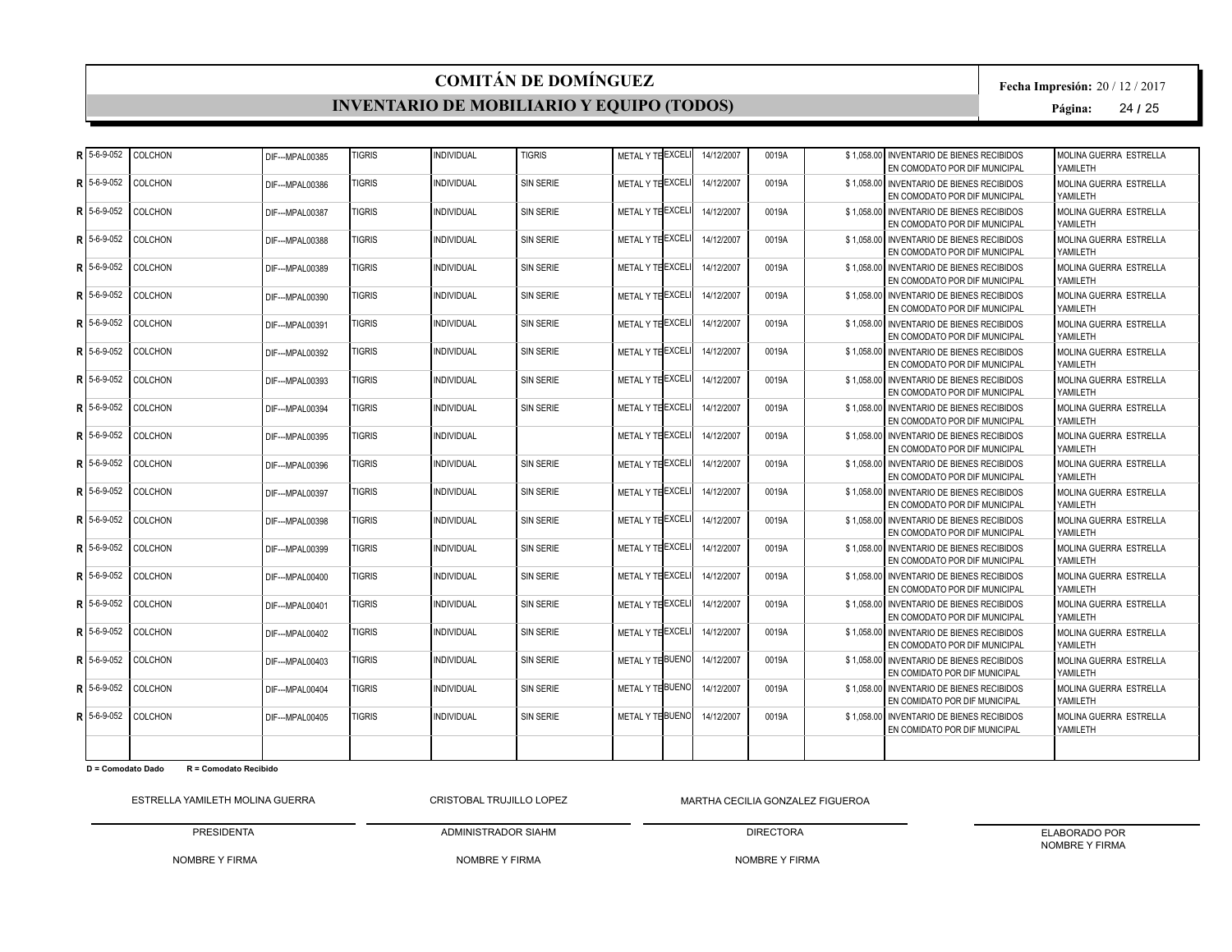# COMITÁN DE DOMÍNGUEZ

## INVENTARIO DE MOBILIARIO Y EQUIPO (TODOS)

**Fecha Impresión:** 20 / 12 / 2017

| | | | | | | | | | | | | | |
|---|---|---|---|---|---|---|---|---|---|---|---|---|---|
| R | 5-6-9-052 | COLCHON | DIF---MPAL00385 | TIGRIS | INDIVIDUAL | TIGRIS | METAL Y TE | EXCELI | 14/12/2007 | 0019A | $ 1,058.00 | INVENTARIO DE BIENES RECIBIDOS EN COMODATO POR DIF MUNICIPAL | MOLINA GUERRA ESTRELLA YAMILETH |
| R | 5-6-9-052 | COLCHON | DIF---MPAL00386 | TIGRIS | INDIVIDUAL | SIN SERIE | METAL Y TE | EXCELI | 14/12/2007 | 0019A | $ 1,058.00 | INVENTARIO DE BIENES RECIBIDOS EN COMODATO POR DIF MUNICIPAL | MOLINA GUERRA ESTRELLA YAMILETH |
| R | 5-6-9-052 | COLCHON | DIF---MPAL00387 | TIGRIS | INDIVIDUAL | SIN SERIE | METAL Y TE | EXCELI | 14/12/2007 | 0019A | $ 1,058.00 | INVENTARIO DE BIENES RECIBIDOS EN COMODATO POR DIF MUNICIPAL | MOLINA GUERRA ESTRELLA YAMILETH |
| R | 5-6-9-052 | COLCHON | DIF---MPAL00388 | TIGRIS | INDIVIDUAL | SIN SERIE | METAL Y TE | EXCELI | 14/12/2007 | 0019A | $ 1,058.00 | INVENTARIO DE BIENES RECIBIDOS EN COMODATO POR DIF MUNICIPAL | MOLINA GUERRA ESTRELLA YAMILETH |
| R | 5-6-9-052 | COLCHON | DIF---MPAL00389 | TIGRIS | INDIVIDUAL | SIN SERIE | METAL Y TE | EXCELI | 14/12/2007 | 0019A | $ 1,058.00 | INVENTARIO DE BIENES RECIBIDOS EN COMODATO POR DIF MUNICIPAL | MOLINA GUERRA ESTRELLA YAMILETH |
| R | 5-6-9-052 | COLCHON | DIF---MPAL00390 | TIGRIS | INDIVIDUAL | SIN SERIE | METAL Y TE | EXCELI | 14/12/2007 | 0019A | $ 1,058.00 | INVENTARIO DE BIENES RECIBIDOS EN COMODATO POR DIF MUNICIPAL | MOLINA GUERRA ESTRELLA YAMILETH |
| R | 5-6-9-052 | COLCHON | DIF---MPAL00391 | TIGRIS | INDIVIDUAL | SIN SERIE | METAL Y TE | EXCELI | 14/12/2007 | 0019A | $ 1,058.00 | INVENTARIO DE BIENES RECIBIDOS EN COMODATO POR DIF MUNICIPAL | MOLINA GUERRA ESTRELLA YAMILETH |
| R | 5-6-9-052 | COLCHON | DIF---MPAL00392 | TIGRIS | INDIVIDUAL | SIN SERIE | METAL Y TE | EXCELI | 14/12/2007 | 0019A | $ 1,058.00 | INVENTARIO DE BIENES RECIBIDOS EN COMODATO POR DIF MUNICIPAL | MOLINA GUERRA ESTRELLA YAMILETH |
| R | 5-6-9-052 | COLCHON | DIF---MPAL00393 | TIGRIS | INDIVIDUAL | SIN SERIE | METAL Y TE | EXCELI | 14/12/2007 | 0019A | $ 1,058.00 | INVENTARIO DE BIENES RECIBIDOS EN COMODATO POR DIF MUNICIPAL | MOLINA GUERRA ESTRELLA YAMILETH |
| R | 5-6-9-052 | COLCHON | DIF---MPAL00394 | TIGRIS | INDIVIDUAL | SIN SERIE | METAL Y TE | EXCELI | 14/12/2007 | 0019A | $ 1,058.00 | INVENTARIO DE BIENES RECIBIDOS EN COMODATO POR DIF MUNICIPAL | MOLINA GUERRA ESTRELLA YAMILETH |
| R | 5-6-9-052 | COLCHON | DIF---MPAL00395 | TIGRIS | INDIVIDUAL | | METAL Y TE | EXCELI | 14/12/2007 | 0019A | $ 1,058.00 | INVENTARIO DE BIENES RECIBIDOS EN COMODATO POR DIF MUNICIPAL | MOLINA GUERRA ESTRELLA YAMILETH |
| R | 5-6-9-052 | COLCHON | DIF---MPAL00396 | TIGRIS | INDIVIDUAL | SIN SERIE | METAL Y TE | EXCELI | 14/12/2007 | 0019A | $ 1,058.00 | INVENTARIO DE BIENES RECIBIDOS EN COMODATO POR DIF MUNICIPAL | MOLINA GUERRA ESTRELLA YAMILETH |
| R | 5-6-9-052 | COLCHON | DIF---MPAL00397 | TIGRIS | INDIVIDUAL | SIN SERIE | METAL Y TE | EXCELI | 14/12/2007 | 0019A | $ 1,058.00 | INVENTARIO DE BIENES RECIBIDOS EN COMODATO POR DIF MUNICIPAL | MOLINA GUERRA ESTRELLA YAMILETH |
| R | 5-6-9-052 | COLCHON | DIF---MPAL00398 | TIGRIS | INDIVIDUAL | SIN SERIE | METAL Y TE | EXCELI | 14/12/2007 | 0019A | $ 1,058.00 | INVENTARIO DE BIENES RECIBIDOS EN COMODATO POR DIF MUNICIPAL | MOLINA GUERRA ESTRELLA YAMILETH |
| R | 5-6-9-052 | COLCHON | DIF---MPAL00399 | TIGRIS | INDIVIDUAL | SIN SERIE | METAL Y TE | EXCELI | 14/12/2007 | 0019A | $ 1,058.00 | INVENTARIO DE BIENES RECIBIDOS EN COMODATO POR DIF MUNICIPAL | MOLINA GUERRA ESTRELLA YAMILETH |
| R | 5-6-9-052 | COLCHON | DIF---MPAL00400 | TIGRIS | INDIVIDUAL | SIN SERIE | METAL Y TE | EXCELI | 14/12/2007 | 0019A | $ 1,058.00 | INVENTARIO DE BIENES RECIBIDOS EN COMODATO POR DIF MUNICIPAL | MOLINA GUERRA ESTRELLA YAMILETH |
| R | 5-6-9-052 | COLCHON | DIF---MPAL00401 | TIGRIS | INDIVIDUAL | SIN SERIE | METAL Y TE | EXCELI | 14/12/2007 | 0019A | $ 1,058.00 | INVENTARIO DE BIENES RECIBIDOS EN COMODATO POR DIF MUNICIPAL | MOLINA GUERRA ESTRELLA YAMILETH |
| R | 5-6-9-052 | COLCHON | DIF---MPAL00402 | TIGRIS | INDIVIDUAL | SIN SERIE | METAL Y TE | EXCELI | 14/12/2007 | 0019A | $ 1,058.00 | INVENTARIO DE BIENES RECIBIDOS EN COMODATO POR DIF MUNICIPAL | MOLINA GUERRA ESTRELLA YAMILETH |
| R | 5-6-9-052 | COLCHON | DIF---MPAL00403 | TIGRIS | INDIVIDUAL | SIN SERIE | METAL Y TE | BUENO | 14/12/2007 | 0019A | $ 1,058.00 | INVENTARIO DE BIENES RECIBIDOS EN COMIDATO POR DIF MUNICIPAL | MOLINA GUERRA ESTRELLA YAMILETH |
| R | 5-6-9-052 | COLCHON | DIF---MPAL00404 | TIGRIS | INDIVIDUAL | SIN SERIE | METAL Y TE | BUENO | 14/12/2007 | 0019A | $ 1,058.00 | INVENTARIO DE BIENES RECIBIDOS EN COMIDATO POR DIF MUNICIPAL | MOLINA GUERRA ESTRELLA YAMILETH |
| R | 5-6-9-052 | COLCHON | DIF---MPAL00405 | TIGRIS | INDIVIDUAL | SIN SERIE | METAL Y TE | BUENO | 14/12/2007 | 0019A | $ 1,058.00 | INVENTARIO DE BIENES RECIBIDOS EN COMIDATO POR DIF MUNICIPAL | MOLINA GUERRA ESTRELLA YAMILETH |

**D = Comodato Dado** **R = Comodato Recibido**

| ESTRELLA YAMILETH MOLINA GUERRA | CRISTOBAL TRUJILLO LOPEZ | MARTHA CECILIA GONZALEZ FIGUEROA | |
|---|---|---|---|
| PRESIDENTA | ADMINISTRADOR SIAHM | DIRECTORA | ELABORADO POR NOMBRE Y FIRMA |
| NOMBRE Y FIRMA | NOMBRE Y FIRMA | NOMBRE Y FIRMA | |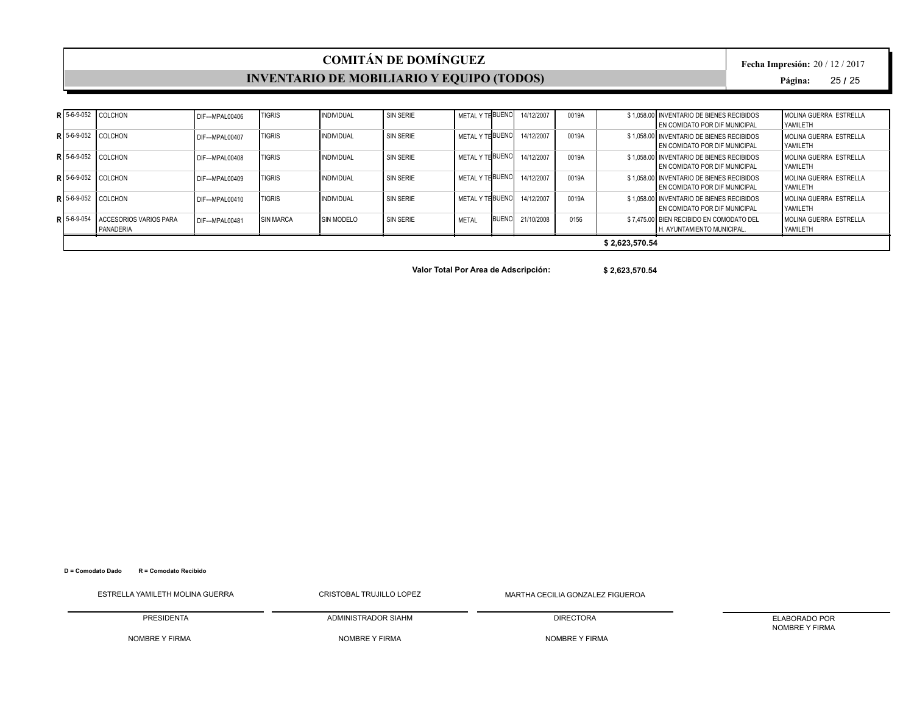# COMITÁN DE DOMÍNGUEZ

## INVENTARIO DE MOBILIARIO Y EQUIPO (TODOS)

**Fecha Impresión:** 20 / 12 / 2017

| | | | | | | | | | | | | | |
|---|---|---|---|---|---|---|---|---|---|---|---|---|---|
| R | 5-6-9-052 | COLCHON | DIF---MPAL00406 | TIGRIS | INDIVIDUAL | SIN SERIE | METAL Y TE | BUENO | 14/12/2007 | 0019A | $ 1,058.00 | INVENTARIO DE BIENES RECIBIDOS EN COMIDATO POR DIF MUNICIPAL | MOLINA GUERRA ESTRELLA YAMILETH |
| R | 5-6-9-052 | COLCHON | DIF---MPAL00407 | TIGRIS | INDIVIDUAL | SIN SERIE | METAL Y TE | BUENO | 14/12/2007 | 0019A | $ 1,058.00 | INVENTARIO DE BIENES RECIBIDOS EN COMIDATO POR DIF MUNICIPAL | MOLINA GUERRA ESTRELLA YAMILETH |
| R | 5-6-9-052 | COLCHON | DIF---MPAL00408 | TIGRIS | INDIVIDUAL | SIN SERIE | METAL Y TE | BUENO | 14/12/2007 | 0019A | $ 1,058.00 | INVENTARIO DE BIENES RECIBIDOS EN COMIDATO POR DIF MUNICIPAL | MOLINA GUERRA ESTRELLA YAMILETH |
| R | 5-6-9-052 | COLCHON | DIF---MPAL00409 | TIGRIS | INDIVIDUAL | SIN SERIE | METAL Y TE | BUENO | 14/12/2007 | 0019A | $ 1,058.00 | INVENTARIO DE BIENES RECIBIDOS EN COMIDATO POR DIF MUNICIPAL | MOLINA GUERRA ESTRELLA YAMILETH |
| R | 5-6-9-052 | COLCHON | DIF---MPAL00410 | TIGRIS | INDIVIDUAL | SIN SERIE | METAL Y TE | BUENO | 14/12/2007 | 0019A | $ 1,058.00 | INVENTARIO DE BIENES RECIBIDOS EN COMIDATO POR DIF MUNICIPAL | MOLINA GUERRA ESTRELLA YAMILETH |
| R | 5-6-9-054 | ACCESORIOS VARIOS PARA PANADERIA | DIF---MPAL00481 | SIN MARCA | SIN MODELO | SIN SERIE | METAL | BUENO | 21/10/2008 | 0156 | $ 7,475.00 | BIEN RECIBIDO EN COMODATO DEL H. AYUNTAMIENTO MUNICIPAL. | MOLINA GUERRA ESTRELLA YAMILETH |
| | | | | | | | | | | | **$ 2,623,570.54** | | |

**Valor Total Por Area de Adscripción:** **$ 2,623,570.54**

**D = Comodato Dado** **R = Comodato Recibido**

| ESTRELLA YAMILETH MOLINA GUERRA | CRISTOBAL TRUJILLO LOPEZ | MARTHA CECILIA GONZALEZ FIGUEROA | |
|---|---|---|---|
| PRESIDENTA | ADMINISTRADOR SIAHM | DIRECTORA | ELABORADO POR NOMBRE Y FIRMA |
| NOMBRE Y FIRMA | NOMBRE Y FIRMA | NOMBRE Y FIRMA | |